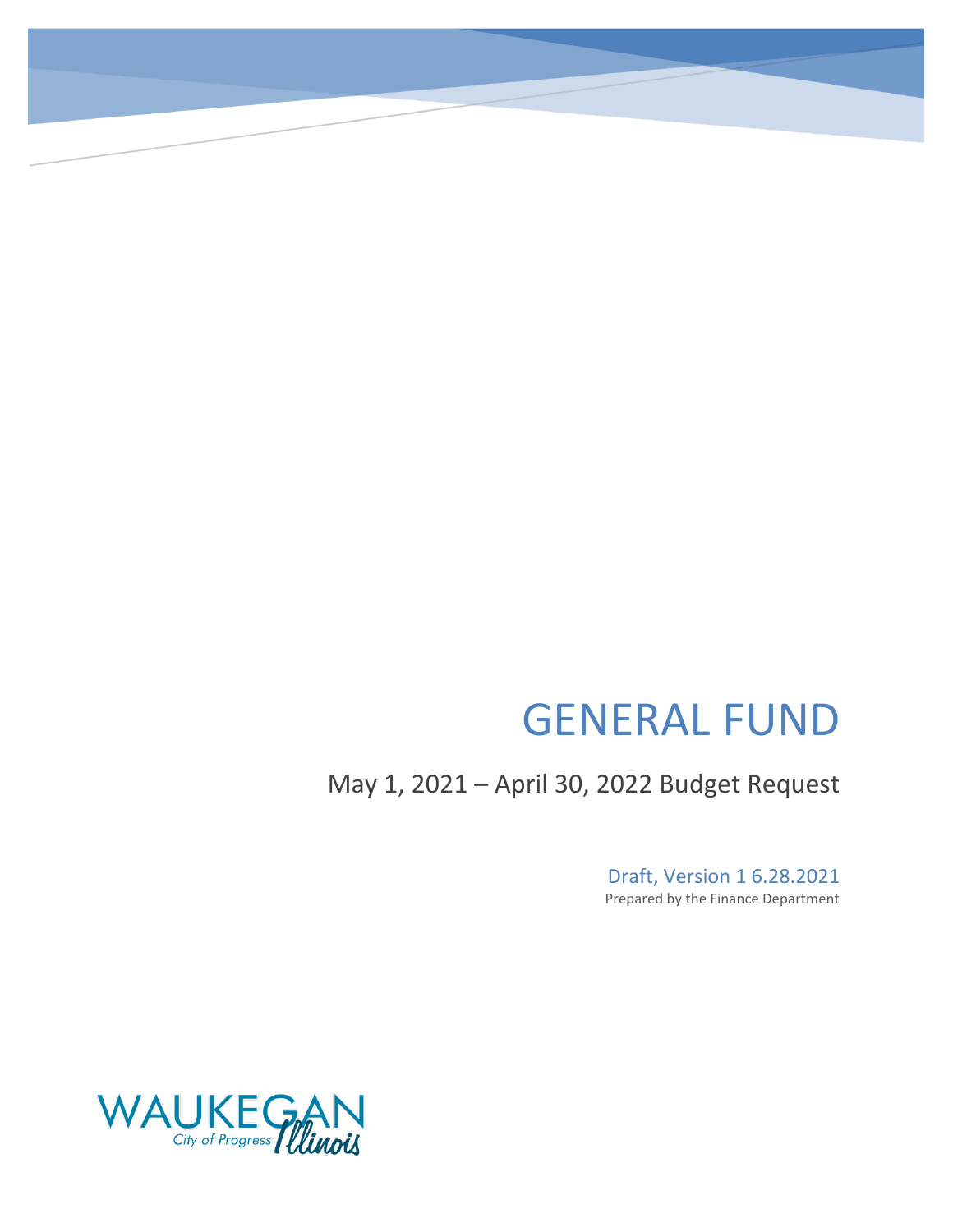# GENERAL FUND

May 1, 2021 – April 30, 2022 Budget Request

Draft, Version 1 6.28.2021

Prepared by the Finance Department

WAUKEGAN City of Progress Illinois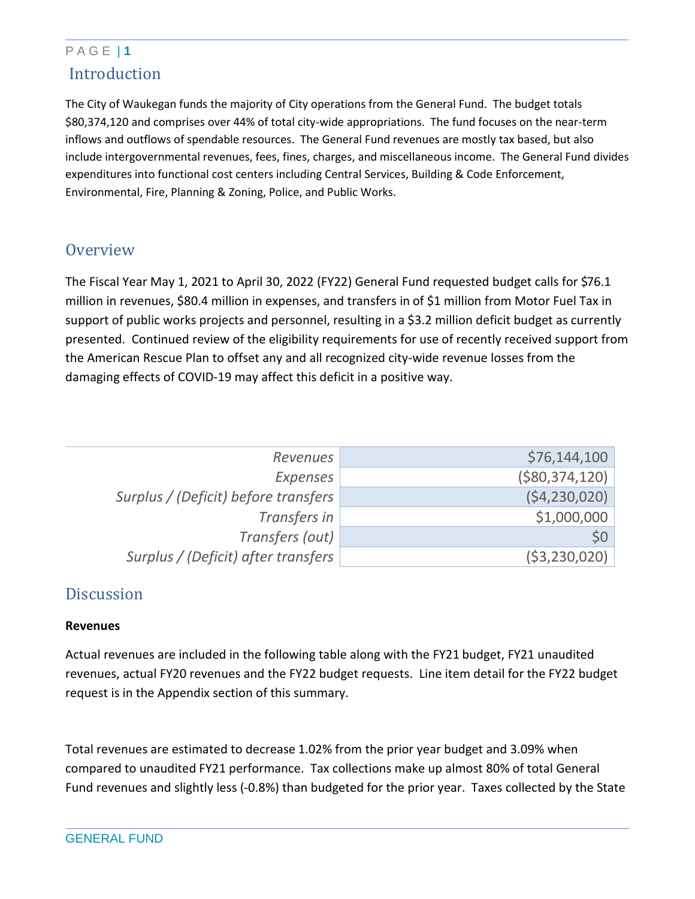## Introduction

The City of Waukegan funds the majority of City operations from the General Fund. The budget totals $80,374,120 and comprises over 44% of total city-wide appropriations. The fund focuses on the near-term inflows and outflows of spendable resources. The General Fund revenues are mostly tax based, but also include intergovernmental revenues, fees, fines, charges, and miscellaneous income. The General Fund divides expenditures into functional cost centers including Central Services, Building & Code Enforcement, Environmental, Fire, Planning & Zoning, Police, and Public Works.

## Overview

The Fiscal Year May 1, 2021 to April 30, 2022 (FY22) General Fund requested budget calls for $76.1 million in revenues, $80.4 million in expenses, and transfers in of $1 million from Motor Fuel Tax in support of public works projects and personnel, resulting in a $3.2 million deficit budget as currently presented. Continued review of the eligibility requirements for use of recently received support from the American Rescue Plan to offset any and all recognized city-wide revenue losses from the damaging effects of COVID-19 may affect this deficit in a positive way.

| | |
|---|---|
| *Revenues* | $76,144,100 |
| *Expenses* | ($80,374,120) |
| *Surplus / (Deficit) before transfers* | ($4,230,020) |
| *Transfers in* | $1,000,000 |
| *Transfers (out)* | $0 |
| *Surplus / (Deficit) after transfers* | ($3,230,020) |

## Discussion

**Revenues**

Actual revenues are included in the following table along with the FY21 budget, FY21 unaudited revenues, actual FY20 revenues and the FY22 budget requests. Line item detail for the FY22 budget request is in the Appendix section of this summary.

Total revenues are estimated to decrease 1.02% from the prior year budget and 3.09% when compared to unaudited FY21 performance. Tax collections make up almost 80% of total General Fund revenues and slightly less (-0.8%) than budgeted for the prior year. Taxes collected by the State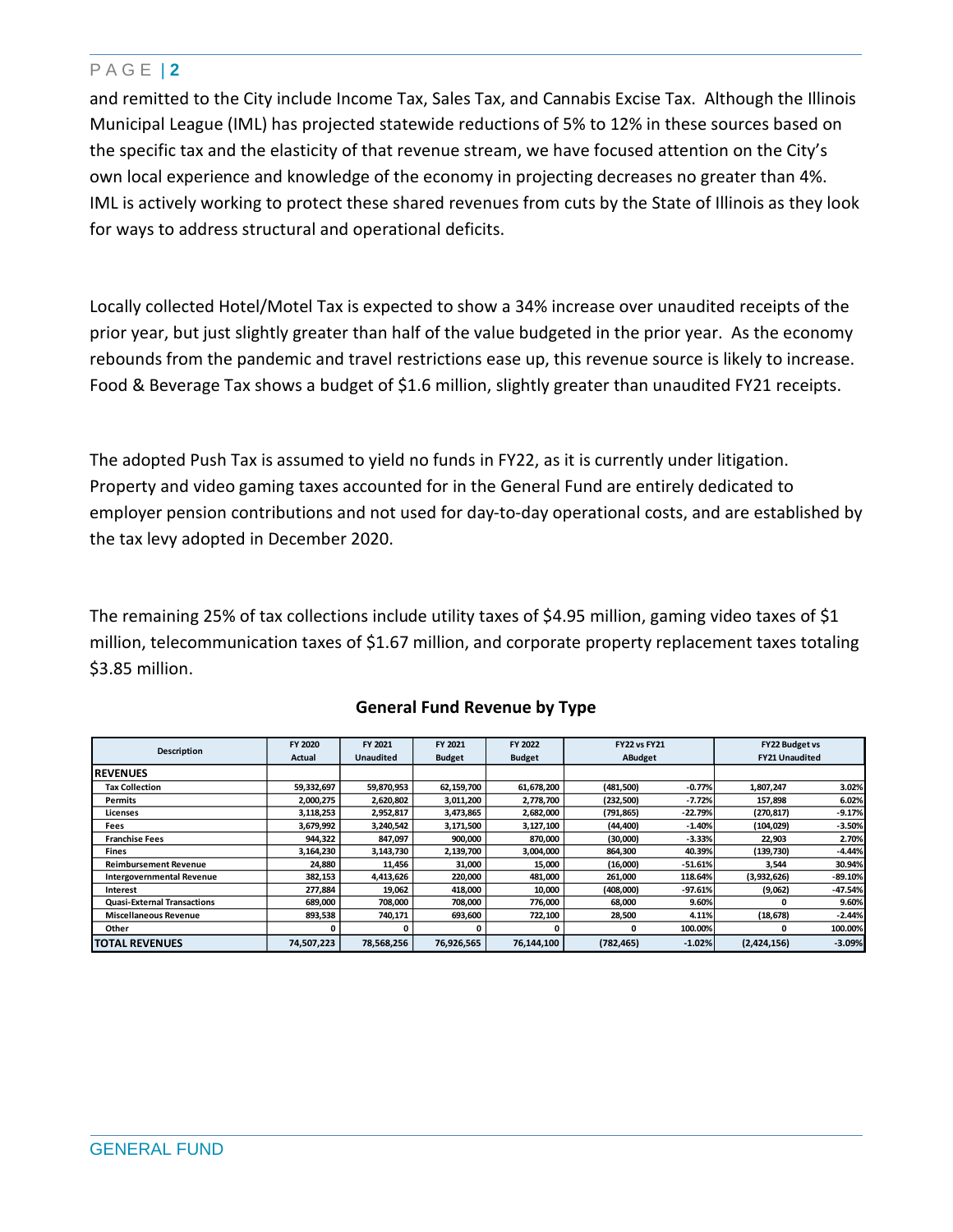and remitted to the City include Income Tax, Sales Tax, and Cannabis Excise Tax. Although the Illinois Municipal League (IML) has projected statewide reductions of 5% to 12% in these sources based on the specific tax and the elasticity of that revenue stream, we have focused attention on the City's own local experience and knowledge of the economy in projecting decreases no greater than 4%. IML is actively working to protect these shared revenues from cuts by the State of Illinois as they look for ways to address structural and operational deficits.

Locally collected Hotel/Motel Tax is expected to show a 34% increase over unaudited receipts of the prior year, but just slightly greater than half of the value budgeted in the prior year. As the economy rebounds from the pandemic and travel restrictions ease up, this revenue source is likely to increase. Food & Beverage Tax shows a budget of $1.6 million, slightly greater than unaudited FY21 receipts.

The adopted Push Tax is assumed to yield no funds in FY22, as it is currently under litigation. Property and video gaming taxes accounted for in the General Fund are entirely dedicated to employer pension contributions and not used for day-to-day operational costs, and are established by the tax levy adopted in December 2020.

The remaining 25% of tax collections include utility taxes of $4.95 million, gaming video taxes of $1 million, telecommunication taxes of $1.67 million, and corporate property replacement taxes totaling $3.85 million.

### General Fund Revenue by Type

| Description | FY 2020 Actual | FY 2021 Unaudited | FY 2021 Budget | FY 2022 Budget | FY22 vs FY21 ABudget | | FY22 Budget vs FY21 Unaudited | |
|---|---|---|---|---|---|---|---|---|
| **REVENUES** | | | | | | | | |
| Tax Collection | 59,332,697 | 59,870,953 | 62,159,700 | 61,678,200 | (481,500) | -0.77% | 1,807,247 | 3.02% |
| Permits | 2,000,275 | 2,620,802 | 3,011,200 | 2,778,700 | (232,500) | -7.72% | 157,898 | 6.02% |
| Licenses | 3,118,253 | 2,952,817 | 3,473,865 | 2,682,000 | (791,865) | -22.79% | (270,817) | -9.17% |
| Fees | 3,679,992 | 3,240,542 | 3,171,500 | 3,127,100 | (44,400) | -1.40% | (104,029) | -3.50% |
| Franchise Fees | 944,322 | 847,097 | 900,000 | 870,000 | (30,000) | -3.33% | 22,903 | 2.70% |
| Fines | 3,164,230 | 3,143,730 | 2,139,700 | 3,004,000 | 864,300 | 40.39% | (139,730) | -4.44% |
| Reimbursement Revenue | 24,880 | 11,456 | 31,000 | 15,000 | (16,000) | -51.61% | 3,544 | 30.94% |
| Intergovernmental Revenue | 382,153 | 4,413,626 | 220,000 | 481,000 | 261,000 | 118.64% | (3,932,626) | -89.10% |
| Interest | 277,884 | 19,062 | 418,000 | 10,000 | (408,000) | -97.61% | (9,062) | -47.54% |
| Quasi-External Transactions | 689,000 | 708,000 | 708,000 | 776,000 | 68,000 | 9.60% | 0 | 9.60% |
| Miscellaneous Revenue | 893,538 | 740,171 | 693,600 | 722,100 | 28,500 | 4.11% | (18,678) | -2.44% |
| Other | 0 | 0 | 0 | 0 | 0 | 100.00% | 0 | 100.00% |
| **TOTAL REVENUES** | 74,507,223 | 78,568,256 | 76,926,565 | 76,144,100 | (782,465) | -1.02% | (2,424,156) | -3.09% |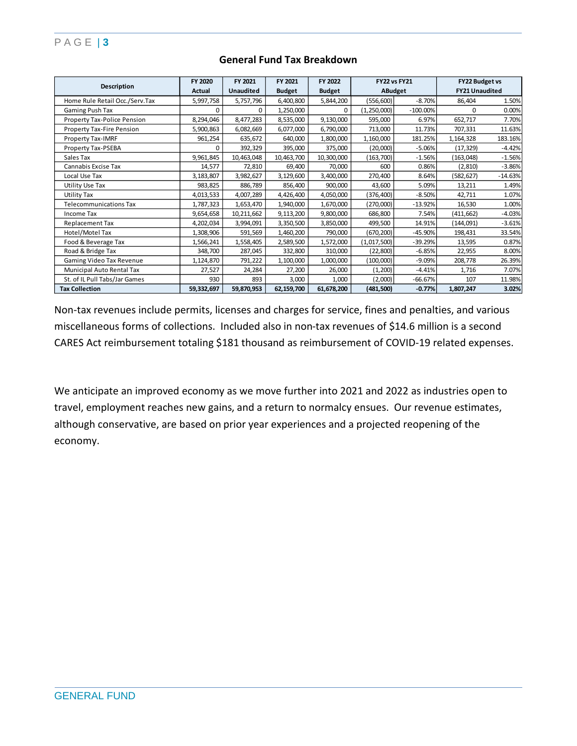## General Fund Tax Breakdown

| Description | FY 2020 Actual | FY 2021 Unaudited | FY 2021 Budget | FY 2022 Budget | FY22 vs FY21 ABudget | | FY22 Budget vs FY21 Unaudited | |
|---|---|---|---|---|---|---|---|---|
| Home Rule Retail Occ./Serv.Tax | 5,997,758 | 5,757,796 | 6,400,800 | 5,844,200 | (556,600) | -8.70% | 86,404 | 1.50% |
| Gaming Push Tax | 0 | 0 | 1,250,000 | 0 | (1,250,000) | -100.00% | 0 | 0.00% |
| Property Tax-Police Pension | 8,294,046 | 8,477,283 | 8,535,000 | 9,130,000 | 595,000 | 6.97% | 652,717 | 7.70% |
| Property Tax-Fire Pension | 5,900,863 | 6,082,669 | 6,077,000 | 6,790,000 | 713,000 | 11.73% | 707,331 | 11.63% |
| Property Tax-IMRF | 961,254 | 635,672 | 640,000 | 1,800,000 | 1,160,000 | 181.25% | 1,164,328 | 183.16% |
| Property Tax-PSEBA | 0 | 392,329 | 395,000 | 375,000 | (20,000) | -5.06% | (17,329) | -4.42% |
| Sales Tax | 9,961,845 | 10,463,048 | 10,463,700 | 10,300,000 | (163,700) | -1.56% | (163,048) | -1.56% |
| Cannabis Excise Tax | 14,577 | 72,810 | 69,400 | 70,000 | 600 | 0.86% | (2,810) | -3.86% |
| Local Use Tax | 3,183,807 | 3,982,627 | 3,129,600 | 3,400,000 | 270,400 | 8.64% | (582,627) | -14.63% |
| Utility Use Tax | 983,825 | 886,789 | 856,400 | 900,000 | 43,600 | 5.09% | 13,211 | 1.49% |
| Utility Tax | 4,013,533 | 4,007,289 | 4,426,400 | 4,050,000 | (376,400) | -8.50% | 42,711 | 1.07% |
| Telecommunications Tax | 1,787,323 | 1,653,470 | 1,940,000 | 1,670,000 | (270,000) | -13.92% | 16,530 | 1.00% |
| Income Tax | 9,654,658 | 10,211,662 | 9,113,200 | 9,800,000 | 686,800 | 7.54% | (411,662) | -4.03% |
| Replacement Tax | 4,202,034 | 3,994,091 | 3,350,500 | 3,850,000 | 499,500 | 14.91% | (144,091) | -3.61% |
| Hotel/Motel Tax | 1,308,906 | 591,569 | 1,460,200 | 790,000 | (670,200) | -45.90% | 198,431 | 33.54% |
| Food & Beverage Tax | 1,566,241 | 1,558,405 | 2,589,500 | 1,572,000 | (1,017,500) | -39.29% | 13,595 | 0.87% |
| Road & Bridge Tax | 348,700 | 287,045 | 332,800 | 310,000 | (22,800) | -6.85% | 22,955 | 8.00% |
| Gaming Video Tax Revenue | 1,124,870 | 791,222 | 1,100,000 | 1,000,000 | (100,000) | -9.09% | 208,778 | 26.39% |
| Municipal Auto Rental Tax | 27,527 | 24,284 | 27,200 | 26,000 | (1,200) | -4.41% | 1,716 | 7.07% |
| St. of IL Pull Tabs/Jar Games | 930 | 893 | 3,000 | 1,000 | (2,000) | -66.67% | 107 | 11.98% |
| **Tax Collection** | **59,332,697** | **59,870,953** | **62,159,700** | **61,678,200** | **(481,500)** | **-0.77%** | **1,807,247** | **3.02%** |

Non-tax revenues include permits, licenses and charges for service, fines and penalties, and various miscellaneous forms of collections. Included also in non-tax revenues of $14.6 million is a second CARES Act reimbursement totaling $181 thousand as reimbursement of COVID-19 related expenses.

We anticipate an improved economy as we move further into 2021 and 2022 as industries open to travel, employment reaches new gains, and a return to normalcy ensues. Our revenue estimates, although conservative, are based on prior year experiences and a projected reopening of the economy.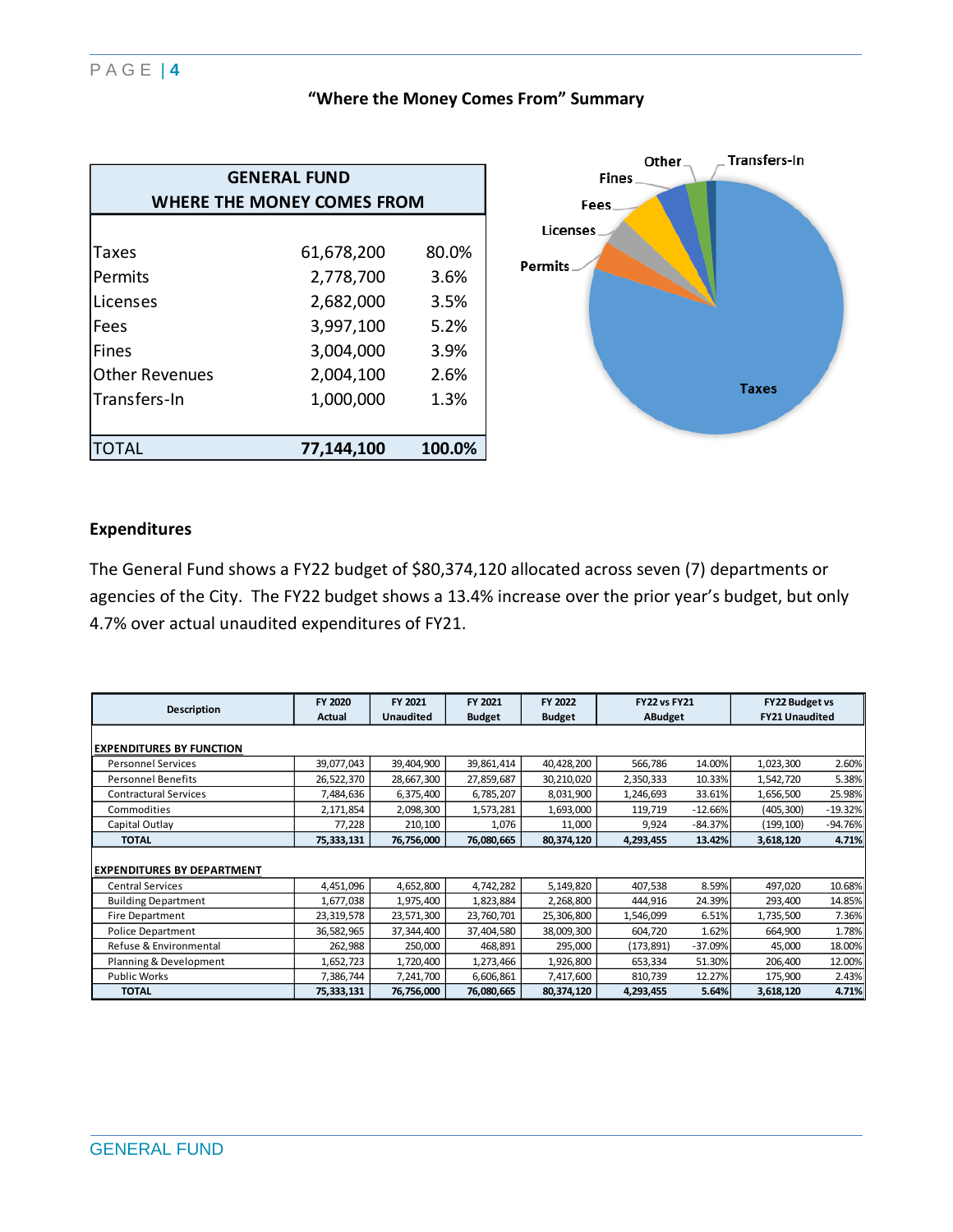## "Where the Money Comes From" Summary

| GENERAL FUND WHERE THE MONEY COMES FROM | | |
|---|---|---|
| Taxes | 61,678,200 | 80.0% |
| Permits | 2,778,700 | 3.6% |
| Licenses | 2,682,000 | 3.5% |
| Fees | 3,997,100 | 5.2% |
| Fines | 3,004,000 | 3.9% |
| Other Revenues | 2,004,100 | 2.6% |
| Transfers-In | 1,000,000 | 1.3% |
| **TOTAL** | **77,144,100** | **100.0%** |

## Expenditures

The General Fund shows a FY22 budget of $80,374,120 allocated across seven (7) departments or agencies of the City. The FY22 budget shows a 13.4% increase over the prior year's budget, but only 4.7% over actual unaudited expenditures of FY21.

| Description | FY 2020 Actual | FY 2021 Unaudited | FY 2021 Budget | FY 2022 Budget | FY22 vs FY21 ABudget | | FY22 Budget vs FY21 Unaudited | |
|---|---|---|---|---|---|---|---|---|
| **EXPENDITURES BY FUNCTION** | | | | | | | | |
| Personnel Services | 39,077,043 | 39,404,900 | 39,861,414 | 40,428,200 | 566,786 | 14.00% | 1,023,300 | 2.60% |
| Personnel Benefits | 26,522,370 | 28,667,300 | 27,859,687 | 30,210,020 | 2,350,333 | 10.33% | 1,542,720 | 5.38% |
| Contractural Services | 7,484,636 | 6,375,400 | 6,785,207 | 8,031,900 | 1,246,693 | 33.61% | 1,656,500 | 25.98% |
| Commodities | 2,171,854 | 2,098,300 | 1,573,281 | 1,693,000 | 119,719 | -12.66% | (405,300) | -19.32% |
| Capital Outlay | 77,228 | 210,100 | 1,076 | 11,000 | 9,924 | -84.37% | (199,100) | -94.76% |
| **TOTAL** | **75,333,131** | **76,756,000** | **76,080,665** | **80,374,120** | **4,293,455** | **13.42%** | **3,618,120** | **4.71%** |
| **EXPENDITURES BY DEPARTMENT** | | | | | | | | |
| Central Services | 4,451,096 | 4,652,800 | 4,742,282 | 5,149,820 | 407,538 | 8.59% | 497,020 | 10.68% |
| Building Department | 1,677,038 | 1,975,400 | 1,823,884 | 2,268,800 | 444,916 | 24.39% | 293,400 | 14.85% |
| Fire Department | 23,319,578 | 23,571,300 | 23,760,701 | 25,306,800 | 1,546,099 | 6.51% | 1,735,500 | 7.36% |
| Police Department | 36,582,965 | 37,344,400 | 37,404,580 | 38,009,300 | 604,720 | 1.62% | 664,900 | 1.78% |
| Refuse & Environmental | 262,988 | 250,000 | 468,891 | 295,000 | (173,891) | -37.09% | 45,000 | 18.00% |
| Planning & Development | 1,652,723 | 1,720,400 | 1,273,466 | 1,926,800 | 653,334 | 51.30% | 206,400 | 12.00% |
| Public Works | 7,386,744 | 7,241,700 | 6,606,861 | 7,417,600 | 810,739 | 12.27% | 175,900 | 2.43% |
| **TOTAL** | **75,333,131** | **76,756,000** | **76,080,665** | **80,374,120** | **4,293,455** | **5.64%** | **3,618,120** | **4.71%** |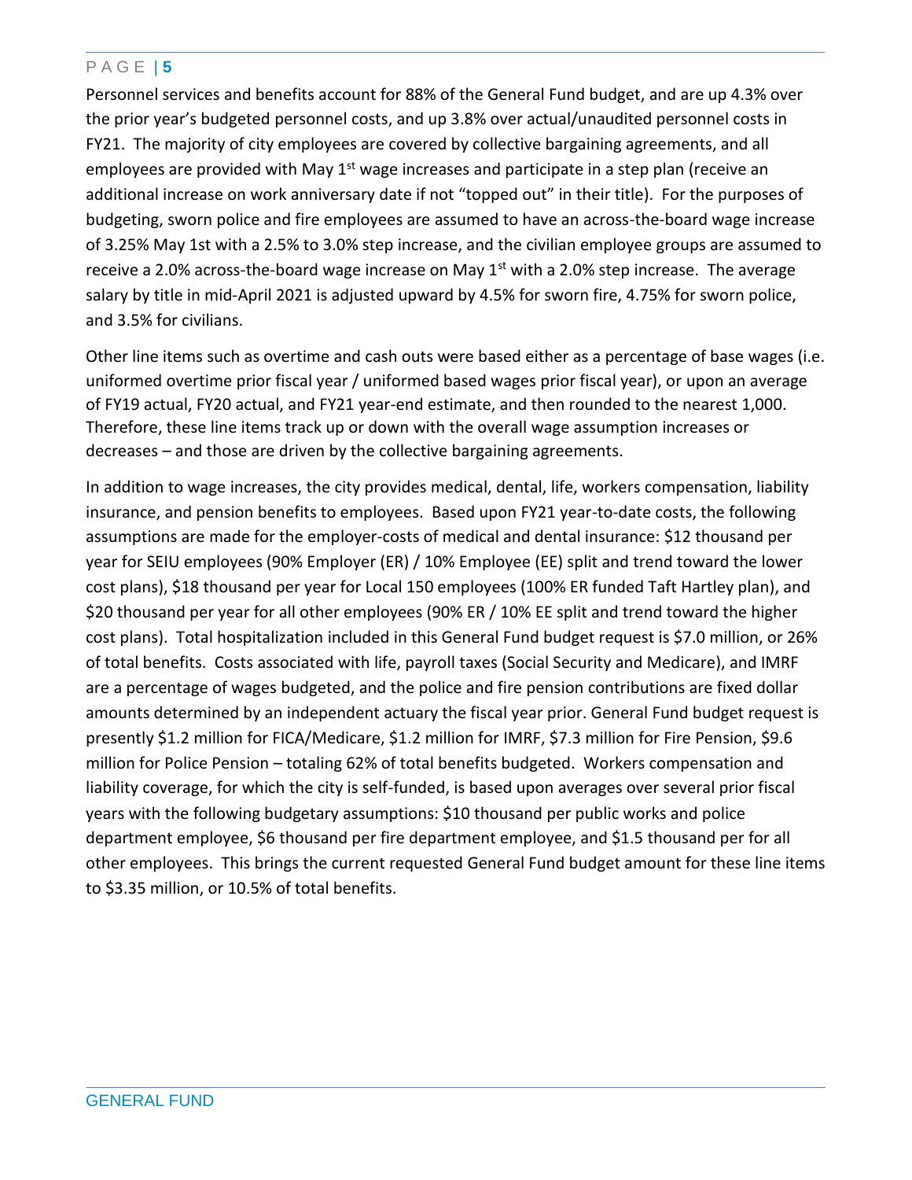Personnel services and benefits account for 88% of the General Fund budget, and are up 4.3% over the prior year's budgeted personnel costs, and up 3.8% over actual/unaudited personnel costs in FY21. The majority of city employees are covered by collective bargaining agreements, and all employees are provided with May 1st wage increases and participate in a step plan (receive an additional increase on work anniversary date if not "topped out" in their title). For the purposes of budgeting, sworn police and fire employees are assumed to have an across-the-board wage increase of 3.25% May 1st with a 2.5% to 3.0% step increase, and the civilian employee groups are assumed to receive a 2.0% across-the-board wage increase on May 1st with a 2.0% step increase. The average salary by title in mid-April 2021 is adjusted upward by 4.5% for sworn fire, 4.75% for sworn police, and 3.5% for civilians.

Other line items such as overtime and cash outs were based either as a percentage of base wages (i.e. uniformed overtime prior fiscal year / uniformed based wages prior fiscal year), or upon an average of FY19 actual, FY20 actual, and FY21 year-end estimate, and then rounded to the nearest 1,000. Therefore, these line items track up or down with the overall wage assumption increases or decreases – and those are driven by the collective bargaining agreements.

In addition to wage increases, the city provides medical, dental, life, workers compensation, liability insurance, and pension benefits to employees. Based upon FY21 year-to-date costs, the following assumptions are made for the employer-costs of medical and dental insurance: $12 thousand per year for SEIU employees (90% Employer (ER) / 10% Employee (EE) split and trend toward the lower cost plans), $18 thousand per year for Local 150 employees (100% ER funded Taft Hartley plan), and $20 thousand per year for all other employees (90% ER / 10% EE split and trend toward the higher cost plans). Total hospitalization included in this General Fund budget request is $7.0 million, or 26% of total benefits. Costs associated with life, payroll taxes (Social Security and Medicare), and IMRF are a percentage of wages budgeted, and the police and fire pension contributions are fixed dollar amounts determined by an independent actuary the fiscal year prior. General Fund budget request is presently $1.2 million for FICA/Medicare, $1.2 million for IMRF, $7.3 million for Fire Pension, $9.6 million for Police Pension – totaling 62% of total benefits budgeted. Workers compensation and liability coverage, for which the city is self-funded, is based upon averages over several prior fiscal years with the following budgetary assumptions: $10 thousand per public works and police department employee, $6 thousand per fire department employee, and $1.5 thousand per for all other employees. This brings the current requested General Fund budget amount for these line items to $3.35 million, or 10.5% of total benefits.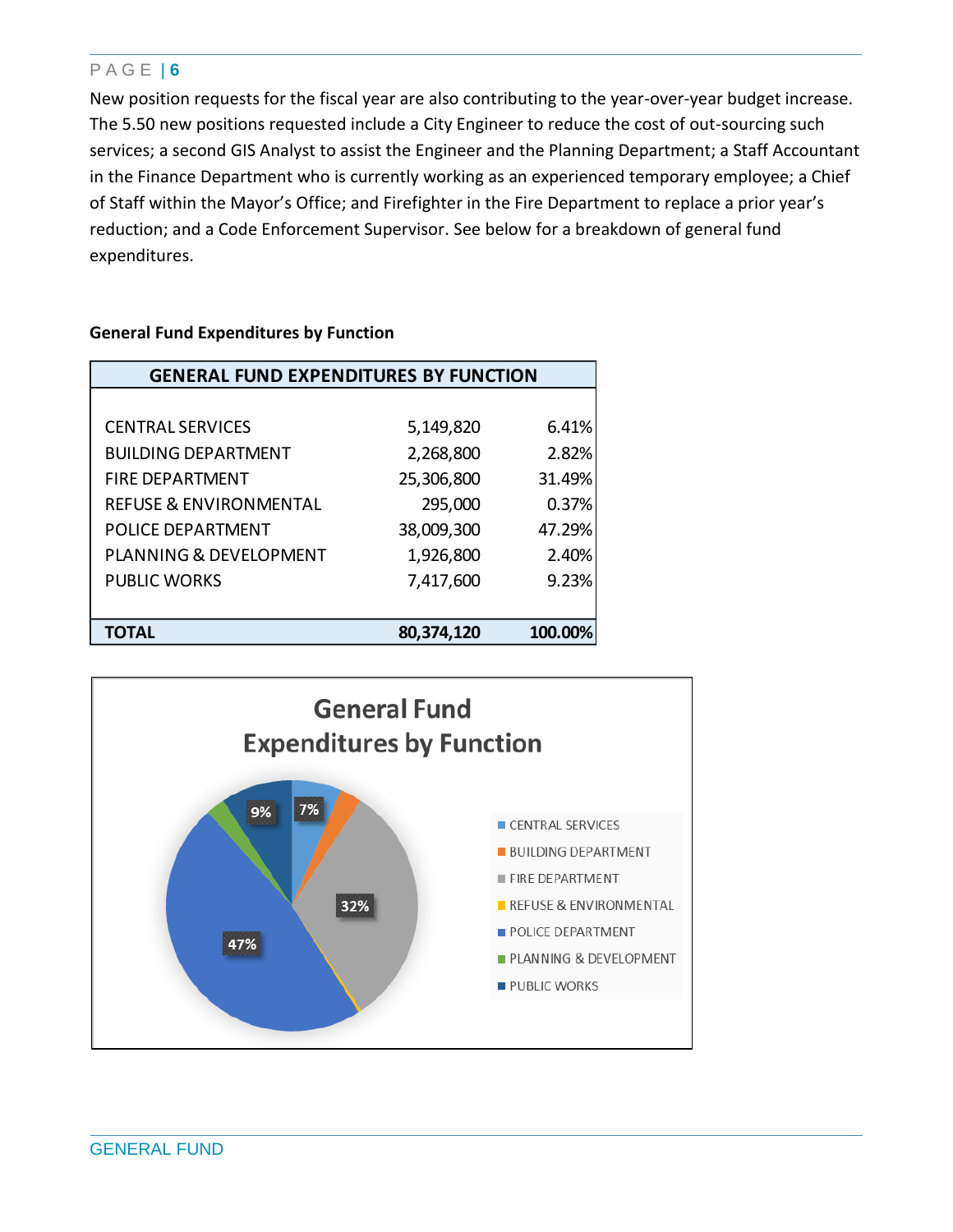New position requests for the fiscal year are also contributing to the year-over-year budget increase. The 5.50 new positions requested include a City Engineer to reduce the cost of out-sourcing such services; a second GIS Analyst to assist the Engineer and the Planning Department; a Staff Accountant in the Finance Department who is currently working as an experienced temporary employee; a Chief of Staff within the Mayor's Office; and Firefighter in the Fire Department to replace a prior year's reduction; and a Code Enforcement Supervisor. See below for a breakdown of general fund expenditures.

**General Fund Expenditures by Function**

| GENERAL FUND EXPENDITURES BY FUNCTION | | |
|---|---|---|
| CENTRAL SERVICES | 5,149,820 | 6.41% |
| BUILDING DEPARTMENT | 2,268,800 | 2.82% |
| FIRE DEPARTMENT | 25,306,800 | 31.49% |
| REFUSE & ENVIRONMENTAL | 295,000 | 0.37% |
| POLICE DEPARTMENT | 38,009,300 | 47.29% |
| PLANNING & DEVELOPMENT | 1,926,800 | 2.40% |
| PUBLIC WORKS | 7,417,600 | 9.23% |
| **TOTAL** | **80,374,120** | **100.00%** |

General Fund Expenditures by Function

| Function | Share |
|---|---|
| CENTRAL SERVICES | 7% |
| BUILDING DEPARTMENT | |
| FIRE DEPARTMENT | 32% |
| REFUSE & ENVIRONMENTAL | |
| POLICE DEPARTMENT | 47% |
| PLANNING & DEVELOPMENT | |
| PUBLIC WORKS | 9% |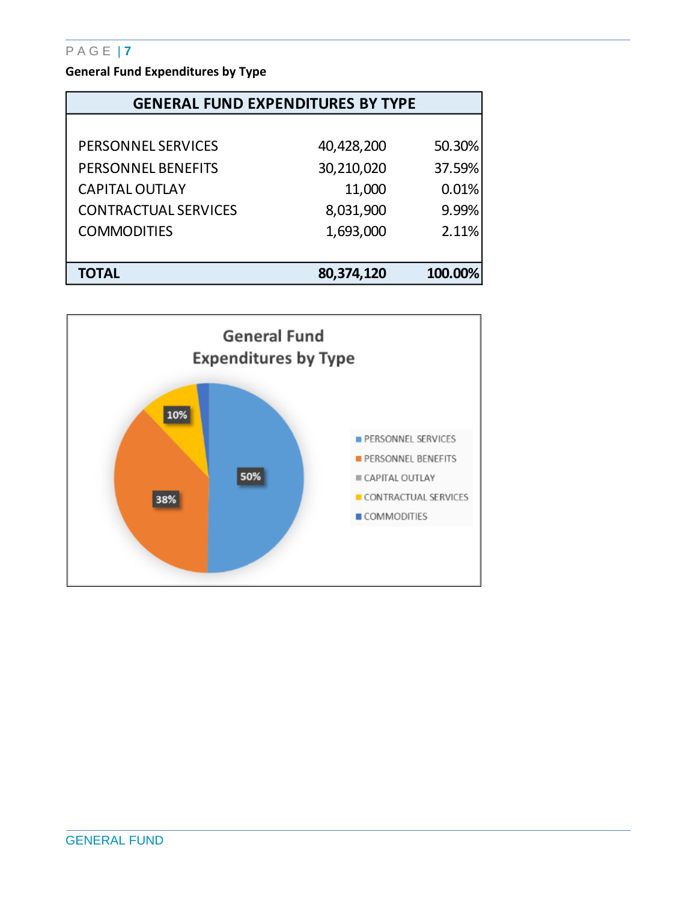### General Fund Expenditures by Type

| GENERAL FUND EXPENDITURES BY TYPE | | |
|---|---|---|
| PERSONNEL SERVICES | 40,428,200 | 50.30% |
| PERSONNEL BENEFITS | 30,210,020 | 37.59% |
| CAPITAL OUTLAY | 11,000 | 0.01% |
| CONTRACTUAL SERVICES | 8,031,900 | 9.99% |
| COMMODITIES | 1,693,000 | 2.11% |
| **TOTAL** | **80,374,120** | **100.00%** |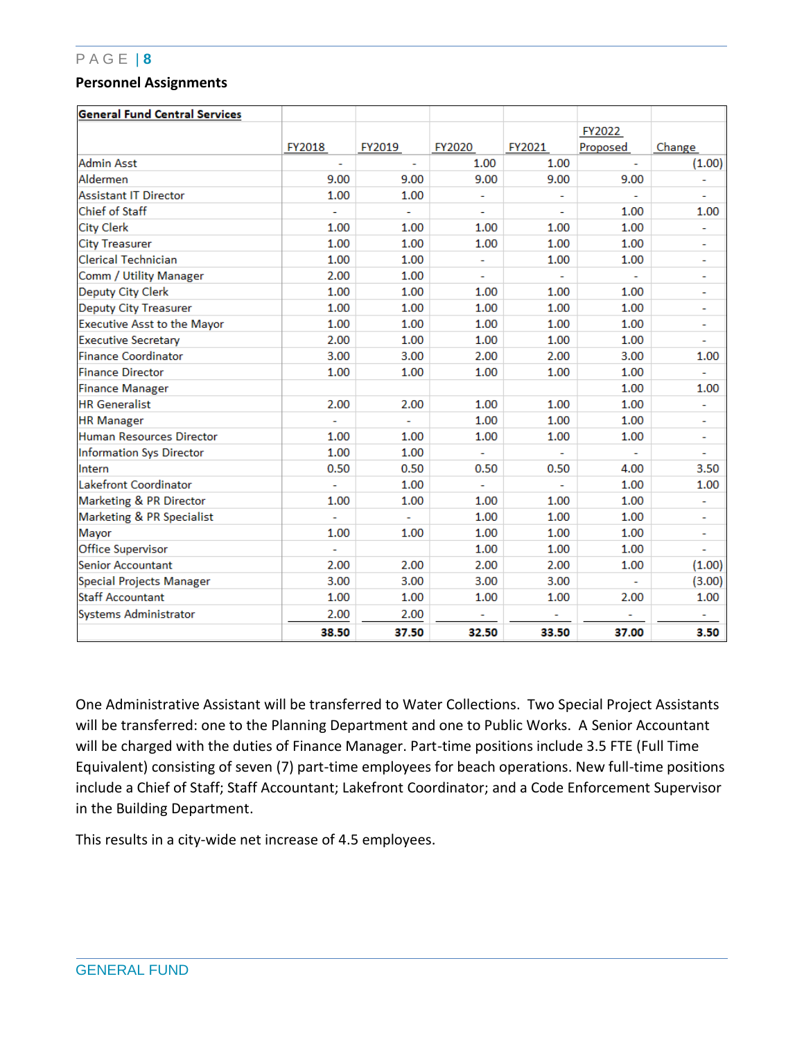**Personnel Assignments**

| General Fund Central Services | FY2018 | FY2019 | FY2020 | FY2021 | FY2022 Proposed | Change |
|---|---|---|---|---|---|---|
| Admin Asst | - | - | 1.00 | 1.00 | - | (1.00) |
| Aldermen | 9.00 | 9.00 | 9.00 | 9.00 | 9.00 | - |
| Assistant IT Director | 1.00 | 1.00 | - | - | - | - |
| Chief of Staff | - | - | - | - | 1.00 | 1.00 |
| City Clerk | 1.00 | 1.00 | 1.00 | 1.00 | 1.00 | - |
| City Treasurer | 1.00 | 1.00 | 1.00 | 1.00 | 1.00 | - |
| Clerical Technician | 1.00 | 1.00 | - | 1.00 | 1.00 | - |
| Comm / Utility Manager | 2.00 | 1.00 | - | - | - | - |
| Deputy City Clerk | 1.00 | 1.00 | 1.00 | 1.00 | 1.00 | - |
| Deputy City Treasurer | 1.00 | 1.00 | 1.00 | 1.00 | 1.00 | - |
| Executive Asst to the Mayor | 1.00 | 1.00 | 1.00 | 1.00 | 1.00 | - |
| Executive Secretary | 2.00 | 1.00 | 1.00 | 1.00 | 1.00 | - |
| Finance Coordinator | 3.00 | 3.00 | 2.00 | 2.00 | 3.00 | 1.00 |
| Finance Director | 1.00 | 1.00 | 1.00 | 1.00 | 1.00 | - |
| Finance Manager | | | | | 1.00 | 1.00 |
| HR Generalist | 2.00 | 2.00 | 1.00 | 1.00 | 1.00 | - |
| HR Manager | - | - | 1.00 | 1.00 | 1.00 | - |
| Human Resources Director | 1.00 | 1.00 | 1.00 | 1.00 | 1.00 | - |
| Information Sys Director | 1.00 | 1.00 | - | - | - | - |
| Intern | 0.50 | 0.50 | 0.50 | 0.50 | 4.00 | 3.50 |
| Lakefront Coordinator | - | 1.00 | - | - | 1.00 | 1.00 |
| Marketing & PR Director | 1.00 | 1.00 | 1.00 | 1.00 | 1.00 | - |
| Marketing & PR Specialist | - | - | 1.00 | 1.00 | 1.00 | - |
| Mayor | 1.00 | 1.00 | 1.00 | 1.00 | 1.00 | - |
| Office Supervisor | - | | 1.00 | 1.00 | 1.00 | - |
| Senior Accountant | 2.00 | 2.00 | 2.00 | 2.00 | 1.00 | (1.00) |
| Special Projects Manager | 3.00 | 3.00 | 3.00 | 3.00 | - | (3.00) |
| Staff Accountant | 1.00 | 1.00 | 1.00 | 1.00 | 2.00 | 1.00 |
| Systems Administrator | 2.00 | 2.00 | - | - | - | - |
| | **38.50** | **37.50** | **32.50** | **33.50** | **37.00** | **3.50** |

One Administrative Assistant will be transferred to Water Collections. Two Special Project Assistants will be transferred: one to the Planning Department and one to Public Works. A Senior Accountant will be charged with the duties of Finance Manager. Part-time positions include 3.5 FTE (Full Time Equivalent) consisting of seven (7) part-time employees for beach operations. New full-time positions include a Chief of Staff; Staff Accountant; Lakefront Coordinator; and a Code Enforcement Supervisor in the Building Department.

This results in a city-wide net increase of 4.5 employees.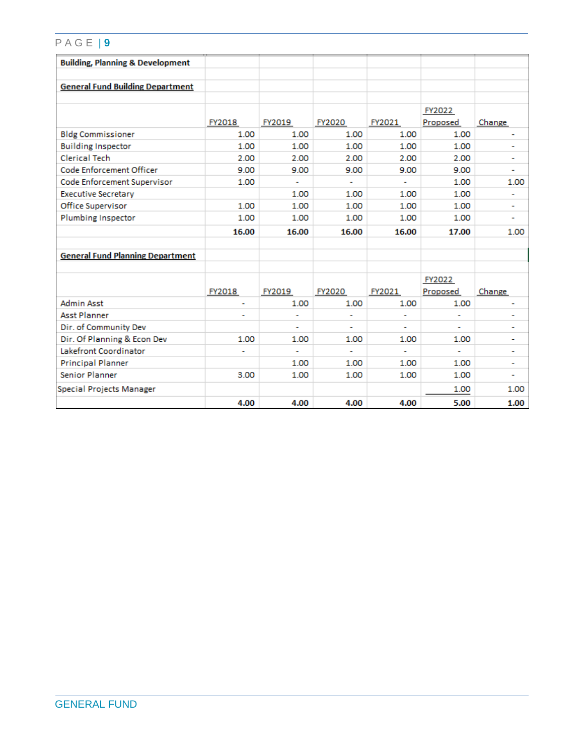## Building, Planning & Development

### General Fund Building Department

| | FY2018 | FY2019 | FY2020 | FY2021 | FY2022 Proposed | Change |
|---|---|---|---|---|---|---|
| Bldg Commissioner | 1.00 | 1.00 | 1.00 | 1.00 | 1.00 | - |
| Building Inspector | 1.00 | 1.00 | 1.00 | 1.00 | 1.00 | - |
| Clerical Tech | 2.00 | 2.00 | 2.00 | 2.00 | 2.00 | - |
| Code Enforcement Officer | 9.00 | 9.00 | 9.00 | 9.00 | 9.00 | - |
| Code Enforcement Supervisor | 1.00 | - | - | - | 1.00 | 1.00 |
| Executive Secretary | | 1.00 | 1.00 | 1.00 | 1.00 | - |
| Office Supervisor | 1.00 | 1.00 | 1.00 | 1.00 | 1.00 | - |
| Plumbing Inspector | 1.00 | 1.00 | 1.00 | 1.00 | 1.00 | - |
| | **16.00** | **16.00** | **16.00** | **16.00** | **17.00** | 1.00 |

### General Fund Planning Department

| | FY2018 | FY2019 | FY2020 | FY2021 | FY2022 Proposed | Change |
|---|---|---|---|---|---|---|
| Admin Asst | - | 1.00 | 1.00 | 1.00 | 1.00 | - |
| Asst Planner | - | - | - | - | - | - |
| Dir. of Community Dev | | - | - | - | - | - |
| Dir. Of Planning & Econ Dev | 1.00 | 1.00 | 1.00 | 1.00 | 1.00 | - |
| Lakefront Coordinator | - | - | - | - | - | - |
| Principal Planner | | 1.00 | 1.00 | 1.00 | 1.00 | - |
| Senior Planner | 3.00 | 1.00 | 1.00 | 1.00 | 1.00 | - |
| Special Projects Manager | | | | | 1.00 | 1.00 |
| | **4.00** | **4.00** | **4.00** | **4.00** | **5.00** | **1.00** |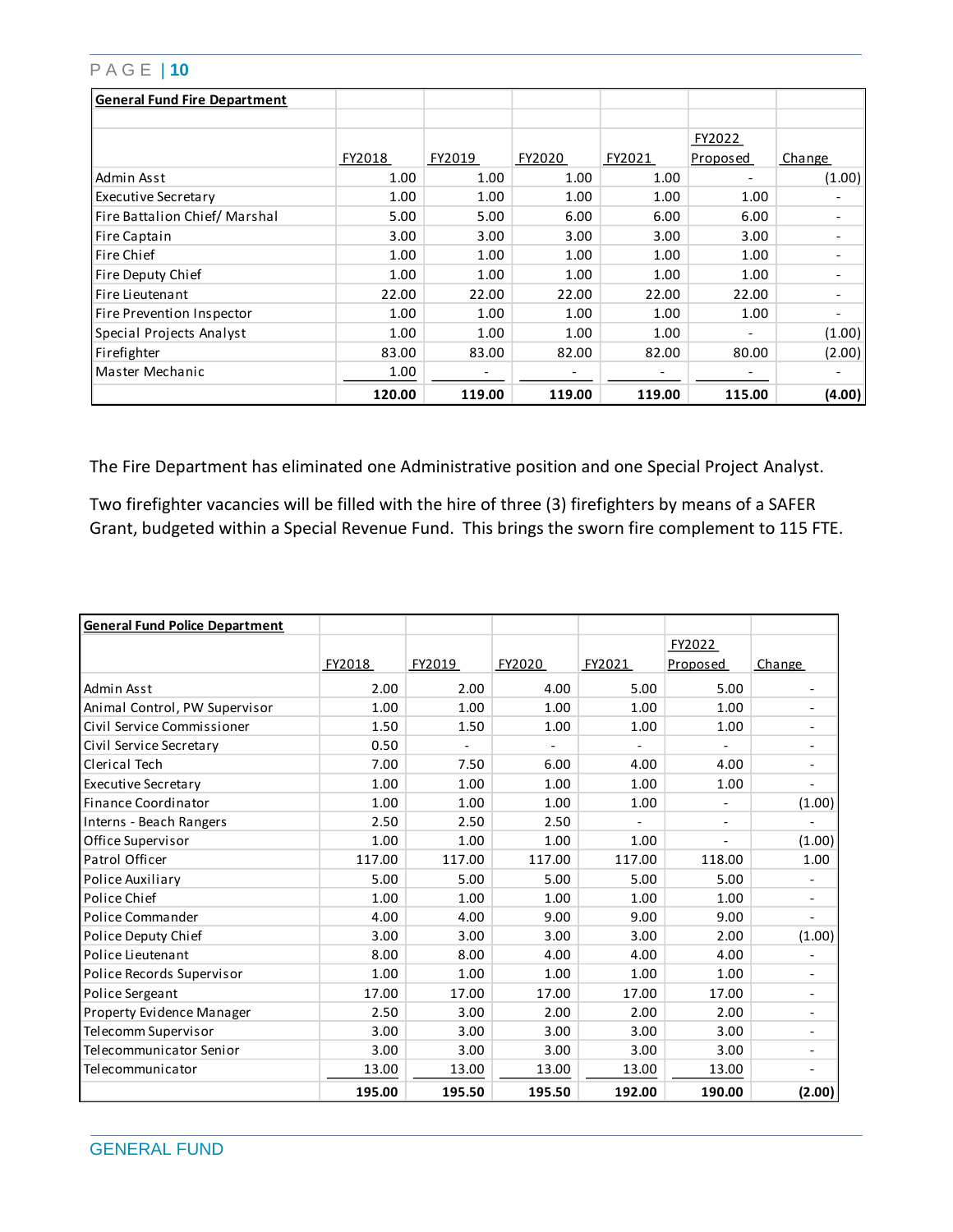| General Fund Fire Department | | | | | | |
|---|---|---|---|---|---|---|
| | FY2018 | FY2019 | FY2020 | FY2021 | FY2022 Proposed | Change |
| Admin Asst | 1.00 | 1.00 | 1.00 | 1.00 | - | (1.00) |
| Executive Secretary | 1.00 | 1.00 | 1.00 | 1.00 | 1.00 | - |
| Fire Battalion Chief/ Marshal | 5.00 | 5.00 | 6.00 | 6.00 | 6.00 | - |
| Fire Captain | 3.00 | 3.00 | 3.00 | 3.00 | 3.00 | - |
| Fire Chief | 1.00 | 1.00 | 1.00 | 1.00 | 1.00 | - |
| Fire Deputy Chief | 1.00 | 1.00 | 1.00 | 1.00 | 1.00 | - |
| Fire Lieutenant | 22.00 | 22.00 | 22.00 | 22.00 | 22.00 | - |
| Fire Prevention Inspector | 1.00 | 1.00 | 1.00 | 1.00 | 1.00 | - |
| Special Projects Analyst | 1.00 | 1.00 | 1.00 | 1.00 | - | (1.00) |
| Firefighter | 83.00 | 83.00 | 82.00 | 82.00 | 80.00 | (2.00) |
| Master Mechanic | 1.00 | - | - | - | - | - |
| | **120.00** | **119.00** | **119.00** | **119.00** | **115.00** | **(4.00)** |

The Fire Department has eliminated one Administrative position and one Special Project Analyst.

Two firefighter vacancies will be filled with the hire of three (3) firefighters by means of a SAFER Grant, budgeted within a Special Revenue Fund. This brings the sworn fire complement to 115 FTE.

| General Fund Police Department | | | | | | |
|---|---|---|---|---|---|---|
| | FY2018 | FY2019 | FY2020 | FY2021 | FY2022 Proposed | Change |
| Admin Asst | 2.00 | 2.00 | 4.00 | 5.00 | 5.00 | - |
| Animal Control, PW Supervisor | 1.00 | 1.00 | 1.00 | 1.00 | 1.00 | - |
| Civil Service Commissioner | 1.50 | 1.50 | 1.00 | 1.00 | 1.00 | - |
| Civil Service Secretary | 0.50 | - | - | - | - | - |
| Clerical Tech | 7.00 | 7.50 | 6.00 | 4.00 | 4.00 | - |
| Executive Secretary | 1.00 | 1.00 | 1.00 | 1.00 | 1.00 | - |
| Finance Coordinator | 1.00 | 1.00 | 1.00 | 1.00 | - | (1.00) |
| Interns - Beach Rangers | 2.50 | 2.50 | 2.50 | - | - | - |
| Office Supervisor | 1.00 | 1.00 | 1.00 | 1.00 | - | (1.00) |
| Patrol Officer | 117.00 | 117.00 | 117.00 | 117.00 | 118.00 | 1.00 |
| Police Auxiliary | 5.00 | 5.00 | 5.00 | 5.00 | 5.00 | - |
| Police Chief | 1.00 | 1.00 | 1.00 | 1.00 | 1.00 | - |
| Police Commander | 4.00 | 4.00 | 9.00 | 9.00 | 9.00 | - |
| Police Deputy Chief | 3.00 | 3.00 | 3.00 | 3.00 | 2.00 | (1.00) |
| Police Lieutenant | 8.00 | 8.00 | 4.00 | 4.00 | 4.00 | - |
| Police Records Supervisor | 1.00 | 1.00 | 1.00 | 1.00 | 1.00 | - |
| Police Sergeant | 17.00 | 17.00 | 17.00 | 17.00 | 17.00 | - |
| Property Evidence Manager | 2.50 | 3.00 | 2.00 | 2.00 | 2.00 | - |
| Telecomm Supervisor | 3.00 | 3.00 | 3.00 | 3.00 | 3.00 | - |
| Telecommunicator Senior | 3.00 | 3.00 | 3.00 | 3.00 | 3.00 | - |
| Telecommunicator | 13.00 | 13.00 | 13.00 | 13.00 | 13.00 | - |
| | **195.00** | **195.50** | **195.50** | **192.00** | **190.00** | **(2.00)** |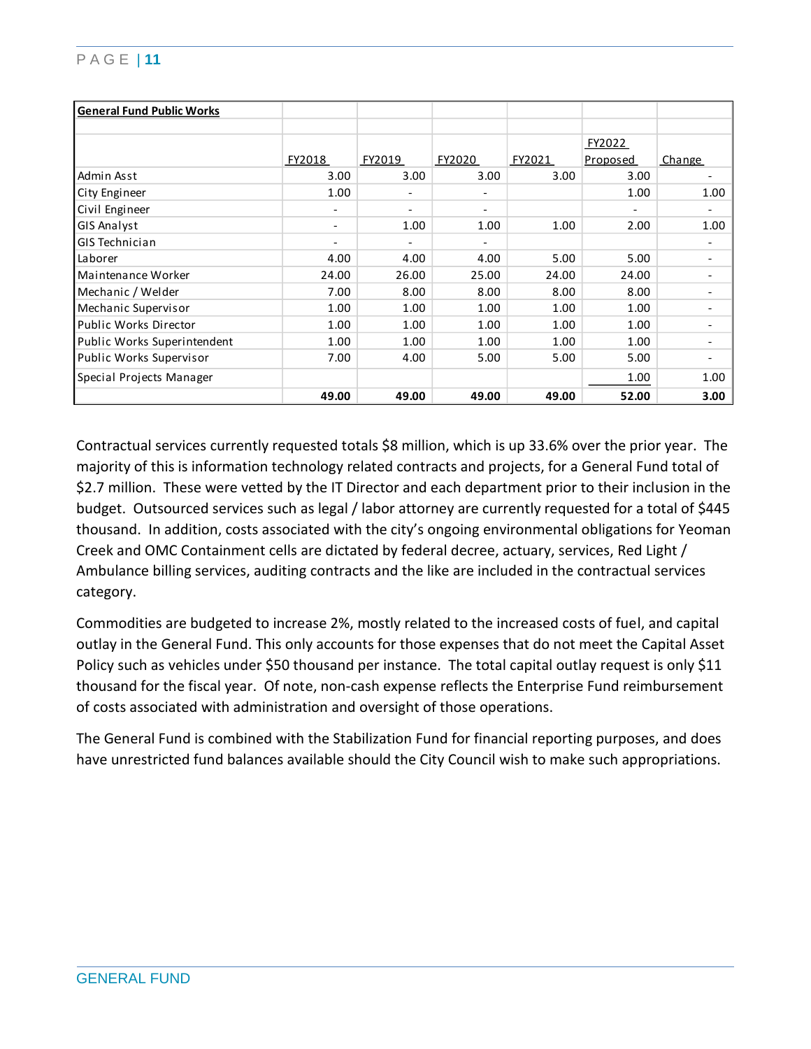| General Fund Public Works | FY2018 | FY2019 | FY2020 | FY2021 | FY2022 Proposed | Change |
|---|---|---|---|---|---|---|
| Admin Asst | 3.00 | 3.00 | 3.00 | 3.00 | 3.00 | - |
| City Engineer | 1.00 | - | - | | 1.00 | 1.00 |
| Civil Engineer | - | - | - | | - | - |
| GIS Analyst | - | 1.00 | 1.00 | 1.00 | 2.00 | 1.00 |
| GIS Technician | - | - | - | | | - |
| Laborer | 4.00 | 4.00 | 4.00 | 5.00 | 5.00 | - |
| Maintenance Worker | 24.00 | 26.00 | 25.00 | 24.00 | 24.00 | - |
| Mechanic / Welder | 7.00 | 8.00 | 8.00 | 8.00 | 8.00 | - |
| Mechanic Supervisor | 1.00 | 1.00 | 1.00 | 1.00 | 1.00 | - |
| Public Works Director | 1.00 | 1.00 | 1.00 | 1.00 | 1.00 | - |
| Public Works Superintendent | 1.00 | 1.00 | 1.00 | 1.00 | 1.00 | - |
| Public Works Supervisor | 7.00 | 4.00 | 5.00 | 5.00 | 5.00 | - |
| Special Projects Manager | | | | | 1.00 | 1.00 |
| | **49.00** | **49.00** | **49.00** | **49.00** | **52.00** | **3.00** |

Contractual services currently requested totals $8 million, which is up 33.6% over the prior year. The majority of this is information technology related contracts and projects, for a General Fund total of $2.7 million. These were vetted by the IT Director and each department prior to their inclusion in the budget. Outsourced services such as legal / labor attorney are currently requested for a total of $445 thousand. In addition, costs associated with the city's ongoing environmental obligations for Yeoman Creek and OMC Containment cells are dictated by federal decree, actuary, services, Red Light / Ambulance billing services, auditing contracts and the like are included in the contractual services category.

Commodities are budgeted to increase 2%, mostly related to the increased costs of fuel, and capital outlay in the General Fund. This only accounts for those expenses that do not meet the Capital Asset Policy such as vehicles under $50 thousand per instance. The total capital outlay request is only $11 thousand for the fiscal year. Of note, non-cash expense reflects the Enterprise Fund reimbursement of costs associated with administration and oversight of those operations.

The General Fund is combined with the Stabilization Fund for financial reporting purposes, and does have unrestricted fund balances available should the City Council wish to make such appropriations.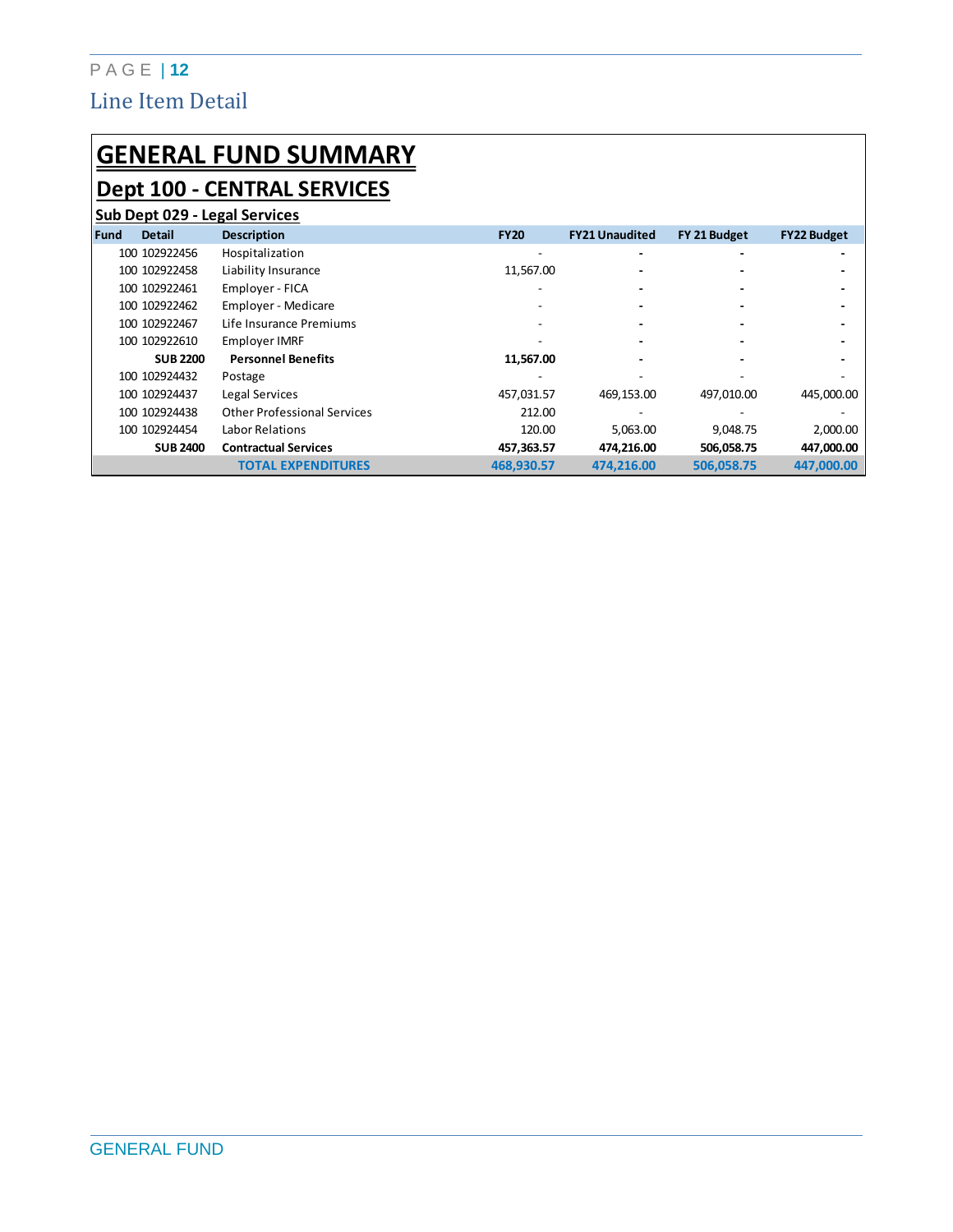## Line Item Detail

# GENERAL FUND SUMMARY

## Dept 100 - CENTRAL SERVICES

### Sub Dept 029 - Legal Services

| Fund | Detail | Description | FY20 | FY21 Unaudited | FY 21 Budget | FY22 Budget |
|---|---|---|---|---|---|---|
| 100 | 102922456 | Hospitalization | - | - | - | - |
| 100 | 102922458 | Liability Insurance | 11,567.00 | - | - | - |
| 100 | 102922461 | Employer - FICA | - | - | - | - |
| 100 | 102922462 | Employer - Medicare | - | - | - | - |
| 100 | 102922467 | Life Insurance Premiums | - | - | - | - |
| 100 | 102922610 | Employer IMRF | - | - | - | - |
| | **SUB 2200** | **Personnel Benefits** | **11,567.00** | **-** | **-** | **-** |
| 100 | 102924432 | Postage | - | - | - | - |
| 100 | 102924437 | Legal Services | 457,031.57 | 469,153.00 | 497,010.00 | 445,000.00 |
| 100 | 102924438 | Other Professional Services | 212.00 | - | - | - |
| 100 | 102924454 | Labor Relations | 120.00 | 5,063.00 | 9,048.75 | 2,000.00 |
| | **SUB 2400** | **Contractual Services** | **457,363.57** | **474,216.00** | **506,058.75** | **447,000.00** |
| | | **TOTAL EXPENDITURES** | **468,930.57** | **474,216.00** | **506,058.75** | **447,000.00** |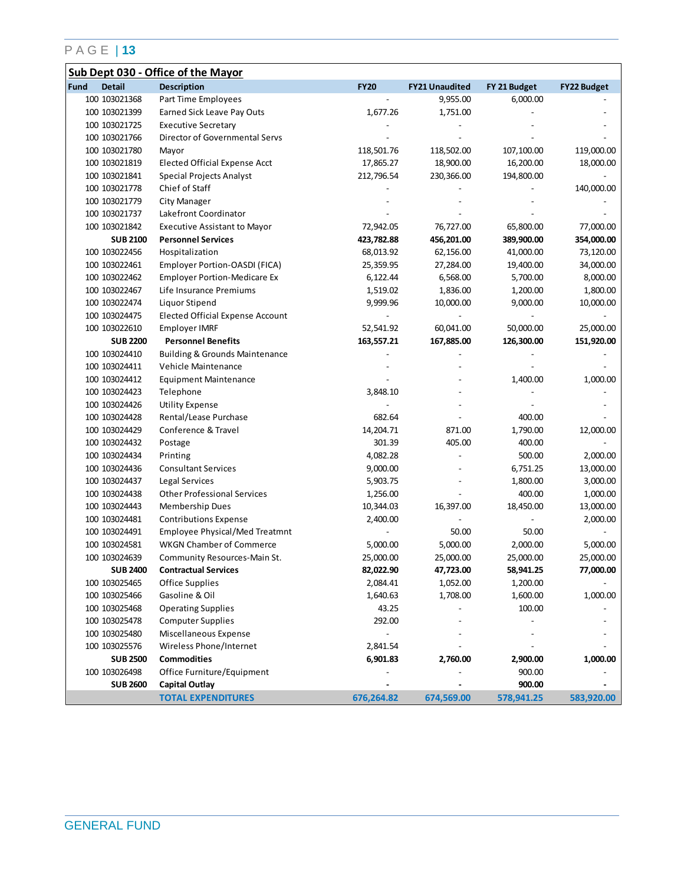## Sub Dept 030 - Office of the Mayor

| Fund | Detail | Description | FY20 | FY21 Unaudited | FY 21 Budget | FY22 Budget |
|---|---|---|---|---|---|---|
| 100 | 103021368 | Part Time Employees | - | 9,955.00 | 6,000.00 | - |
| 100 | 103021399 | Earned Sick Leave Pay Outs | 1,677.26 | 1,751.00 | - | - |
| 100 | 103021725 | Executive Secretary | - | - | - | - |
| 100 | 103021766 | Director of Governmental Servs | - | - | - | - |
| 100 | 103021780 | Mayor | 118,501.76 | 118,502.00 | 107,100.00 | 119,000.00 |
| 100 | 103021819 | Elected Official Expense Acct | 17,865.27 | 18,900.00 | 16,200.00 | 18,000.00 |
| 100 | 103021841 | Special Projects Analyst | 212,796.54 | 230,366.00 | 194,800.00 | - |
| 100 | 103021778 | Chief of Staff | - | - | - | 140,000.00 |
| 100 | 103021779 | City Manager | - | - | - | - |
| 100 | 103021737 | Lakefront Coordinator | - | - | - | - |
| 100 | 103021842 | Executive Assistant to Mayor | 72,942.05 | 76,727.00 | 65,800.00 | 77,000.00 |
| | **SUB 2100** | **Personnel Services** | **423,782.88** | **456,201.00** | **389,900.00** | **354,000.00** |
| 100 | 103022456 | Hospitalization | 68,013.92 | 62,156.00 | 41,000.00 | 73,120.00 |
| 100 | 103022461 | Employer Portion-OASDI (FICA) | 25,359.95 | 27,284.00 | 19,400.00 | 34,000.00 |
| 100 | 103022462 | Employer Portion-Medicare Ex | 6,122.44 | 6,568.00 | 5,700.00 | 8,000.00 |
| 100 | 103022467 | Life Insurance Premiums | 1,519.02 | 1,836.00 | 1,200.00 | 1,800.00 |
| 100 | 103022474 | Liquor Stipend | 9,999.96 | 10,000.00 | 9,000.00 | 10,000.00 |
| 100 | 103024475 | Elected Official Expense Account | - | - | - | - |
| 100 | 103022610 | Employer IMRF | 52,541.92 | 60,041.00 | 50,000.00 | 25,000.00 |
| | **SUB 2200** | **Personnel Benefits** | **163,557.21** | **167,885.00** | **126,300.00** | **151,920.00** |
| 100 | 103024410 | Building & Grounds Maintenance | - | - | - | - |
| 100 | 103024411 | Vehicle Maintenance | - | - | - | - |
| 100 | 103024412 | Equipment Maintenance | - | - | 1,400.00 | 1,000.00 |
| 100 | 103024423 | Telephone | 3,848.10 | - | - | - |
| 100 | 103024426 | Utility Expense | - | - | - | - |
| 100 | 103024428 | Rental/Lease Purchase | 682.64 | - | 400.00 | - |
| 100 | 103024429 | Conference & Travel | 14,204.71 | 871.00 | 1,790.00 | 12,000.00 |
| 100 | 103024432 | Postage | 301.39 | 405.00 | 400.00 | - |
| 100 | 103024434 | Printing | 4,082.28 | - | 500.00 | 2,000.00 |
| 100 | 103024436 | Consultant Services | 9,000.00 | - | 6,751.25 | 13,000.00 |
| 100 | 103024437 | Legal Services | 5,903.75 | - | 1,800.00 | 3,000.00 |
| 100 | 103024438 | Other Professional Services | 1,256.00 | - | 400.00 | 1,000.00 |
| 100 | 103024443 | Membership Dues | 10,344.03 | 16,397.00 | 18,450.00 | 13,000.00 |
| 100 | 103024481 | Contributions Expense | 2,400.00 | - | - | 2,000.00 |
| 100 | 103024491 | Employee Physical/Med Treatmnt | - | 50.00 | 50.00 | - |
| 100 | 103024581 | WKGN Chamber of Commerce | 5,000.00 | 5,000.00 | 2,000.00 | 5,000.00 |
| 100 | 103024639 | Community Resources-Main St. | 25,000.00 | 25,000.00 | 25,000.00 | 25,000.00 |
| | **SUB 2400** | **Contractual Services** | **82,022.90** | **47,723.00** | **58,941.25** | **77,000.00** |
| 100 | 103025465 | Office Supplies | 2,084.41 | 1,052.00 | 1,200.00 | - |
| 100 | 103025466 | Gasoline & Oil | 1,640.63 | 1,708.00 | 1,600.00 | 1,000.00 |
| 100 | 103025468 | Operating Supplies | 43.25 | - | 100.00 | - |
| 100 | 103025478 | Computer Supplies | 292.00 | - | - | - |
| 100 | 103025480 | Miscellaneous Expense | - | - | - | - |
| 100 | 103025576 | Wireless Phone/Internet | 2,841.54 | - | - | - |
| | **SUB 2500** | **Commodities** | **6,901.83** | **2,760.00** | **2,900.00** | **1,000.00** |
| 100 | 103026498 | Office Furniture/Equipment | - | - | 900.00 | - |
| | **SUB 2600** | **Capital Outlay** | **-** | **-** | **900.00** | **-** |
| | | **TOTAL EXPENDITURES** | **676,264.82** | **674,569.00** | **578,941.25** | **583,920.00** |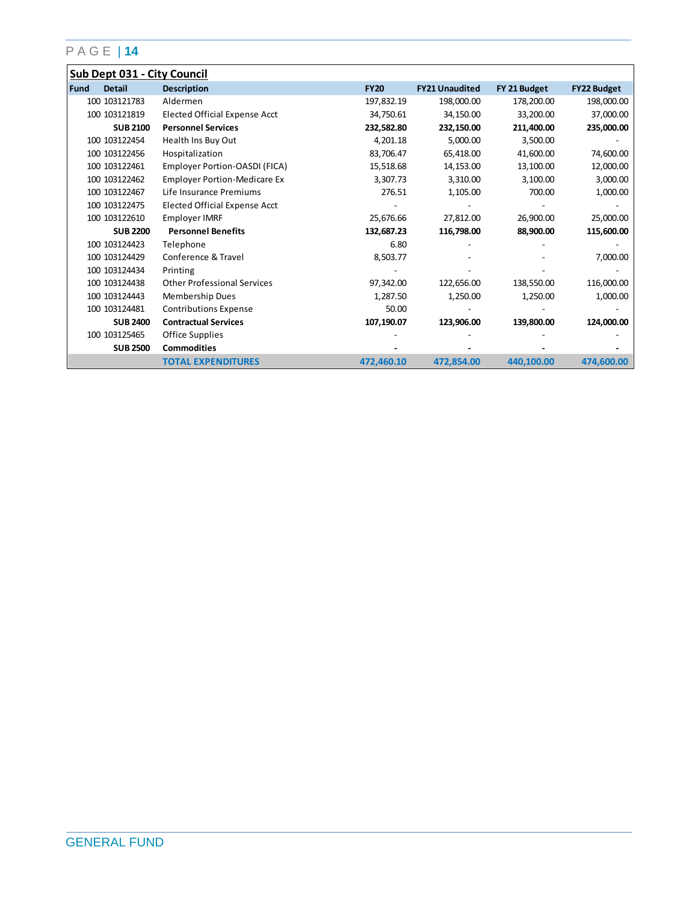## Sub Dept 031 - City Council

| Fund | Detail | Description | FY20 | FY21 Unaudited | FY 21 Budget | FY22 Budget |
|---|---|---|---|---|---|---|
| 100 | 103121783 | Aldermen | 197,832.19 | 198,000.00 | 178,200.00 | 198,000.00 |
| 100 | 103121819 | Elected Official Expense Acct | 34,750.61 | 34,150.00 | 33,200.00 | 37,000.00 |
| | **SUB 2100** | **Personnel Services** | **232,582.80** | **232,150.00** | **211,400.00** | **235,000.00** |
| 100 | 103122454 | Health Ins Buy Out | 4,201.18 | 5,000.00 | 3,500.00 | - |
| 100 | 103122456 | Hospitalization | 83,706.47 | 65,418.00 | 41,600.00 | 74,600.00 |
| 100 | 103122461 | Employer Portion-OASDI (FICA) | 15,518.68 | 14,153.00 | 13,100.00 | 12,000.00 |
| 100 | 103122462 | Employer Portion-Medicare Ex | 3,307.73 | 3,310.00 | 3,100.00 | 3,000.00 |
| 100 | 103122467 | Life Insurance Premiums | 276.51 | 1,105.00 | 700.00 | 1,000.00 |
| 100 | 103122475 | Elected Official Expense Acct | - | - | - | - |
| 100 | 103122610 | Employer IMRF | 25,676.66 | 27,812.00 | 26,900.00 | 25,000.00 |
| | **SUB 2200** | **Personnel Benefits** | **132,687.23** | **116,798.00** | **88,900.00** | **115,600.00** |
| 100 | 103124423 | Telephone | 6.80 | - | - | - |
| 100 | 103124429 | Conference & Travel | 8,503.77 | - | - | 7,000.00 |
| 100 | 103124434 | Printing | - | - | - | - |
| 100 | 103124438 | Other Professional Services | 97,342.00 | 122,656.00 | 138,550.00 | 116,000.00 |
| 100 | 103124443 | Membership Dues | 1,287.50 | 1,250.00 | 1,250.00 | 1,000.00 |
| 100 | 103124481 | Contributions Expense | 50.00 | - | - | - |
| | **SUB 2400** | **Contractual Services** | **107,190.07** | **123,906.00** | **139,800.00** | **124,000.00** |
| 100 | 103125465 | Office Supplies | - | - | - | - |
| | **SUB 2500** | **Commodities** | **-** | **-** | **-** | **-** |
| | | **TOTAL EXPENDITURES** | **472,460.10** | **472,854.00** | **440,100.00** | **474,600.00** |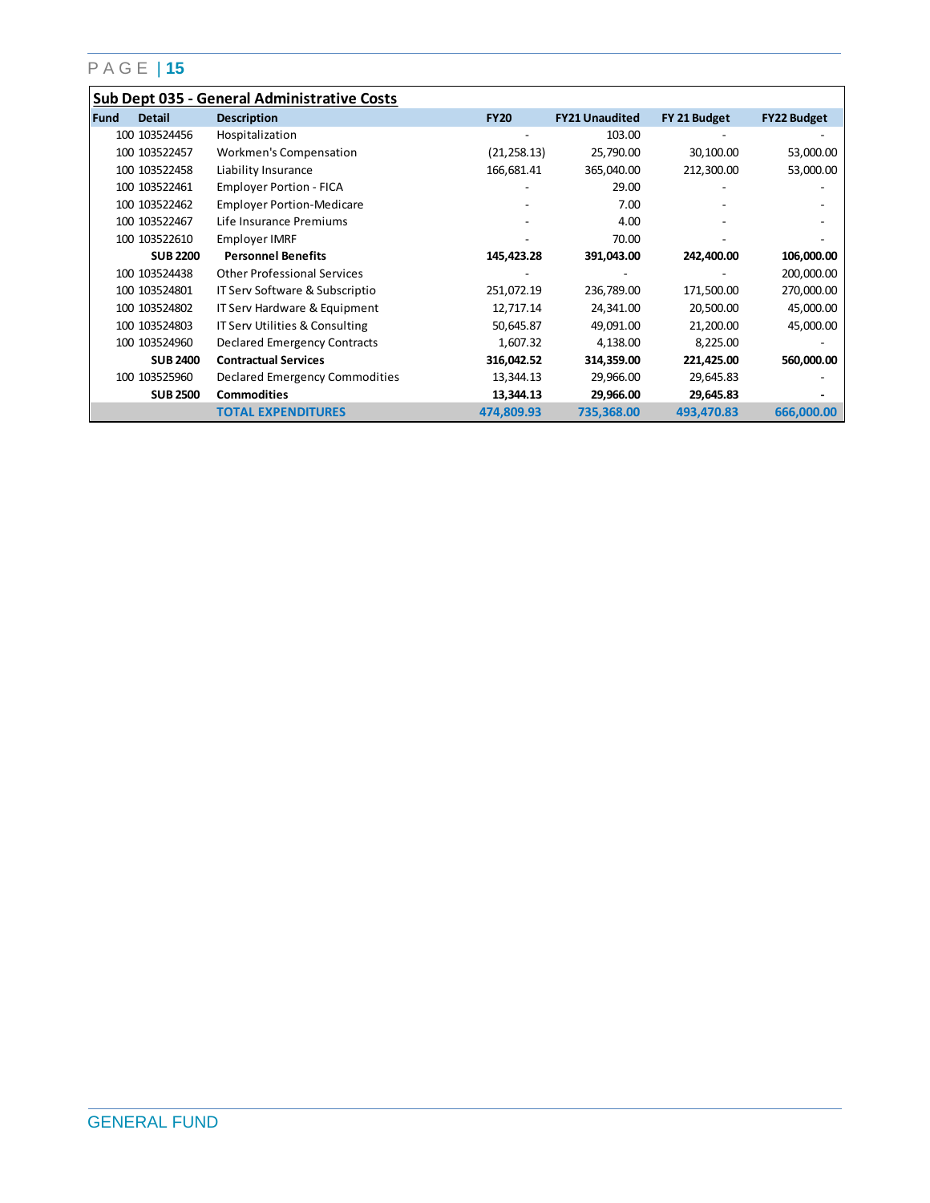## Sub Dept 035 - General Administrative Costs

| Fund | Detail | Description | FY20 | FY21 Unaudited | FY 21 Budget | FY22 Budget |
|---|---|---|---|---|---|---|
| 100 | 103524456 | Hospitalization | - | 103.00 | - | - |
| 100 | 103522457 | Workmen's Compensation | (21,258.13) | 25,790.00 | 30,100.00 | 53,000.00 |
| 100 | 103522458 | Liability Insurance | 166,681.41 | 365,040.00 | 212,300.00 | 53,000.00 |
| 100 | 103522461 | Employer Portion - FICA | - | 29.00 | - | - |
| 100 | 103522462 | Employer Portion-Medicare | - | 7.00 | - | - |
| 100 | 103522467 | Life Insurance Premiums | - | 4.00 | - | - |
| 100 | 103522610 | Employer IMRF | - | 70.00 | - | - |
| | **SUB 2200** | **Personnel Benefits** | **145,423.28** | **391,043.00** | **242,400.00** | **106,000.00** |
| 100 | 103524438 | Other Professional Services | - | - | - | 200,000.00 |
| 100 | 103524801 | IT Serv Software & Subscriptio | 251,072.19 | 236,789.00 | 171,500.00 | 270,000.00 |
| 100 | 103524802 | IT Serv Hardware & Equipment | 12,717.14 | 24,341.00 | 20,500.00 | 45,000.00 |
| 100 | 103524803 | IT Serv Utilities & Consulting | 50,645.87 | 49,091.00 | 21,200.00 | 45,000.00 |
| 100 | 103524960 | Declared Emergency Contracts | 1,607.32 | 4,138.00 | 8,225.00 | - |
| | **SUB 2400** | **Contractual Services** | **316,042.52** | **314,359.00** | **221,425.00** | **560,000.00** |
| 100 | 103525960 | Declared Emergency Commodities | 13,344.13 | 29,966.00 | 29,645.83 | - |
| | **SUB 2500** | **Commodities** | **13,344.13** | **29,966.00** | **29,645.83** | **-** |
| | | **TOTAL EXPENDITURES** | **474,809.93** | **735,368.00** | **493,470.83** | **666,000.00** |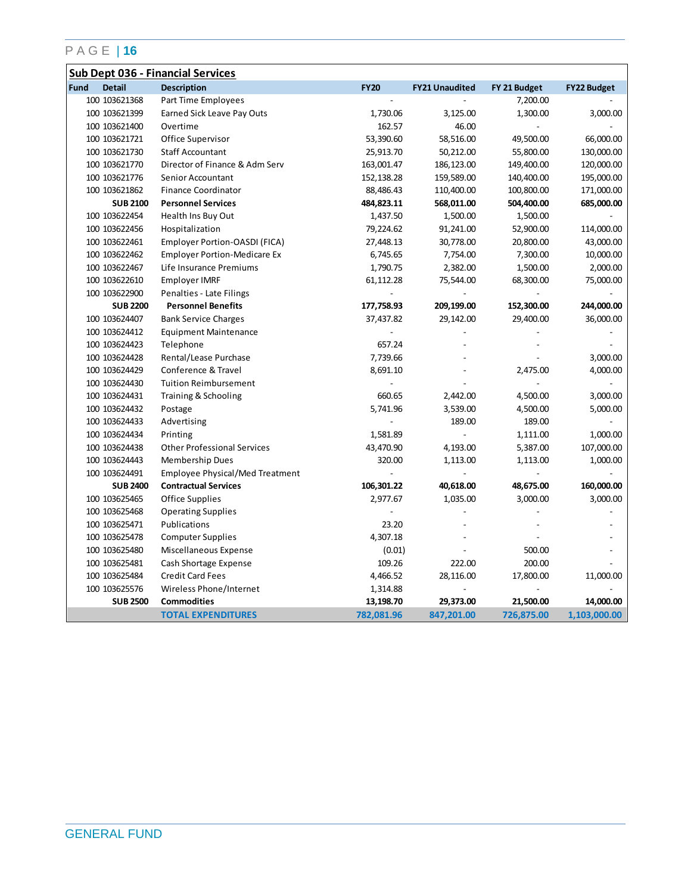## Sub Dept 036 - Financial Services

| Fund | Detail | Description | FY20 | FY21 Unaudited | FY 21 Budget | FY22 Budget |
|---|---|---|---|---|---|---|
| 100 | 103621368 | Part Time Employees | - | - | 7,200.00 | - |
| 100 | 103621399 | Earned Sick Leave Pay Outs | 1,730.06 | 3,125.00 | 1,300.00 | 3,000.00 |
| 100 | 103621400 | Overtime | 162.57 | 46.00 | - | - |
| 100 | 103621721 | Office Supervisor | 53,390.60 | 58,516.00 | 49,500.00 | 66,000.00 |
| 100 | 103621730 | Staff Accountant | 25,913.70 | 50,212.00 | 55,800.00 | 130,000.00 |
| 100 | 103621770 | Director of Finance & Adm Serv | 163,001.47 | 186,123.00 | 149,400.00 | 120,000.00 |
| 100 | 103621776 | Senior Accountant | 152,138.28 | 159,589.00 | 140,400.00 | 195,000.00 |
| 100 | 103621862 | Finance Coordinator | 88,486.43 | 110,400.00 | 100,800.00 | 171,000.00 |
| | **SUB 2100** | **Personnel Services** | **484,823.11** | **568,011.00** | **504,400.00** | **685,000.00** |
| 100 | 103622454 | Health Ins Buy Out | 1,437.50 | 1,500.00 | 1,500.00 | - |
| 100 | 103622456 | Hospitalization | 79,224.62 | 91,241.00 | 52,900.00 | 114,000.00 |
| 100 | 103622461 | Employer Portion-OASDI (FICA) | 27,448.13 | 30,778.00 | 20,800.00 | 43,000.00 |
| 100 | 103622462 | Employer Portion-Medicare Ex | 6,745.65 | 7,754.00 | 7,300.00 | 10,000.00 |
| 100 | 103622467 | Life Insurance Premiums | 1,790.75 | 2,382.00 | 1,500.00 | 2,000.00 |
| 100 | 103622610 | Employer IMRF | 61,112.28 | 75,544.00 | 68,300.00 | 75,000.00 |
| 100 | 103622900 | Penalties - Late Filings | - | - | - | - |
| | **SUB 2200** | **Personnel Benefits** | **177,758.93** | **209,199.00** | **152,300.00** | **244,000.00** |
| 100 | 103624407 | Bank Service Charges | 37,437.82 | 29,142.00 | 29,400.00 | 36,000.00 |
| 100 | 103624412 | Equipment Maintenance | - | - | - | - |
| 100 | 103624423 | Telephone | 657.24 | - | - | - |
| 100 | 103624428 | Rental/Lease Purchase | 7,739.66 | - | - | 3,000.00 |
| 100 | 103624429 | Conference & Travel | 8,691.10 | - | 2,475.00 | 4,000.00 |
| 100 | 103624430 | Tuition Reimbursement | - | - | - | - |
| 100 | 103624431 | Training & Schooling | 660.65 | 2,442.00 | 4,500.00 | 3,000.00 |
| 100 | 103624432 | Postage | 5,741.96 | 3,539.00 | 4,500.00 | 5,000.00 |
| 100 | 103624433 | Advertising | - | 189.00 | 189.00 | - |
| 100 | 103624434 | Printing | 1,581.89 | - | 1,111.00 | 1,000.00 |
| 100 | 103624438 | Other Professional Services | 43,470.90 | 4,193.00 | 5,387.00 | 107,000.00 |
| 100 | 103624443 | Membership Dues | 320.00 | 1,113.00 | 1,113.00 | 1,000.00 |
| 100 | 103624491 | Employee Physical/Med Treatment | - | - | - | - |
| | **SUB 2400** | **Contractual Services** | **106,301.22** | **40,618.00** | **48,675.00** | **160,000.00** |
| 100 | 103625465 | Office Supplies | 2,977.67 | 1,035.00 | 3,000.00 | 3,000.00 |
| 100 | 103625468 | Operating Supplies | - | - | - | - |
| 100 | 103625471 | Publications | 23.20 | - | - | - |
| 100 | 103625478 | Computer Supplies | 4,307.18 | - | - | - |
| 100 | 103625480 | Miscellaneous Expense | (0.01) | - | 500.00 | - |
| 100 | 103625481 | Cash Shortage Expense | 109.26 | 222.00 | 200.00 | - |
| 100 | 103625484 | Credit Card Fees | 4,466.52 | 28,116.00 | 17,800.00 | 11,000.00 |
| 100 | 103625576 | Wireless Phone/Internet | 1,314.88 | - | - | - |
| | **SUB 2500** | **Commodities** | **13,198.70** | **29,373.00** | **21,500.00** | **14,000.00** |
| | | **TOTAL EXPENDITURES** | **782,081.96** | **847,201.00** | **726,875.00** | **1,103,000.00** |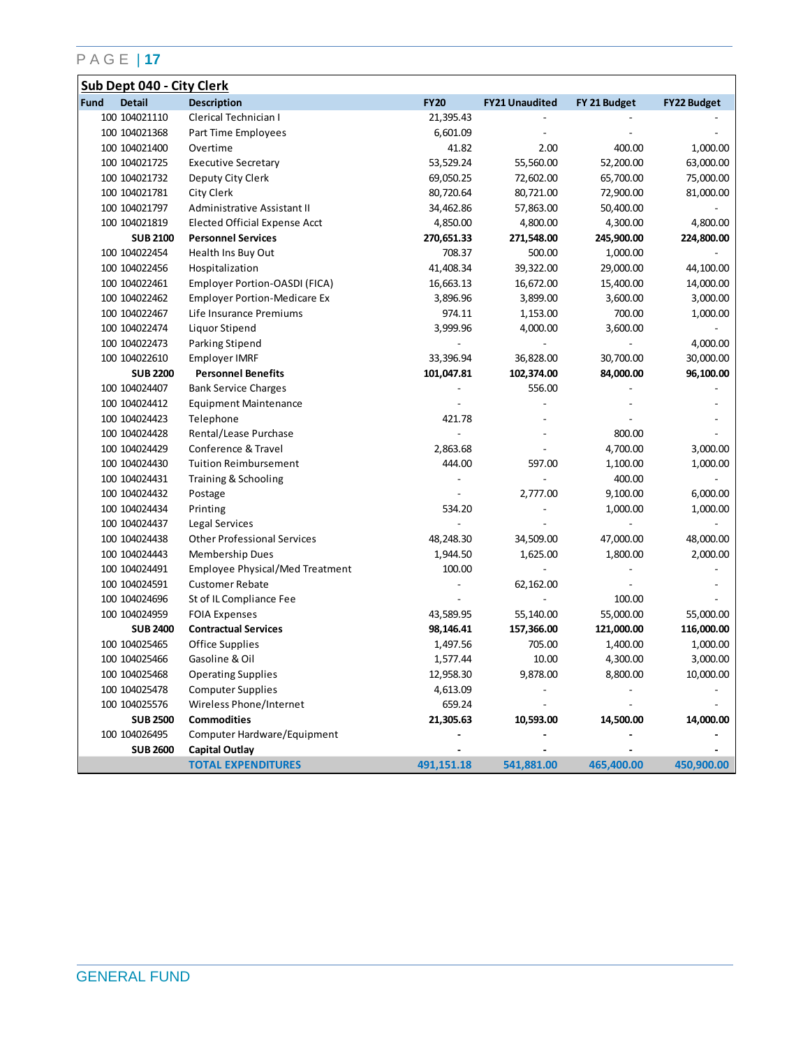## Sub Dept 040 - City Clerk

| Fund | Detail | Description | FY20 | FY21 Unaudited | FY 21 Budget | FY22 Budget |
|---|---|---|---|---|---|---|
| 100 | 104021110 | Clerical Technician I | 21,395.43 | - | - | - |
| 100 | 104021368 | Part Time Employees | 6,601.09 | - | - | - |
| 100 | 104021400 | Overtime | 41.82 | 2.00 | 400.00 | 1,000.00 |
| 100 | 104021725 | Executive Secretary | 53,529.24 | 55,560.00 | 52,200.00 | 63,000.00 |
| 100 | 104021732 | Deputy City Clerk | 69,050.25 | 72,602.00 | 65,700.00 | 75,000.00 |
| 100 | 104021781 | City Clerk | 80,720.64 | 80,721.00 | 72,900.00 | 81,000.00 |
| 100 | 104021797 | Administrative Assistant II | 34,462.86 | 57,863.00 | 50,400.00 | - |
| 100 | 104021819 | Elected Official Expense Acct | 4,850.00 | 4,800.00 | 4,300.00 | 4,800.00 |
| | **SUB 2100** | **Personnel Services** | **270,651.33** | **271,548.00** | **245,900.00** | **224,800.00** |
| 100 | 104022454 | Health Ins Buy Out | 708.37 | 500.00 | 1,000.00 | - |
| 100 | 104022456 | Hospitalization | 41,408.34 | 39,322.00 | 29,000.00 | 44,100.00 |
| 100 | 104022461 | Employer Portion-OASDI (FICA) | 16,663.13 | 16,672.00 | 15,400.00 | 14,000.00 |
| 100 | 104022462 | Employer Portion-Medicare Ex | 3,896.96 | 3,899.00 | 3,600.00 | 3,000.00 |
| 100 | 104022467 | Life Insurance Premiums | 974.11 | 1,153.00 | 700.00 | 1,000.00 |
| 100 | 104022474 | Liquor Stipend | 3,999.96 | 4,000.00 | 3,600.00 | - |
| 100 | 104022473 | Parking Stipend | - | - | - | 4,000.00 |
| 100 | 104022610 | Employer IMRF | 33,396.94 | 36,828.00 | 30,700.00 | 30,000.00 |
| | **SUB 2200** | **Personnel Benefits** | **101,047.81** | **102,374.00** | **84,000.00** | **96,100.00** |
| 100 | 104024407 | Bank Service Charges | - | 556.00 | - | - |
| 100 | 104024412 | Equipment Maintenance | - | - | - | - |
| 100 | 104024423 | Telephone | 421.78 | - | - | - |
| 100 | 104024428 | Rental/Lease Purchase | - | - | 800.00 | - |
| 100 | 104024429 | Conference & Travel | 2,863.68 | - | 4,700.00 | 3,000.00 |
| 100 | 104024430 | Tuition Reimbursement | 444.00 | 597.00 | 1,100.00 | 1,000.00 |
| 100 | 104024431 | Training & Schooling | - | - | 400.00 | - |
| 100 | 104024432 | Postage | - | 2,777.00 | 9,100.00 | 6,000.00 |
| 100 | 104024434 | Printing | 534.20 | - | 1,000.00 | 1,000.00 |
| 100 | 104024437 | Legal Services | - | - | - | - |
| 100 | 104024438 | Other Professional Services | 48,248.30 | 34,509.00 | 47,000.00 | 48,000.00 |
| 100 | 104024443 | Membership Dues | 1,944.50 | 1,625.00 | 1,800.00 | 2,000.00 |
| 100 | 104024491 | Employee Physical/Med Treatment | 100.00 | - | - | - |
| 100 | 104024591 | Customer Rebate | - | 62,162.00 | - | - |
| 100 | 104024696 | St of IL Compliance Fee | - | - | 100.00 | - |
| 100 | 104024959 | FOIA Expenses | 43,589.95 | 55,140.00 | 55,000.00 | 55,000.00 |
| | **SUB 2400** | **Contractual Services** | **98,146.41** | **157,366.00** | **121,000.00** | **116,000.00** |
| 100 | 104025465 | Office Supplies | 1,497.56 | 705.00 | 1,400.00 | 1,000.00 |
| 100 | 104025466 | Gasoline & Oil | 1,577.44 | 10.00 | 4,300.00 | 3,000.00 |
| 100 | 104025468 | Operating Supplies | 12,958.30 | 9,878.00 | 8,800.00 | 10,000.00 |
| 100 | 104025478 | Computer Supplies | 4,613.09 | - | - | - |
| 100 | 104025576 | Wireless Phone/Internet | 659.24 | - | - | - |
| | **SUB 2500** | **Commodities** | **21,305.63** | **10,593.00** | **14,500.00** | **14,000.00** |
| 100 | 104026495 | Computer Hardware/Equipment | - | - | - | - |
| | **SUB 2600** | **Capital Outlay** | - | - | - | - |
| | | **TOTAL EXPENDITURES** | **491,151.18** | **541,881.00** | **465,400.00** | **450,900.00** |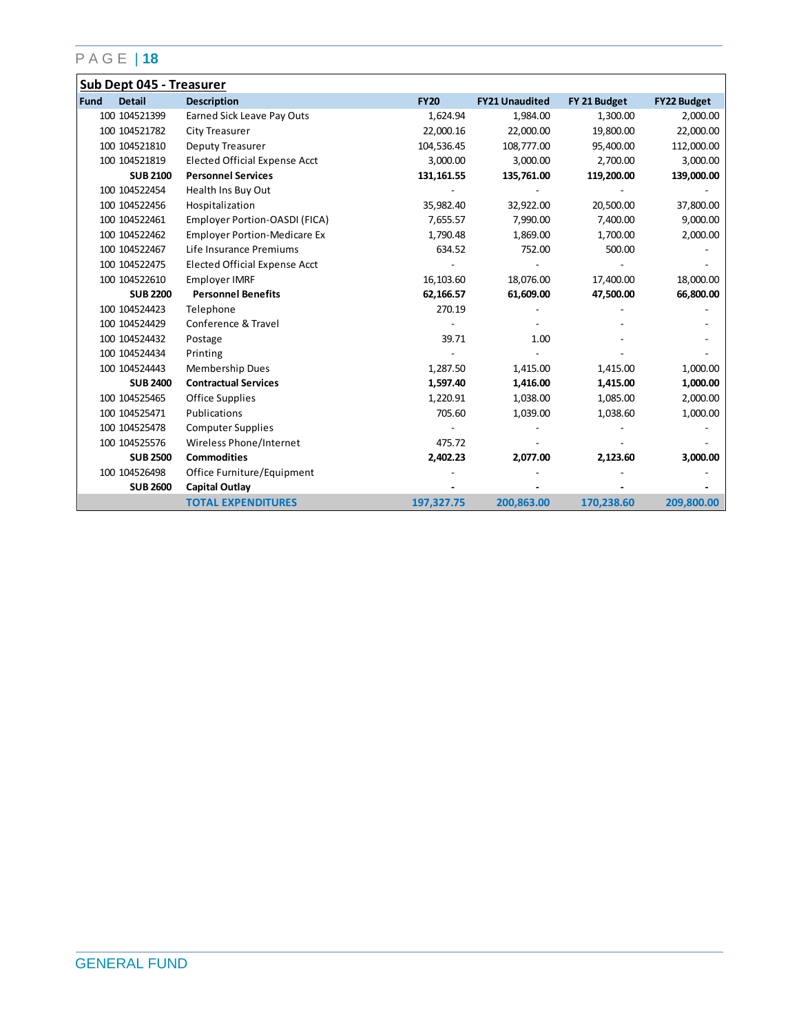## Sub Dept 045 - Treasurer

| Fund | Detail | Description | FY20 | FY21 Unaudited | FY 21 Budget | FY22 Budget |
|---|---|---|---|---|---|---|
| 100 | 104521399 | Earned Sick Leave Pay Outs | 1,624.94 | 1,984.00 | 1,300.00 | 2,000.00 |
| 100 | 104521782 | City Treasurer | 22,000.16 | 22,000.00 | 19,800.00 | 22,000.00 |
| 100 | 104521810 | Deputy Treasurer | 104,536.45 | 108,777.00 | 95,400.00 | 112,000.00 |
| 100 | 104521819 | Elected Official Expense Acct | 3,000.00 | 3,000.00 | 2,700.00 | 3,000.00 |
| | **SUB 2100** | **Personnel Services** | **131,161.55** | **135,761.00** | **119,200.00** | **139,000.00** |
| 100 | 104522454 | Health Ins Buy Out | - | - | - | - |
| 100 | 104522456 | Hospitalization | 35,982.40 | 32,922.00 | 20,500.00 | 37,800.00 |
| 100 | 104522461 | Employer Portion-OASDI (FICA) | 7,655.57 | 7,990.00 | 7,400.00 | 9,000.00 |
| 100 | 104522462 | Employer Portion-Medicare Ex | 1,790.48 | 1,869.00 | 1,700.00 | 2,000.00 |
| 100 | 104522467 | Life Insurance Premiums | 634.52 | 752.00 | 500.00 | - |
| 100 | 104522475 | Elected Official Expense Acct | - | - | - | - |
| 100 | 104522610 | Employer IMRF | 16,103.60 | 18,076.00 | 17,400.00 | 18,000.00 |
| | **SUB 2200** | **Personnel Benefits** | **62,166.57** | **61,609.00** | **47,500.00** | **66,800.00** |
| 100 | 104524423 | Telephone | 270.19 | - | - | - |
| 100 | 104524429 | Conference & Travel | - | - | - | - |
| 100 | 104524432 | Postage | 39.71 | 1.00 | - | - |
| 100 | 104524434 | Printing | - | - | - | - |
| 100 | 104524443 | Membership Dues | 1,287.50 | 1,415.00 | 1,415.00 | 1,000.00 |
| | **SUB 2400** | **Contractual Services** | **1,597.40** | **1,416.00** | **1,415.00** | **1,000.00** |
| 100 | 104525465 | Office Supplies | 1,220.91 | 1,038.00 | 1,085.00 | 2,000.00 |
| 100 | 104525471 | Publications | 705.60 | 1,039.00 | 1,038.60 | 1,000.00 |
| 100 | 104525478 | Computer Supplies | - | - | - | - |
| 100 | 104525576 | Wireless Phone/Internet | 475.72 | - | - | - |
| | **SUB 2500** | **Commodities** | **2,402.23** | **2,077.00** | **2,123.60** | **3,000.00** |
| 100 | 104526498 | Office Furniture/Equipment | - | - | - | - |
| | **SUB 2600** | **Capital Outlay** | **-** | **-** | **-** | **-** |
| | | **TOTAL EXPENDITURES** | **197,327.75** | **200,863.00** | **170,238.60** | **209,800.00** |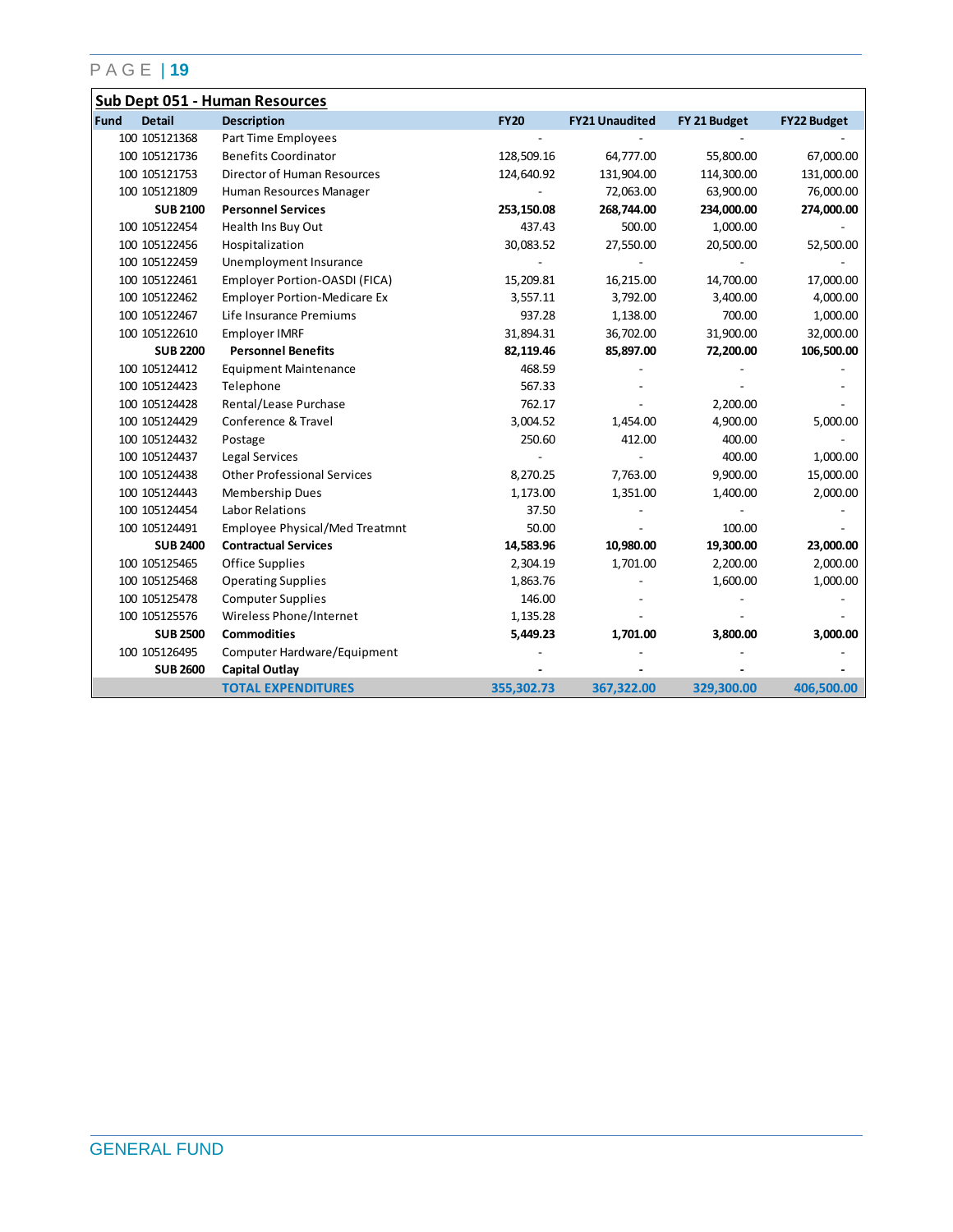## Sub Dept 051 - Human Resources

| Fund | Detail | Description | FY20 | FY21 Unaudited | FY 21 Budget | FY22 Budget |
|---|---|---|---|---|---|---|
| 100 | 105121368 | Part Time Employees | - | - | - | - |
| 100 | 105121736 | Benefits Coordinator | 128,509.16 | 64,777.00 | 55,800.00 | 67,000.00 |
| 100 | 105121753 | Director of Human Resources | 124,640.92 | 131,904.00 | 114,300.00 | 131,000.00 |
| 100 | 105121809 | Human Resources Manager | - | 72,063.00 | 63,900.00 | 76,000.00 |
| | **SUB 2100** | **Personnel Services** | **253,150.08** | **268,744.00** | **234,000.00** | **274,000.00** |
| 100 | 105122454 | Health Ins Buy Out | 437.43 | 500.00 | 1,000.00 | - |
| 100 | 105122456 | Hospitalization | 30,083.52 | 27,550.00 | 20,500.00 | 52,500.00 |
| 100 | 105122459 | Unemployment Insurance | - | - | - | - |
| 100 | 105122461 | Employer Portion-OASDI (FICA) | 15,209.81 | 16,215.00 | 14,700.00 | 17,000.00 |
| 100 | 105122462 | Employer Portion-Medicare Ex | 3,557.11 | 3,792.00 | 3,400.00 | 4,000.00 |
| 100 | 105122467 | Life Insurance Premiums | 937.28 | 1,138.00 | 700.00 | 1,000.00 |
| 100 | 105122610 | Employer IMRF | 31,894.31 | 36,702.00 | 31,900.00 | 32,000.00 |
| | **SUB 2200** | **Personnel Benefits** | **82,119.46** | **85,897.00** | **72,200.00** | **106,500.00** |
| 100 | 105124412 | Equipment Maintenance | 468.59 | - | - | - |
| 100 | 105124423 | Telephone | 567.33 | - | - | - |
| 100 | 105124428 | Rental/Lease Purchase | 762.17 | - | 2,200.00 | - |
| 100 | 105124429 | Conference & Travel | 3,004.52 | 1,454.00 | 4,900.00 | 5,000.00 |
| 100 | 105124432 | Postage | 250.60 | 412.00 | 400.00 | - |
| 100 | 105124437 | Legal Services | - | - | 400.00 | 1,000.00 |
| 100 | 105124438 | Other Professional Services | 8,270.25 | 7,763.00 | 9,900.00 | 15,000.00 |
| 100 | 105124443 | Membership Dues | 1,173.00 | 1,351.00 | 1,400.00 | 2,000.00 |
| 100 | 105124454 | Labor Relations | 37.50 | - | - | - |
| 100 | 105124491 | Employee Physical/Med Treatmnt | 50.00 | - | 100.00 | - |
| | **SUB 2400** | **Contractual Services** | **14,583.96** | **10,980.00** | **19,300.00** | **23,000.00** |
| 100 | 105125465 | Office Supplies | 2,304.19 | 1,701.00 | 2,200.00 | 2,000.00 |
| 100 | 105125468 | Operating Supplies | 1,863.76 | - | 1,600.00 | 1,000.00 |
| 100 | 105125478 | Computer Supplies | 146.00 | - | - | - |
| 100 | 105125576 | Wireless Phone/Internet | 1,135.28 | - | - | - |
| | **SUB 2500** | **Commodities** | **5,449.23** | **1,701.00** | **3,800.00** | **3,000.00** |
| 100 | 105126495 | Computer Hardware/Equipment | - | - | - | - |
| | **SUB 2600** | **Capital Outlay** | **-** | **-** | **-** | **-** |
| | | **TOTAL EXPENDITURES** | **355,302.73** | **367,322.00** | **329,300.00** | **406,500.00** |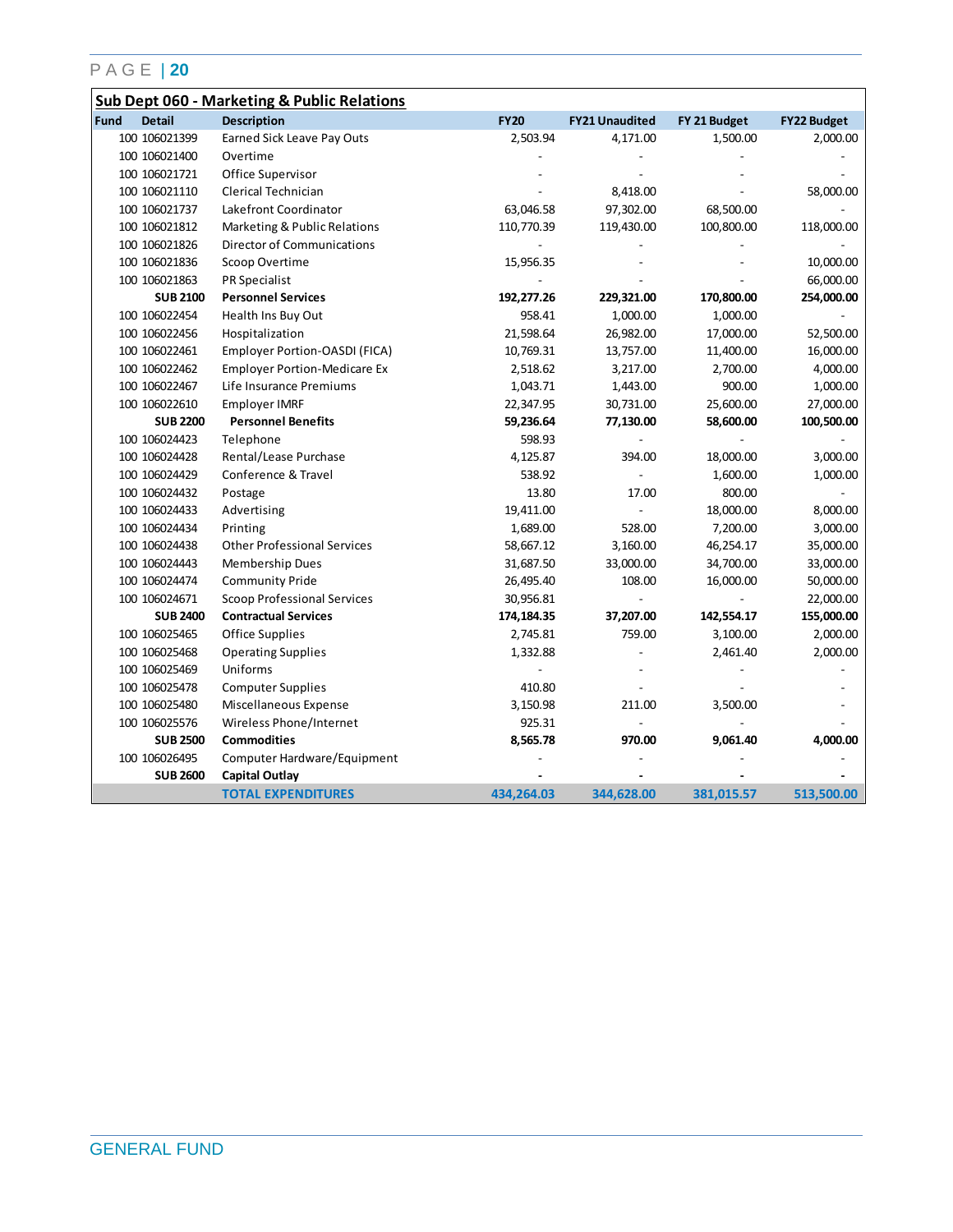## Sub Dept 060 - Marketing & Public Relations

| Fund | Detail | Description | FY20 | FY21 Unaudited | FY 21 Budget | FY22 Budget |
|---|---|---|---|---|---|---|
| 100 | 106021399 | Earned Sick Leave Pay Outs | 2,503.94 | 4,171.00 | 1,500.00 | 2,000.00 |
| 100 | 106021400 | Overtime | - | - | - | - |
| 100 | 106021721 | Office Supervisor | - | - | - | - |
| 100 | 106021110 | Clerical Technician | - | 8,418.00 | - | 58,000.00 |
| 100 | 106021737 | Lakefront Coordinator | 63,046.58 | 97,302.00 | 68,500.00 | - |
| 100 | 106021812 | Marketing & Public Relations | 110,770.39 | 119,430.00 | 100,800.00 | 118,000.00 |
| 100 | 106021826 | Director of Communications | - | - | - | - |
| 100 | 106021836 | Scoop Overtime | 15,956.35 | - | - | 10,000.00 |
| 100 | 106021863 | PR Specialist | - | - | - | 66,000.00 |
| | **SUB 2100** | **Personnel Services** | **192,277.26** | **229,321.00** | **170,800.00** | **254,000.00** |
| 100 | 106022454 | Health Ins Buy Out | 958.41 | 1,000.00 | 1,000.00 | - |
| 100 | 106022456 | Hospitalization | 21,598.64 | 26,982.00 | 17,000.00 | 52,500.00 |
| 100 | 106022461 | Employer Portion-OASDI (FICA) | 10,769.31 | 13,757.00 | 11,400.00 | 16,000.00 |
| 100 | 106022462 | Employer Portion-Medicare Ex | 2,518.62 | 3,217.00 | 2,700.00 | 4,000.00 |
| 100 | 106022467 | Life Insurance Premiums | 1,043.71 | 1,443.00 | 900.00 | 1,000.00 |
| 100 | 106022610 | Employer IMRF | 22,347.95 | 30,731.00 | 25,600.00 | 27,000.00 |
| | **SUB 2200** | **Personnel Benefits** | **59,236.64** | **77,130.00** | **58,600.00** | **100,500.00** |
| 100 | 106024423 | Telephone | 598.93 | - | - | - |
| 100 | 106024428 | Rental/Lease Purchase | 4,125.87 | 394.00 | 18,000.00 | 3,000.00 |
| 100 | 106024429 | Conference & Travel | 538.92 | - | 1,600.00 | 1,000.00 |
| 100 | 106024432 | Postage | 13.80 | 17.00 | 800.00 | - |
| 100 | 106024433 | Advertising | 19,411.00 | - | 18,000.00 | 8,000.00 |
| 100 | 106024434 | Printing | 1,689.00 | 528.00 | 7,200.00 | 3,000.00 |
| 100 | 106024438 | Other Professional Services | 58,667.12 | 3,160.00 | 46,254.17 | 35,000.00 |
| 100 | 106024443 | Membership Dues | 31,687.50 | 33,000.00 | 34,700.00 | 33,000.00 |
| 100 | 106024474 | Community Pride | 26,495.40 | 108.00 | 16,000.00 | 50,000.00 |
| 100 | 106024671 | Scoop Professional Services | 30,956.81 | - | - | 22,000.00 |
| | **SUB 2400** | **Contractual Services** | **174,184.35** | **37,207.00** | **142,554.17** | **155,000.00** |
| 100 | 106025465 | Office Supplies | 2,745.81 | 759.00 | 3,100.00 | 2,000.00 |
| 100 | 106025468 | Operating Supplies | 1,332.88 | - | 2,461.40 | 2,000.00 |
| 100 | 106025469 | Uniforms | - | - | - | - |
| 100 | 106025478 | Computer Supplies | 410.80 | - | - | - |
| 100 | 106025480 | Miscellaneous Expense | 3,150.98 | 211.00 | 3,500.00 | - |
| 100 | 106025576 | Wireless Phone/Internet | 925.31 | - | - | - |
| | **SUB 2500** | **Commodities** | **8,565.78** | **970.00** | **9,061.40** | **4,000.00** |
| 100 | 106026495 | Computer Hardware/Equipment | - | - | - | - |
| | **SUB 2600** | **Capital Outlay** | **-** | **-** | **-** | **-** |
| | | **TOTAL EXPENDITURES** | **434,264.03** | **344,628.00** | **381,015.57** | **513,500.00** |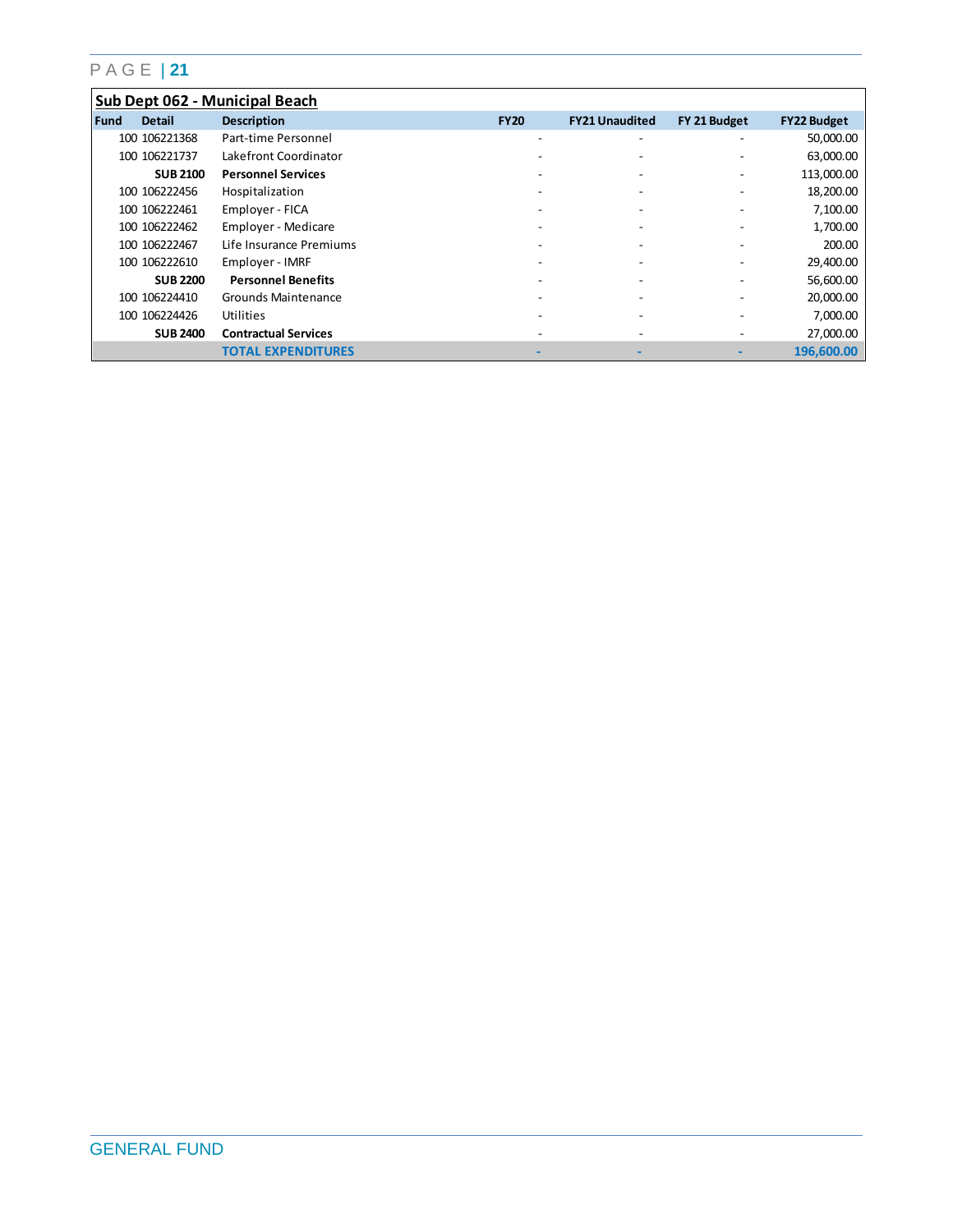## Sub Dept 062 - Municipal Beach

| Fund | Detail | Description | FY20 | FY21 Unaudited | FY 21 Budget | FY22 Budget |
|---|---|---|---|---|---|---|
| 100 | 106221368 | Part-time Personnel | - | - | - | 50,000.00 |
| 100 | 106221737 | Lakefront Coordinator | - | - | - | 63,000.00 |
| | **SUB 2100** | **Personnel Services** | - | - | - | 113,000.00 |
| 100 | 106222456 | Hospitalization | - | - | - | 18,200.00 |
| 100 | 106222461 | Employer - FICA | - | - | - | 7,100.00 |
| 100 | 106222462 | Employer - Medicare | - | - | - | 1,700.00 |
| 100 | 106222467 | Life Insurance Premiums | - | - | - | 200.00 |
| 100 | 106222610 | Employer - IMRF | - | - | - | 29,400.00 |
| | **SUB 2200** | **Personnel Benefits** | - | - | - | 56,600.00 |
| 100 | 106224410 | Grounds Maintenance | - | - | - | 20,000.00 |
| 100 | 106224426 | Utilities | - | - | - | 7,000.00 |
| | **SUB 2400** | **Contractual Services** | - | - | - | 27,000.00 |
| | | **TOTAL EXPENDITURES** | **-** | **-** | **-** | **196,600.00** |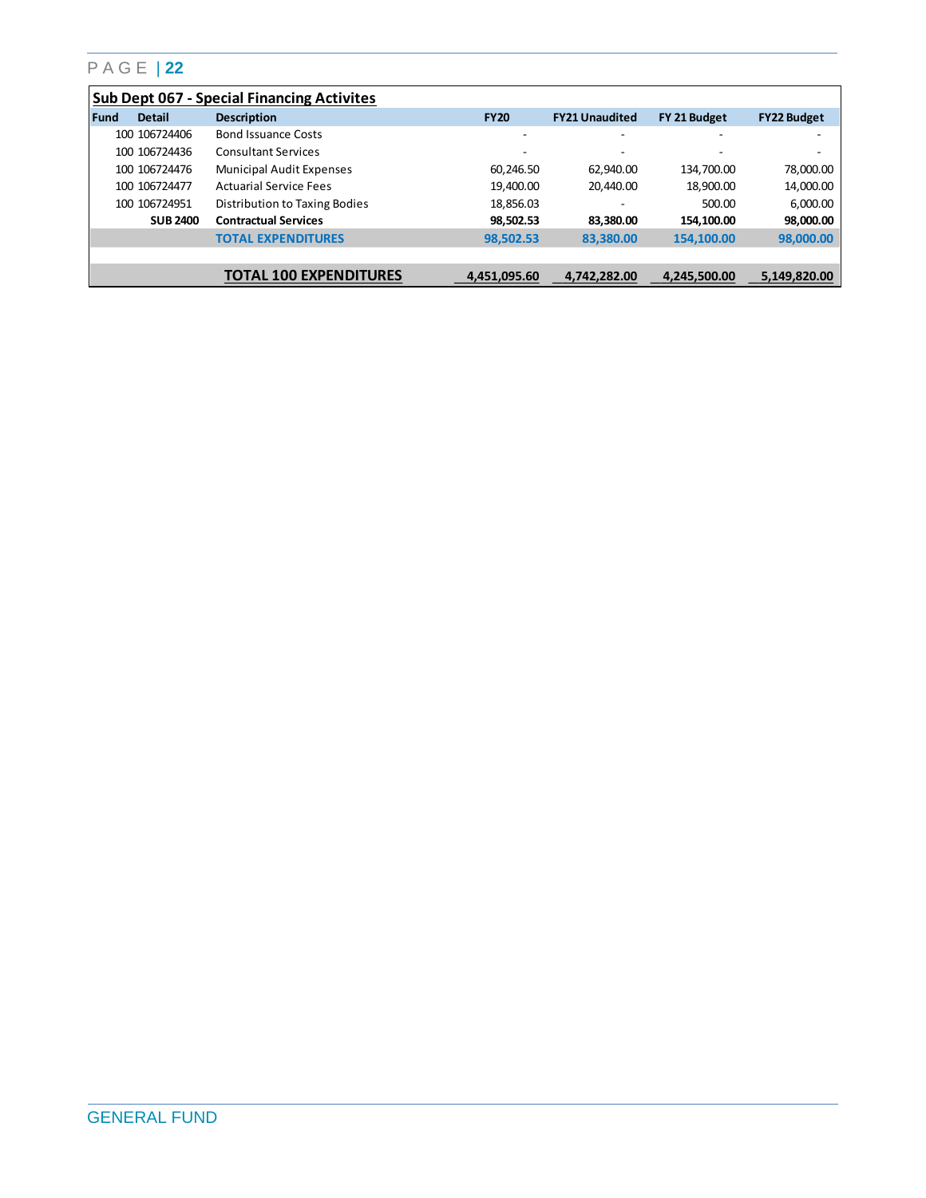## Sub Dept 067 - Special Financing Activites

| Fund | Detail | Description | FY20 | FY21 Unaudited | FY 21 Budget | FY22 Budget |
|---|---|---|---|---|---|---|
| 100 | 106724406 | Bond Issuance Costs | - | - | - | - |
| 100 | 106724436 | Consultant Services | - | - | - | - |
| 100 | 106724476 | Municipal Audit Expenses | 60,246.50 | 62,940.00 | 134,700.00 | 78,000.00 |
| 100 | 106724477 | Actuarial Service Fees | 19,400.00 | 20,440.00 | 18,900.00 | 14,000.00 |
| 100 | 106724951 | Distribution to Taxing Bodies | 18,856.03 | - | 500.00 | 6,000.00 |
| | **SUB 2400** | **Contractual Services** | **98,502.53** | **83,380.00** | **154,100.00** | **98,000.00** |
| | | **TOTAL EXPENDITURES** | **98,502.53** | **83,380.00** | **154,100.00** | **98,000.00** |
| | | | | | | |
| | | **TOTAL 100 EXPENDITURES** | **4,451,095.60** | **4,742,282.00** | **4,245,500.00** | **5,149,820.00** |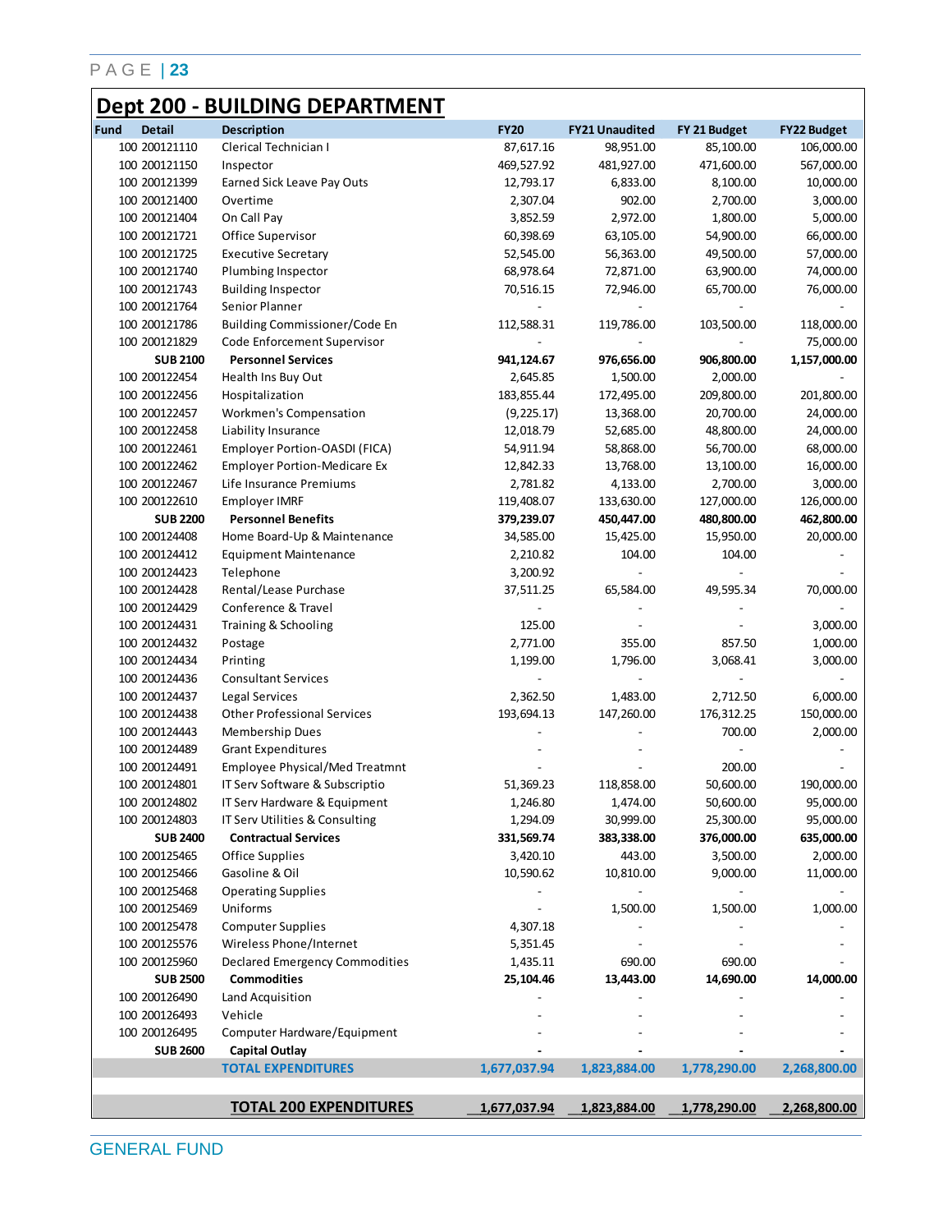# Dept 200 - BUILDING DEPARTMENT

| Fund | Detail | Description | FY20 | FY21 Unaudited | FY 21 Budget | FY22 Budget |
|---|---|---|---|---|---|---|
| 100 | 200121110 | Clerical Technician I | 87,617.16 | 98,951.00 | 85,100.00 | 106,000.00 |
| 100 | 200121150 | Inspector | 469,527.92 | 481,927.00 | 471,600.00 | 567,000.00 |
| 100 | 200121399 | Earned Sick Leave Pay Outs | 12,793.17 | 6,833.00 | 8,100.00 | 10,000.00 |
| 100 | 200121400 | Overtime | 2,307.04 | 902.00 | 2,700.00 | 3,000.00 |
| 100 | 200121404 | On Call Pay | 3,852.59 | 2,972.00 | 1,800.00 | 5,000.00 |
| 100 | 200121721 | Office Supervisor | 60,398.69 | 63,105.00 | 54,900.00 | 66,000.00 |
| 100 | 200121725 | Executive Secretary | 52,545.00 | 56,363.00 | 49,500.00 | 57,000.00 |
| 100 | 200121740 | Plumbing Inspector | 68,978.64 | 72,871.00 | 63,900.00 | 74,000.00 |
| 100 | 200121743 | Building Inspector | 70,516.15 | 72,946.00 | 65,700.00 | 76,000.00 |
| 100 | 200121764 | Senior Planner | - | - | - | - |
| 100 | 200121786 | Building Commissioner/Code En | 112,588.31 | 119,786.00 | 103,500.00 | 118,000.00 |
| 100 | 200121829 | Code Enforcement Supervisor | - | - | - | 75,000.00 |
| | **SUB 2100** | **Personnel Services** | **941,124.67** | **976,656.00** | **906,800.00** | **1,157,000.00** |
| 100 | 200122454 | Health Ins Buy Out | 2,645.85 | 1,500.00 | 2,000.00 | - |
| 100 | 200122456 | Hospitalization | 183,855.44 | 172,495.00 | 209,800.00 | 201,800.00 |
| 100 | 200122457 | Workmen's Compensation | (9,225.17) | 13,368.00 | 20,700.00 | 24,000.00 |
| 100 | 200122458 | Liability Insurance | 12,018.79 | 52,685.00 | 48,800.00 | 24,000.00 |
| 100 | 200122461 | Employer Portion-OASDI (FICA) | 54,911.94 | 58,868.00 | 56,700.00 | 68,000.00 |
| 100 | 200122462 | Employer Portion-Medicare Ex | 12,842.33 | 13,768.00 | 13,100.00 | 16,000.00 |
| 100 | 200122467 | Life Insurance Premiums | 2,781.82 | 4,133.00 | 2,700.00 | 3,000.00 |
| 100 | 200122610 | Employer IMRF | 119,408.07 | 133,630.00 | 127,000.00 | 126,000.00 |
| | **SUB 2200** | **Personnel Benefits** | **379,239.07** | **450,447.00** | **480,800.00** | **462,800.00** |
| 100 | 200124408 | Home Board-Up & Maintenance | 34,585.00 | 15,425.00 | 15,950.00 | 20,000.00 |
| 100 | 200124412 | Equipment Maintenance | 2,210.82 | 104.00 | 104.00 | - |
| 100 | 200124423 | Telephone | 3,200.92 | - | - | - |
| 100 | 200124428 | Rental/Lease Purchase | 37,511.25 | 65,584.00 | 49,595.34 | 70,000.00 |
| 100 | 200124429 | Conference & Travel | - | - | - | - |
| 100 | 200124431 | Training & Schooling | 125.00 | - | - | 3,000.00 |
| 100 | 200124432 | Postage | 2,771.00 | 355.00 | 857.50 | 1,000.00 |
| 100 | 200124434 | Printing | 1,199.00 | 1,796.00 | 3,068.41 | 3,000.00 |
| 100 | 200124436 | Consultant Services | - | - | - | - |
| 100 | 200124437 | Legal Services | 2,362.50 | 1,483.00 | 2,712.50 | 6,000.00 |
| 100 | 200124438 | Other Professional Services | 193,694.13 | 147,260.00 | 176,312.25 | 150,000.00 |
| 100 | 200124443 | Membership Dues | - | - | 700.00 | 2,000.00 |
| 100 | 200124489 | Grant Expenditures | - | - | - | - |
| 100 | 200124491 | Employee Physical/Med Treatmnt | - | - | 200.00 | - |
| 100 | 200124801 | IT Serv Software & Subscriptio | 51,369.23 | 118,858.00 | 50,600.00 | 190,000.00 |
| 100 | 200124802 | IT Serv Hardware & Equipment | 1,246.80 | 1,474.00 | 50,600.00 | 95,000.00 |
| 100 | 200124803 | IT Serv Utilities & Consulting | 1,294.09 | 30,999.00 | 25,300.00 | 95,000.00 |
| | **SUB 2400** | **Contractual Services** | **331,569.74** | **383,338.00** | **376,000.00** | **635,000.00** |
| 100 | 200125465 | Office Supplies | 3,420.10 | 443.00 | 3,500.00 | 2,000.00 |
| 100 | 200125466 | Gasoline & Oil | 10,590.62 | 10,810.00 | 9,000.00 | 11,000.00 |
| 100 | 200125468 | Operating Supplies | - | - | - | - |
| 100 | 200125469 | Uniforms | - | 1,500.00 | 1,500.00 | 1,000.00 |
| 100 | 200125478 | Computer Supplies | 4,307.18 | - | - | - |
| 100 | 200125576 | Wireless Phone/Internet | 5,351.45 | - | - | - |
| 100 | 200125960 | Declared Emergency Commodities | 1,435.11 | 690.00 | 690.00 | - |
| | **SUB 2500** | **Commodities** | **25,104.46** | **13,443.00** | **14,690.00** | **14,000.00** |
| 100 | 200126490 | Land Acquisition | - | - | - | - |
| 100 | 200126493 | Vehicle | - | - | - | - |
| 100 | 200126495 | Computer Hardware/Equipment | - | - | - | - |
| | **SUB 2600** | **Capital Outlay** | **-** | **-** | **-** | **-** |
| | | **TOTAL EXPENDITURES** | **1,677,037.94** | **1,823,884.00** | **1,778,290.00** | **2,268,800.00** |
| | | **TOTAL 200 EXPENDITURES** | **1,677,037.94** | **1,823,884.00** | **1,778,290.00** | **2,268,800.00** |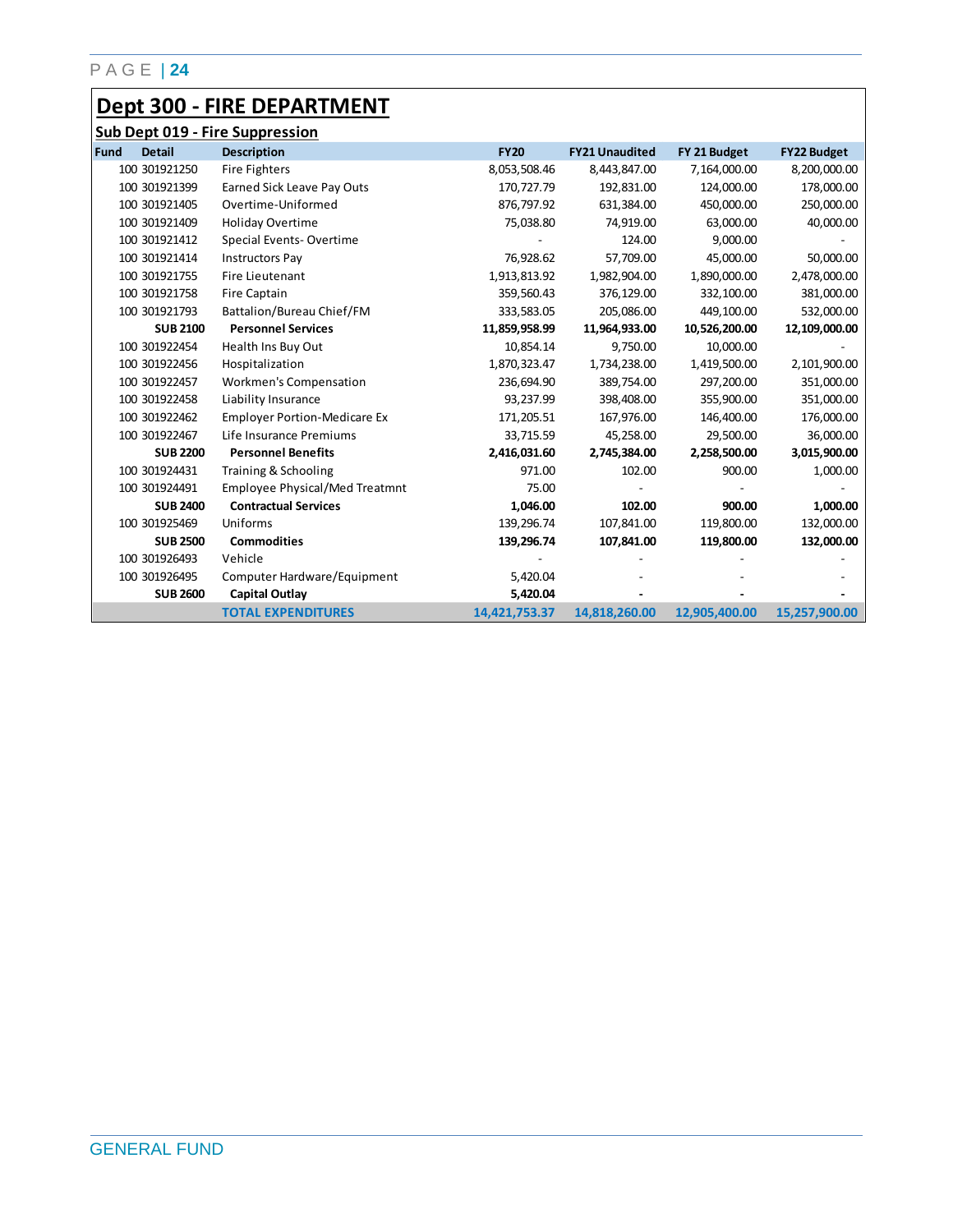# Dept 300 - FIRE DEPARTMENT

## Sub Dept 019 - Fire Suppression

| Fund | Detail | Description | FY20 | FY21 Unaudited | FY 21 Budget | FY22 Budget |
|---|---|---|---|---|---|---|
| 100 | 301921250 | Fire Fighters | 8,053,508.46 | 8,443,847.00 | 7,164,000.00 | 8,200,000.00 |
| 100 | 301921399 | Earned Sick Leave Pay Outs | 170,727.79 | 192,831.00 | 124,000.00 | 178,000.00 |
| 100 | 301921405 | Overtime-Uniformed | 876,797.92 | 631,384.00 | 450,000.00 | 250,000.00 |
| 100 | 301921409 | Holiday Overtime | 75,038.80 | 74,919.00 | 63,000.00 | 40,000.00 |
| 100 | 301921412 | Special Events- Overtime | - | 124.00 | 9,000.00 | - |
| 100 | 301921414 | Instructors Pay | 76,928.62 | 57,709.00 | 45,000.00 | 50,000.00 |
| 100 | 301921755 | Fire Lieutenant | 1,913,813.92 | 1,982,904.00 | 1,890,000.00 | 2,478,000.00 |
| 100 | 301921758 | Fire Captain | 359,560.43 | 376,129.00 | 332,100.00 | 381,000.00 |
| 100 | 301921793 | Battalion/Bureau Chief/FM | 333,583.05 | 205,086.00 | 449,100.00 | 532,000.00 |
| | **SUB 2100** | **Personnel Services** | **11,859,958.99** | **11,964,933.00** | **10,526,200.00** | **12,109,000.00** |
| 100 | 301922454 | Health Ins Buy Out | 10,854.14 | 9,750.00 | 10,000.00 | - |
| 100 | 301922456 | Hospitalization | 1,870,323.47 | 1,734,238.00 | 1,419,500.00 | 2,101,900.00 |
| 100 | 301922457 | Workmen's Compensation | 236,694.90 | 389,754.00 | 297,200.00 | 351,000.00 |
| 100 | 301922458 | Liability Insurance | 93,237.99 | 398,408.00 | 355,900.00 | 351,000.00 |
| 100 | 301922462 | Employer Portion-Medicare Ex | 171,205.51 | 167,976.00 | 146,400.00 | 176,000.00 |
| 100 | 301922467 | Life Insurance Premiums | 33,715.59 | 45,258.00 | 29,500.00 | 36,000.00 |
| | **SUB 2200** | **Personnel Benefits** | **2,416,031.60** | **2,745,384.00** | **2,258,500.00** | **3,015,900.00** |
| 100 | 301924431 | Training & Schooling | 971.00 | 102.00 | 900.00 | 1,000.00 |
| 100 | 301924491 | Employee Physical/Med Treatmnt | 75.00 | - | - | - |
| | **SUB 2400** | **Contractual Services** | **1,046.00** | **102.00** | **900.00** | **1,000.00** |
| 100 | 301925469 | Uniforms | 139,296.74 | 107,841.00 | 119,800.00 | 132,000.00 |
| | **SUB 2500** | **Commodities** | **139,296.74** | **107,841.00** | **119,800.00** | **132,000.00** |
| 100 | 301926493 | Vehicle | - | - | - | - |
| 100 | 301926495 | Computer Hardware/Equipment | 5,420.04 | - | - | - |
| | **SUB 2600** | **Capital Outlay** | **5,420.04** | **-** | **-** | **-** |
| | | **TOTAL EXPENDITURES** | **14,421,753.37** | **14,818,260.00** | **12,905,400.00** | **15,257,900.00** |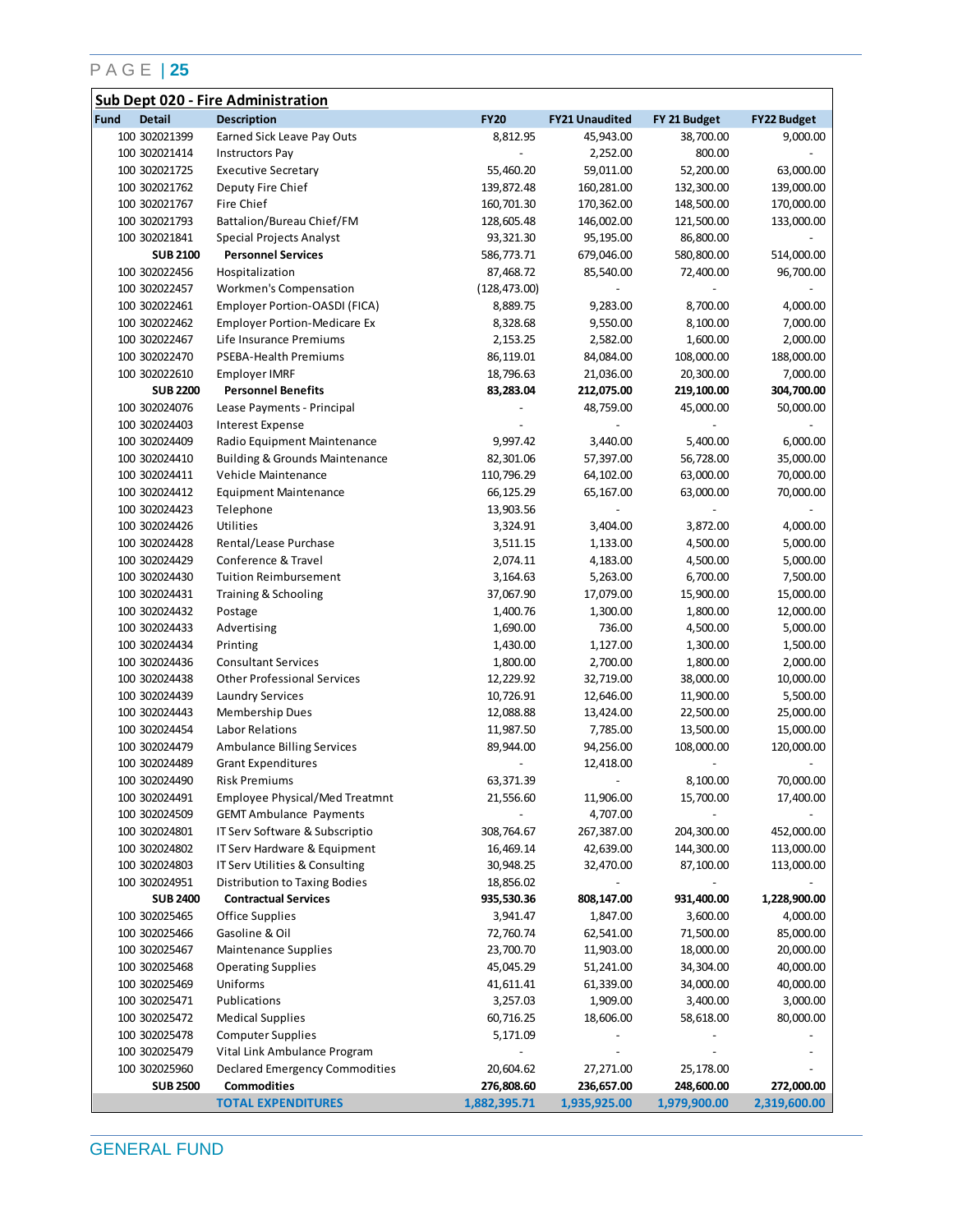## Sub Dept 020 - Fire Administration

| Fund | Detail | Description | FY20 | FY21 Unaudited | FY 21 Budget | FY22 Budget |
|---|---|---|---|---|---|---|
| 100 | 302021399 | Earned Sick Leave Pay Outs | 8,812.95 | 45,943.00 | 38,700.00 | 9,000.00 |
| 100 | 302021414 | Instructors Pay | - | 2,252.00 | 800.00 | - |
| 100 | 302021725 | Executive Secretary | 55,460.20 | 59,011.00 | 52,200.00 | 63,000.00 |
| 100 | 302021762 | Deputy Fire Chief | 139,872.48 | 160,281.00 | 132,300.00 | 139,000.00 |
| 100 | 302021767 | Fire Chief | 160,701.30 | 170,362.00 | 148,500.00 | 170,000.00 |
| 100 | 302021793 | Battalion/Bureau Chief/FM | 128,605.48 | 146,002.00 | 121,500.00 | 133,000.00 |
| 100 | 302021841 | Special Projects Analyst | 93,321.30 | 95,195.00 | 86,800.00 | - |
| | **SUB 2100** | **Personnel Services** | 586,773.71 | 679,046.00 | 580,800.00 | 514,000.00 |
| 100 | 302022456 | Hospitalization | 87,468.72 | 85,540.00 | 72,400.00 | 96,700.00 |
| 100 | 302022457 | Workmen's Compensation | (128,473.00) | - | - | - |
| 100 | 302022461 | Employer Portion-OASDI (FICA) | 8,889.75 | 9,283.00 | 8,700.00 | 4,000.00 |
| 100 | 302022462 | Employer Portion-Medicare Ex | 8,328.68 | 9,550.00 | 8,100.00 | 7,000.00 |
| 100 | 302022467 | Life Insurance Premiums | 2,153.25 | 2,582.00 | 1,600.00 | 2,000.00 |
| 100 | 302022470 | PSEBA-Health Premiums | 86,119.01 | 84,084.00 | 108,000.00 | 188,000.00 |
| 100 | 302022610 | Employer IMRF | 18,796.63 | 21,036.00 | 20,300.00 | 7,000.00 |
| | **SUB 2200** | **Personnel Benefits** | **83,283.04** | **212,075.00** | **219,100.00** | **304,700.00** |
| 100 | 302024076 | Lease Payments - Principal | - | 48,759.00 | 45,000.00 | 50,000.00 |
| 100 | 302024403 | Interest Expense | - | - | - | - |
| 100 | 302024409 | Radio Equipment Maintenance | 9,997.42 | 3,440.00 | 5,400.00 | 6,000.00 |
| 100 | 302024410 | Building & Grounds Maintenance | 82,301.06 | 57,397.00 | 56,728.00 | 35,000.00 |
| 100 | 302024411 | Vehicle Maintenance | 110,796.29 | 64,102.00 | 63,000.00 | 70,000.00 |
| 100 | 302024412 | Equipment Maintenance | 66,125.29 | 65,167.00 | 63,000.00 | 70,000.00 |
| 100 | 302024423 | Telephone | 13,903.56 | - | - | - |
| 100 | 302024426 | Utilities | 3,324.91 | 3,404.00 | 3,872.00 | 4,000.00 |
| 100 | 302024428 | Rental/Lease Purchase | 3,511.15 | 1,133.00 | 4,500.00 | 5,000.00 |
| 100 | 302024429 | Conference & Travel | 2,074.11 | 4,183.00 | 4,500.00 | 5,000.00 |
| 100 | 302024430 | Tuition Reimbursement | 3,164.63 | 5,263.00 | 6,700.00 | 7,500.00 |
| 100 | 302024431 | Training & Schooling | 37,067.90 | 17,079.00 | 15,900.00 | 15,000.00 |
| 100 | 302024432 | Postage | 1,400.76 | 1,300.00 | 1,800.00 | 12,000.00 |
| 100 | 302024433 | Advertising | 1,690.00 | 736.00 | 4,500.00 | 5,000.00 |
| 100 | 302024434 | Printing | 1,430.00 | 1,127.00 | 1,300.00 | 1,500.00 |
| 100 | 302024436 | Consultant Services | 1,800.00 | 2,700.00 | 1,800.00 | 2,000.00 |
| 100 | 302024438 | Other Professional Services | 12,229.92 | 32,719.00 | 38,000.00 | 10,000.00 |
| 100 | 302024439 | Laundry Services | 10,726.91 | 12,646.00 | 11,900.00 | 5,500.00 |
| 100 | 302024443 | Membership Dues | 12,088.88 | 13,424.00 | 22,500.00 | 25,000.00 |
| 100 | 302024454 | Labor Relations | 11,987.50 | 7,785.00 | 13,500.00 | 15,000.00 |
| 100 | 302024479 | Ambulance Billing Services | 89,944.00 | 94,256.00 | 108,000.00 | 120,000.00 |
| 100 | 302024489 | Grant Expenditures | - | 12,418.00 | - | - |
| 100 | 302024490 | Risk Premiums | 63,371.39 | - | 8,100.00 | 70,000.00 |
| 100 | 302024491 | Employee Physical/Med Treatmnt | 21,556.60 | 11,906.00 | 15,700.00 | 17,400.00 |
| 100 | 302024509 | GEMT Ambulance Payments | - | 4,707.00 | - | - |
| 100 | 302024801 | IT Serv Software & Subscriptio | 308,764.67 | 267,387.00 | 204,300.00 | 452,000.00 |
| 100 | 302024802 | IT Serv Hardware & Equipment | 16,469.14 | 42,639.00 | 144,300.00 | 113,000.00 |
| 100 | 302024803 | IT Serv Utilities & Consulting | 30,948.25 | 32,470.00 | 87,100.00 | 113,000.00 |
| 100 | 302024951 | Distribution to Taxing Bodies | 18,856.02 | - | - | - |
| | **SUB 2400** | **Contractual Services** | **935,530.36** | **808,147.00** | **931,400.00** | **1,228,900.00** |
| 100 | 302025465 | Office Supplies | 3,941.47 | 1,847.00 | 3,600.00 | 4,000.00 |
| 100 | 302025466 | Gasoline & Oil | 72,760.74 | 62,541.00 | 71,500.00 | 85,000.00 |
| 100 | 302025467 | Maintenance Supplies | 23,700.70 | 11,903.00 | 18,000.00 | 20,000.00 |
| 100 | 302025468 | Operating Supplies | 45,045.29 | 51,241.00 | 34,304.00 | 40,000.00 |
| 100 | 302025469 | Uniforms | 41,611.41 | 61,339.00 | 34,000.00 | 40,000.00 |
| 100 | 302025471 | Publications | 3,257.03 | 1,909.00 | 3,400.00 | 3,000.00 |
| 100 | 302025472 | Medical Supplies | 60,716.25 | 18,606.00 | 58,618.00 | 80,000.00 |
| 100 | 302025478 | Computer Supplies | 5,171.09 | - | - | - |
| 100 | 302025479 | Vital Link Ambulance Program | - | - | - | - |
| 100 | 302025960 | Declared Emergency Commodities | 20,604.62 | 27,271.00 | 25,178.00 | - |
| | **SUB 2500** | **Commodities** | **276,808.60** | **236,657.00** | **248,600.00** | **272,000.00** |
| | | **TOTAL EXPENDITURES** | **1,882,395.71** | **1,935,925.00** | **1,979,900.00** | **2,319,600.00** |

GENERAL FUND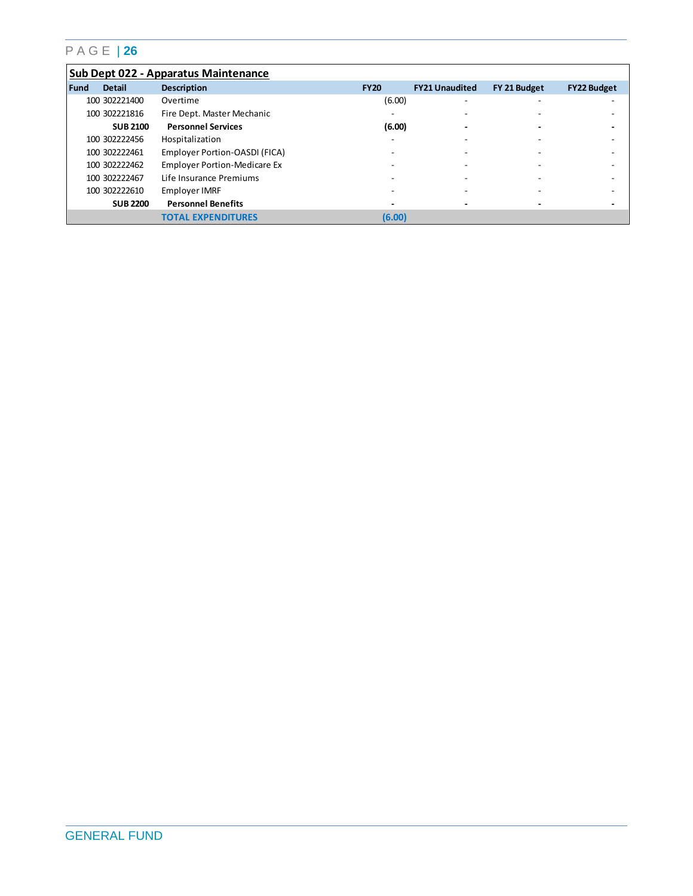## Sub Dept 022 - Apparatus Maintenance

| Fund | Detail | Description | FY20 | FY21 Unaudited | FY 21 Budget | FY22 Budget |
|---|---|---|---|---|---|---|
| 100 | 302221400 | Overtime | (6.00) | - | - | - |
| 100 | 302221816 | Fire Dept. Master Mechanic | - | - | - | - |
| | **SUB 2100** | **Personnel Services** | **(6.00)** | **-** | **-** | **-** |
| 100 | 302222456 | Hospitalization | - | - | - | - |
| 100 | 302222461 | Employer Portion-OASDI (FICA) | - | - | - | - |
| 100 | 302222462 | Employer Portion-Medicare Ex | - | - | - | - |
| 100 | 302222467 | Life Insurance Premiums | - | - | - | - |
| 100 | 302222610 | Employer IMRF | - | - | - | - |
| | **SUB 2200** | **Personnel Benefits** | **-** | **-** | **-** | **-** |
| | | **TOTAL EXPENDITURES** | **(6.00)** | | | |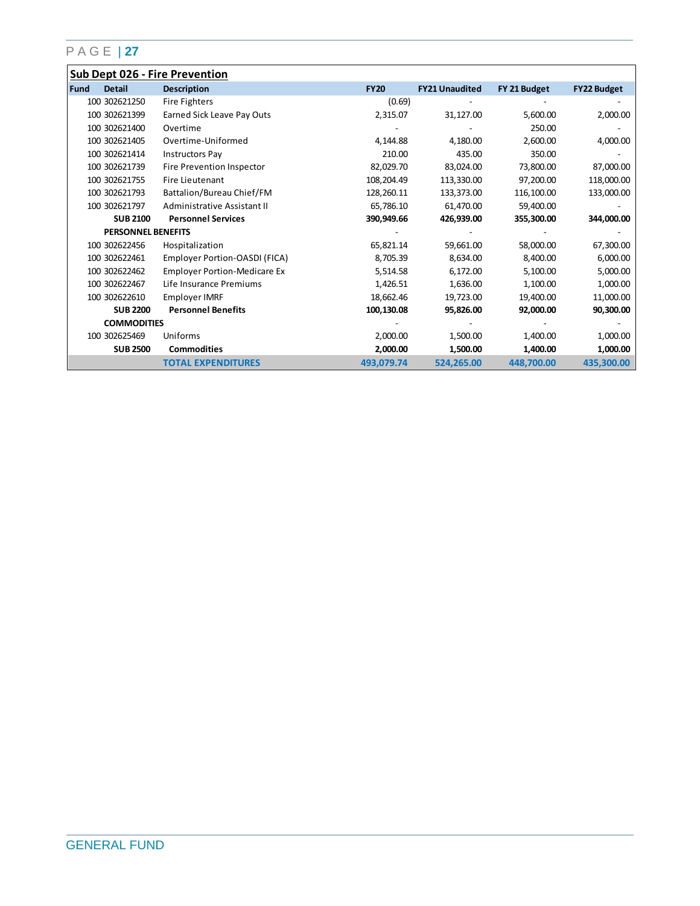## Sub Dept 026 - Fire Prevention

| Fund | Detail | Description | FY20 | FY21 Unaudited | FY 21 Budget | FY22 Budget |
|---|---|---|---|---|---|---|
| 100 | 302621250 | Fire Fighters | (0.69) | - | - | - |
| 100 | 302621399 | Earned Sick Leave Pay Outs | 2,315.07 | 31,127.00 | 5,600.00 | 2,000.00 |
| 100 | 302621400 | Overtime | - | - | 250.00 | - |
| 100 | 302621405 | Overtime-Uniformed | 4,144.88 | 4,180.00 | 2,600.00 | 4,000.00 |
| 100 | 302621414 | Instructors Pay | 210.00 | 435.00 | 350.00 | - |
| 100 | 302621739 | Fire Prevention Inspector | 82,029.70 | 83,024.00 | 73,800.00 | 87,000.00 |
| 100 | 302621755 | Fire Lieutenant | 108,204.49 | 113,330.00 | 97,200.00 | 118,000.00 |
| 100 | 302621793 | Battalion/Bureau Chief/FM | 128,260.11 | 133,373.00 | 116,100.00 | 133,000.00 |
| 100 | 302621797 | Administrative Assistant II | 65,786.10 | 61,470.00 | 59,400.00 | - |
| | **SUB 2100** | **Personnel Services** | **390,949.66** | **426,939.00** | **355,300.00** | **344,000.00** |
| | **PERSONNEL BENEFITS** | | - | - | - | - |
| 100 | 302622456 | Hospitalization | 65,821.14 | 59,661.00 | 58,000.00 | 67,300.00 |
| 100 | 302622461 | Employer Portion-OASDI (FICA) | 8,705.39 | 8,634.00 | 8,400.00 | 6,000.00 |
| 100 | 302622462 | Employer Portion-Medicare Ex | 5,514.58 | 6,172.00 | 5,100.00 | 5,000.00 |
| 100 | 302622467 | Life Insurance Premiums | 1,426.51 | 1,636.00 | 1,100.00 | 1,000.00 |
| 100 | 302622610 | Employer IMRF | 18,662.46 | 19,723.00 | 19,400.00 | 11,000.00 |
| | **SUB 2200** | **Personnel Benefits** | **100,130.08** | **95,826.00** | **92,000.00** | **90,300.00** |
| | **COMMODITIES** | | - | - | - | - |
| 100 | 302625469 | Uniforms | 2,000.00 | 1,500.00 | 1,400.00 | 1,000.00 |
| | **SUB 2500** | **Commodities** | **2,000.00** | **1,500.00** | **1,400.00** | **1,000.00** |
| | | **TOTAL EXPENDITURES** | **493,079.74** | **524,265.00** | **448,700.00** | **435,300.00** |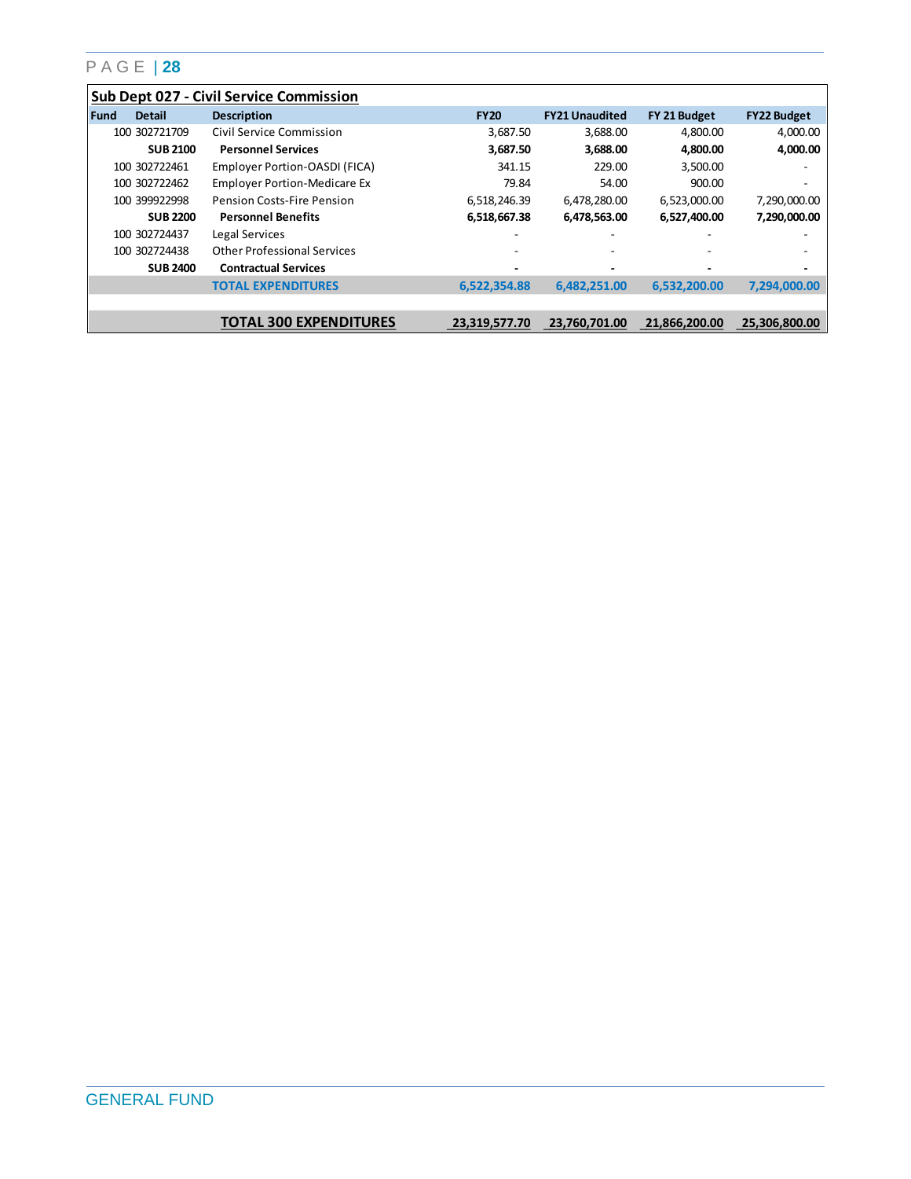## Sub Dept 027 - Civil Service Commission

| Fund | Detail | Description | FY20 | FY21 Unaudited | FY 21 Budget | FY22 Budget |
|---|---|---|---|---|---|---|
| 100 | 302721709 | Civil Service Commission | 3,687.50 | 3,688.00 | 4,800.00 | 4,000.00 |
| | **SUB 2100** | **Personnel Services** | **3,687.50** | **3,688.00** | **4,800.00** | **4,000.00** |
| 100 | 302722461 | Employer Portion-OASDI (FICA) | 341.15 | 229.00 | 3,500.00 | - |
| 100 | 302722462 | Employer Portion-Medicare Ex | 79.84 | 54.00 | 900.00 | - |
| 100 | 399922998 | Pension Costs-Fire Pension | 6,518,246.39 | 6,478,280.00 | 6,523,000.00 | 7,290,000.00 |
| | **SUB 2200** | **Personnel Benefits** | **6,518,667.38** | **6,478,563.00** | **6,527,400.00** | **7,290,000.00** |
| 100 | 302724437 | Legal Services | - | - | - | - |
| 100 | 302724438 | Other Professional Services | - | - | - | - |
| | **SUB 2400** | **Contractual Services** | **-** | **-** | **-** | **-** |
| | | **TOTAL EXPENDITURES** | **6,522,354.88** | **6,482,251.00** | **6,532,200.00** | **7,294,000.00** |
| | | **TOTAL 300 EXPENDITURES** | **23,319,577.70** | **23,760,701.00** | **21,866,200.00** | **25,306,800.00** |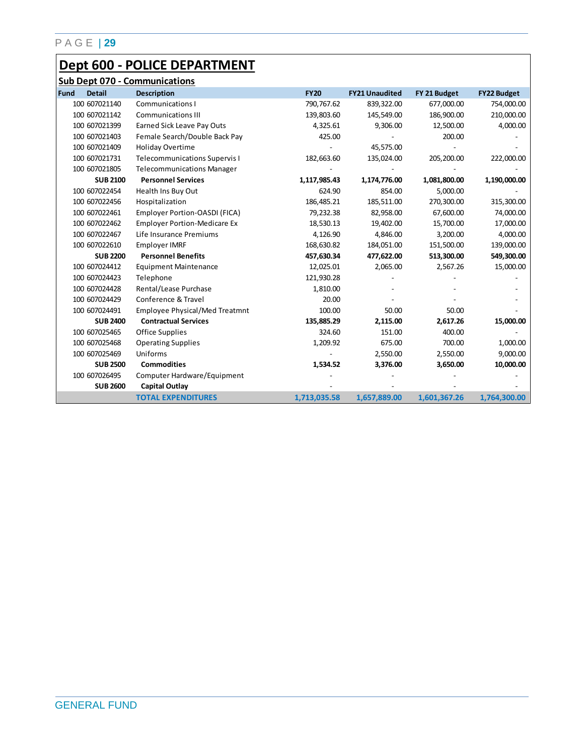# Dept 600 - POLICE DEPARTMENT

## Sub Dept 070 - Communications

| Fund | Detail | Description | FY20 | FY21 Unaudited | FY 21 Budget | FY22 Budget |
|---|---|---|---|---|---|---|
| 100 | 607021140 | Communications I | 790,767.62 | 839,322.00 | 677,000.00 | 754,000.00 |
| 100 | 607021142 | Communications III | 139,803.60 | 145,549.00 | 186,900.00 | 210,000.00 |
| 100 | 607021399 | Earned Sick Leave Pay Outs | 4,325.61 | 9,306.00 | 12,500.00 | 4,000.00 |
| 100 | 607021403 | Female Search/Double Back Pay | 425.00 | - | 200.00 | - |
| 100 | 607021409 | Holiday Overtime | - | 45,575.00 | - | - |
| 100 | 607021731 | Telecommunications Supervis I | 182,663.60 | 135,024.00 | 205,200.00 | 222,000.00 |
| 100 | 607021805 | Telecommunications Manager | - | - | - | - |
| | **SUB 2100** | **Personnel Services** | **1,117,985.43** | **1,174,776.00** | **1,081,800.00** | **1,190,000.00** |
| 100 | 607022454 | Health Ins Buy Out | 624.90 | 854.00 | 5,000.00 | - |
| 100 | 607022456 | Hospitalization | 186,485.21 | 185,511.00 | 270,300.00 | 315,300.00 |
| 100 | 607022461 | Employer Portion-OASDI (FICA) | 79,232.38 | 82,958.00 | 67,600.00 | 74,000.00 |
| 100 | 607022462 | Employer Portion-Medicare Ex | 18,530.13 | 19,402.00 | 15,700.00 | 17,000.00 |
| 100 | 607022467 | Life Insurance Premiums | 4,126.90 | 4,846.00 | 3,200.00 | 4,000.00 |
| 100 | 607022610 | Employer IMRF | 168,630.82 | 184,051.00 | 151,500.00 | 139,000.00 |
| | **SUB 2200** | **Personnel Benefits** | **457,630.34** | **477,622.00** | **513,300.00** | **549,300.00** |
| 100 | 607024412 | Equipment Maintenance | 12,025.01 | 2,065.00 | 2,567.26 | 15,000.00 |
| 100 | 607024423 | Telephone | 121,930.28 | - | - | - |
| 100 | 607024428 | Rental/Lease Purchase | 1,810.00 | - | - | - |
| 100 | 607024429 | Conference & Travel | 20.00 | - | - | - |
| 100 | 607024491 | Employee Physical/Med Treatmnt | 100.00 | 50.00 | 50.00 | - |
| | **SUB 2400** | **Contractual Services** | **135,885.29** | **2,115.00** | **2,617.26** | **15,000.00** |
| 100 | 607025465 | Office Supplies | 324.60 | 151.00 | 400.00 | - |
| 100 | 607025468 | Operating Supplies | 1,209.92 | 675.00 | 700.00 | 1,000.00 |
| 100 | 607025469 | Uniforms | - | 2,550.00 | 2,550.00 | 9,000.00 |
| | **SUB 2500** | **Commodities** | **1,534.52** | **3,376.00** | **3,650.00** | **10,000.00** |
| 100 | 607026495 | Computer Hardware/Equipment | - | - | - | - |
| | **SUB 2600** | **Capital Outlay** | - | - | - | - |
| | | **TOTAL EXPENDITURES** | **1,713,035.58** | **1,657,889.00** | **1,601,367.26** | **1,764,300.00** |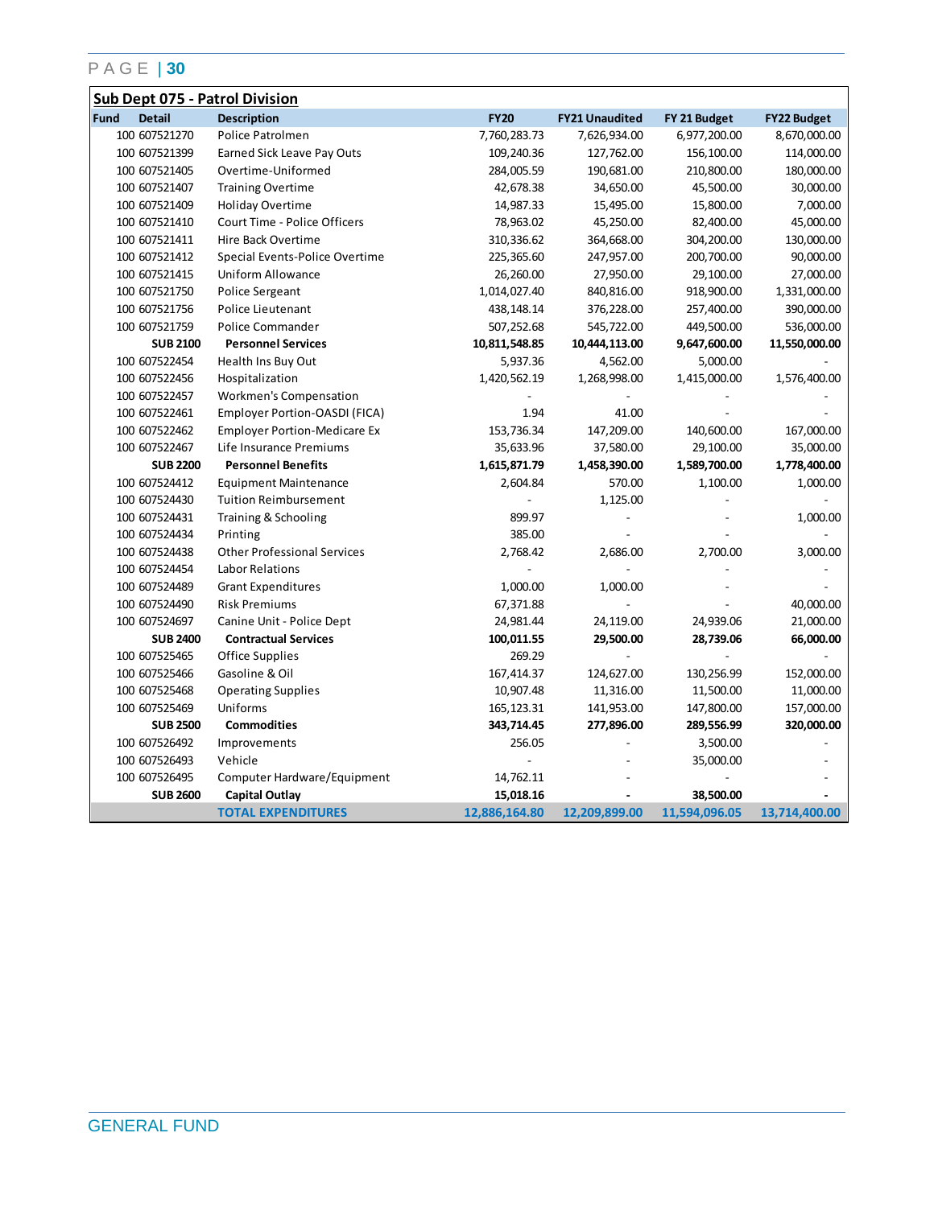## Sub Dept 075 - Patrol Division

| Fund | Detail | Description | FY20 | FY21 Unaudited | FY 21 Budget | FY22 Budget |
|---|---|---|---|---|---|---|
| 100 | 607521270 | Police Patrolmen | 7,760,283.73 | 7,626,934.00 | 6,977,200.00 | 8,670,000.00 |
| 100 | 607521399 | Earned Sick Leave Pay Outs | 109,240.36 | 127,762.00 | 156,100.00 | 114,000.00 |
| 100 | 607521405 | Overtime-Uniformed | 284,005.59 | 190,681.00 | 210,800.00 | 180,000.00 |
| 100 | 607521407 | Training Overtime | 42,678.38 | 34,650.00 | 45,500.00 | 30,000.00 |
| 100 | 607521409 | Holiday Overtime | 14,987.33 | 15,495.00 | 15,800.00 | 7,000.00 |
| 100 | 607521410 | Court Time - Police Officers | 78,963.02 | 45,250.00 | 82,400.00 | 45,000.00 |
| 100 | 607521411 | Hire Back Overtime | 310,336.62 | 364,668.00 | 304,200.00 | 130,000.00 |
| 100 | 607521412 | Special Events-Police Overtime | 225,365.60 | 247,957.00 | 200,700.00 | 90,000.00 |
| 100 | 607521415 | Uniform Allowance | 26,260.00 | 27,950.00 | 29,100.00 | 27,000.00 |
| 100 | 607521750 | Police Sergeant | 1,014,027.40 | 840,816.00 | 918,900.00 | 1,331,000.00 |
| 100 | 607521756 | Police Lieutenant | 438,148.14 | 376,228.00 | 257,400.00 | 390,000.00 |
| 100 | 607521759 | Police Commander | 507,252.68 | 545,722.00 | 449,500.00 | 536,000.00 |
| | **SUB 2100** | **Personnel Services** | **10,811,548.85** | **10,444,113.00** | **9,647,600.00** | **11,550,000.00** |
| 100 | 607522454 | Health Ins Buy Out | 5,937.36 | 4,562.00 | 5,000.00 | - |
| 100 | 607522456 | Hospitalization | 1,420,562.19 | 1,268,998.00 | 1,415,000.00 | 1,576,400.00 |
| 100 | 607522457 | Workmen's Compensation | - | - | - | - |
| 100 | 607522461 | Employer Portion-OASDI (FICA) | 1.94 | 41.00 | - | - |
| 100 | 607522462 | Employer Portion-Medicare Ex | 153,736.34 | 147,209.00 | 140,600.00 | 167,000.00 |
| 100 | 607522467 | Life Insurance Premiums | 35,633.96 | 37,580.00 | 29,100.00 | 35,000.00 |
| | **SUB 2200** | **Personnel Benefits** | **1,615,871.79** | **1,458,390.00** | **1,589,700.00** | **1,778,400.00** |
| 100 | 607524412 | Equipment Maintenance | 2,604.84 | 570.00 | 1,100.00 | 1,000.00 |
| 100 | 607524430 | Tuition Reimbursement | - | 1,125.00 | - | - |
| 100 | 607524431 | Training & Schooling | 899.97 | - | - | 1,000.00 |
| 100 | 607524434 | Printing | 385.00 | - | - | - |
| 100 | 607524438 | Other Professional Services | 2,768.42 | 2,686.00 | 2,700.00 | 3,000.00 |
| 100 | 607524454 | Labor Relations | - | - | - | - |
| 100 | 607524489 | Grant Expenditures | 1,000.00 | 1,000.00 | - | - |
| 100 | 607524490 | Risk Premiums | 67,371.88 | - | - | 40,000.00 |
| 100 | 607524697 | Canine Unit - Police Dept | 24,981.44 | 24,119.00 | 24,939.06 | 21,000.00 |
| | **SUB 2400** | **Contractual Services** | **100,011.55** | **29,500.00** | **28,739.06** | **66,000.00** |
| 100 | 607525465 | Office Supplies | 269.29 | - | - | - |
| 100 | 607525466 | Gasoline & Oil | 167,414.37 | 124,627.00 | 130,256.99 | 152,000.00 |
| 100 | 607525468 | Operating Supplies | 10,907.48 | 11,316.00 | 11,500.00 | 11,000.00 |
| 100 | 607525469 | Uniforms | 165,123.31 | 141,953.00 | 147,800.00 | 157,000.00 |
| | **SUB 2500** | **Commodities** | **343,714.45** | **277,896.00** | **289,556.99** | **320,000.00** |
| 100 | 607526492 | Improvements | 256.05 | - | 3,500.00 | - |
| 100 | 607526493 | Vehicle | - | - | 35,000.00 | - |
| 100 | 607526495 | Computer Hardware/Equipment | 14,762.11 | - | - | - |
| | **SUB 2600** | **Capital Outlay** | **15,018.16** | **-** | **38,500.00** | **-** |
| | | **TOTAL EXPENDITURES** | **12,886,164.80** | **12,209,899.00** | **11,594,096.05** | **13,714,400.00** |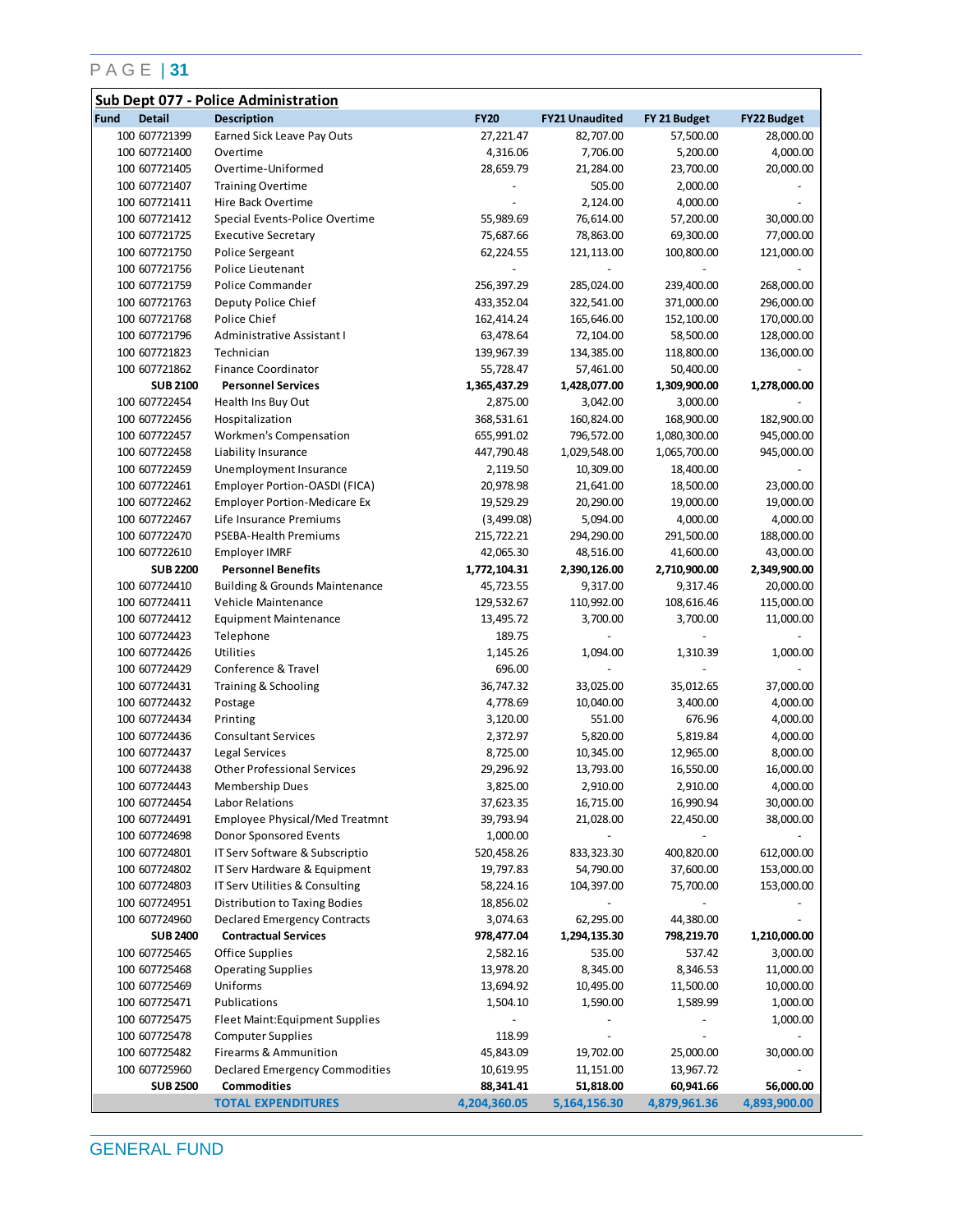## Sub Dept 077 - Police Administration

| Fund | Detail | Description | FY20 | FY21 Unaudited | FY 21 Budget | FY22 Budget |
|---|---|---|---|---|---|---|
| 100 | 607721399 | Earned Sick Leave Pay Outs | 27,221.47 | 82,707.00 | 57,500.00 | 28,000.00 |
| 100 | 607721400 | Overtime | 4,316.06 | 7,706.00 | 5,200.00 | 4,000.00 |
| 100 | 607721405 | Overtime-Uniformed | 28,659.79 | 21,284.00 | 23,700.00 | 20,000.00 |
| 100 | 607721407 | Training Overtime | - | 505.00 | 2,000.00 | - |
| 100 | 607721411 | Hire Back Overtime | - | 2,124.00 | 4,000.00 | - |
| 100 | 607721412 | Special Events-Police Overtime | 55,989.69 | 76,614.00 | 57,200.00 | 30,000.00 |
| 100 | 607721725 | Executive Secretary | 75,687.66 | 78,863.00 | 69,300.00 | 77,000.00 |
| 100 | 607721750 | Police Sergeant | 62,224.55 | 121,113.00 | 100,800.00 | 121,000.00 |
| 100 | 607721756 | Police Lieutenant | - | - | - | - |
| 100 | 607721759 | Police Commander | 256,397.29 | 285,024.00 | 239,400.00 | 268,000.00 |
| 100 | 607721763 | Deputy Police Chief | 433,352.04 | 322,541.00 | 371,000.00 | 296,000.00 |
| 100 | 607721768 | Police Chief | 162,414.24 | 165,646.00 | 152,100.00 | 170,000.00 |
| 100 | 607721796 | Administrative Assistant I | 63,478.64 | 72,104.00 | 58,500.00 | 128,000.00 |
| 100 | 607721823 | Technician | 139,967.39 | 134,385.00 | 118,800.00 | 136,000.00 |
| 100 | 607721862 | Finance Coordinator | 55,728.47 | 57,461.00 | 50,400.00 | - |
| | **SUB 2100** | **Personnel Services** | **1,365,437.29** | **1,428,077.00** | **1,309,900.00** | **1,278,000.00** |
| 100 | 607722454 | Health Ins Buy Out | 2,875.00 | 3,042.00 | 3,000.00 | - |
| 100 | 607722456 | Hospitalization | 368,531.61 | 160,824.00 | 168,900.00 | 182,900.00 |
| 100 | 607722457 | Workmen's Compensation | 655,991.02 | 796,572.00 | 1,080,300.00 | 945,000.00 |
| 100 | 607722458 | Liability Insurance | 447,790.48 | 1,029,548.00 | 1,065,700.00 | 945,000.00 |
| 100 | 607722459 | Unemployment Insurance | 2,119.50 | 10,309.00 | 18,400.00 | - |
| 100 | 607722461 | Employer Portion-OASDI (FICA) | 20,978.98 | 21,641.00 | 18,500.00 | 23,000.00 |
| 100 | 607722462 | Employer Portion-Medicare Ex | 19,529.29 | 20,290.00 | 19,000.00 | 19,000.00 |
| 100 | 607722467 | Life Insurance Premiums | (3,499.08) | 5,094.00 | 4,000.00 | 4,000.00 |
| 100 | 607722470 | PSEBA-Health Premiums | 215,722.21 | 294,290.00 | 291,500.00 | 188,000.00 |
| 100 | 607722610 | Employer IMRF | 42,065.30 | 48,516.00 | 41,600.00 | 43,000.00 |
| | **SUB 2200** | **Personnel Benefits** | **1,772,104.31** | **2,390,126.00** | **2,710,900.00** | **2,349,900.00** |
| 100 | 607724410 | Building & Grounds Maintenance | 45,723.55 | 9,317.00 | 9,317.46 | 20,000.00 |
| 100 | 607724411 | Vehicle Maintenance | 129,532.67 | 110,992.00 | 108,616.46 | 115,000.00 |
| 100 | 607724412 | Equipment Maintenance | 13,495.72 | 3,700.00 | 3,700.00 | 11,000.00 |
| 100 | 607724423 | Telephone | 189.75 | - | - | - |
| 100 | 607724426 | Utilities | 1,145.26 | 1,094.00 | 1,310.39 | 1,000.00 |
| 100 | 607724429 | Conference & Travel | 696.00 | - | - | - |
| 100 | 607724431 | Training & Schooling | 36,747.32 | 33,025.00 | 35,012.65 | 37,000.00 |
| 100 | 607724432 | Postage | 4,778.69 | 10,040.00 | 3,400.00 | 4,000.00 |
| 100 | 607724434 | Printing | 3,120.00 | 551.00 | 676.96 | 4,000.00 |
| 100 | 607724436 | Consultant Services | 2,372.97 | 5,820.00 | 5,819.84 | 4,000.00 |
| 100 | 607724437 | Legal Services | 8,725.00 | 10,345.00 | 12,965.00 | 8,000.00 |
| 100 | 607724438 | Other Professional Services | 29,296.92 | 13,793.00 | 16,550.00 | 16,000.00 |
| 100 | 607724443 | Membership Dues | 3,825.00 | 2,910.00 | 2,910.00 | 4,000.00 |
| 100 | 607724454 | Labor Relations | 37,623.35 | 16,715.00 | 16,990.94 | 30,000.00 |
| 100 | 607724491 | Employee Physical/Med Treatmnt | 39,793.94 | 21,028.00 | 22,450.00 | 38,000.00 |
| 100 | 607724698 | Donor Sponsored Events | 1,000.00 | - | - | - |
| 100 | 607724801 | IT Serv Software & Subscriptio | 520,458.26 | 833,323.30 | 400,820.00 | 612,000.00 |
| 100 | 607724802 | IT Serv Hardware & Equipment | 19,797.83 | 54,790.00 | 37,600.00 | 153,000.00 |
| 100 | 607724803 | IT Serv Utilities & Consulting | 58,224.16 | 104,397.00 | 75,700.00 | 153,000.00 |
| 100 | 607724951 | Distribution to Taxing Bodies | 18,856.02 | - | - | - |
| 100 | 607724960 | Declared Emergency Contracts | 3,074.63 | 62,295.00 | 44,380.00 | - |
| | **SUB 2400** | **Contractual Services** | **978,477.04** | **1,294,135.30** | **798,219.70** | **1,210,000.00** |
| 100 | 607725465 | Office Supplies | 2,582.16 | 535.00 | 537.42 | 3,000.00 |
| 100 | 607725468 | Operating Supplies | 13,978.20 | 8,345.00 | 8,346.53 | 11,000.00 |
| 100 | 607725469 | Uniforms | 13,694.92 | 10,495.00 | 11,500.00 | 10,000.00 |
| 100 | 607725471 | Publications | 1,504.10 | 1,590.00 | 1,589.99 | 1,000.00 |
| 100 | 607725475 | Fleet Maint:Equipment Supplies | - | - | - | 1,000.00 |
| 100 | 607725478 | Computer Supplies | 118.99 | - | - | - |
| 100 | 607725482 | Firearms & Ammunition | 45,843.09 | 19,702.00 | 25,000.00 | 30,000.00 |
| 100 | 607725960 | Declared Emergency Commodities | 10,619.95 | 11,151.00 | 13,967.72 | - |
| | **SUB 2500** | **Commodities** | **88,341.41** | **51,818.00** | **60,941.66** | **56,000.00** |
| | | **TOTAL EXPENDITURES** | **4,204,360.05** | **5,164,156.30** | **4,879,961.36** | **4,893,900.00** |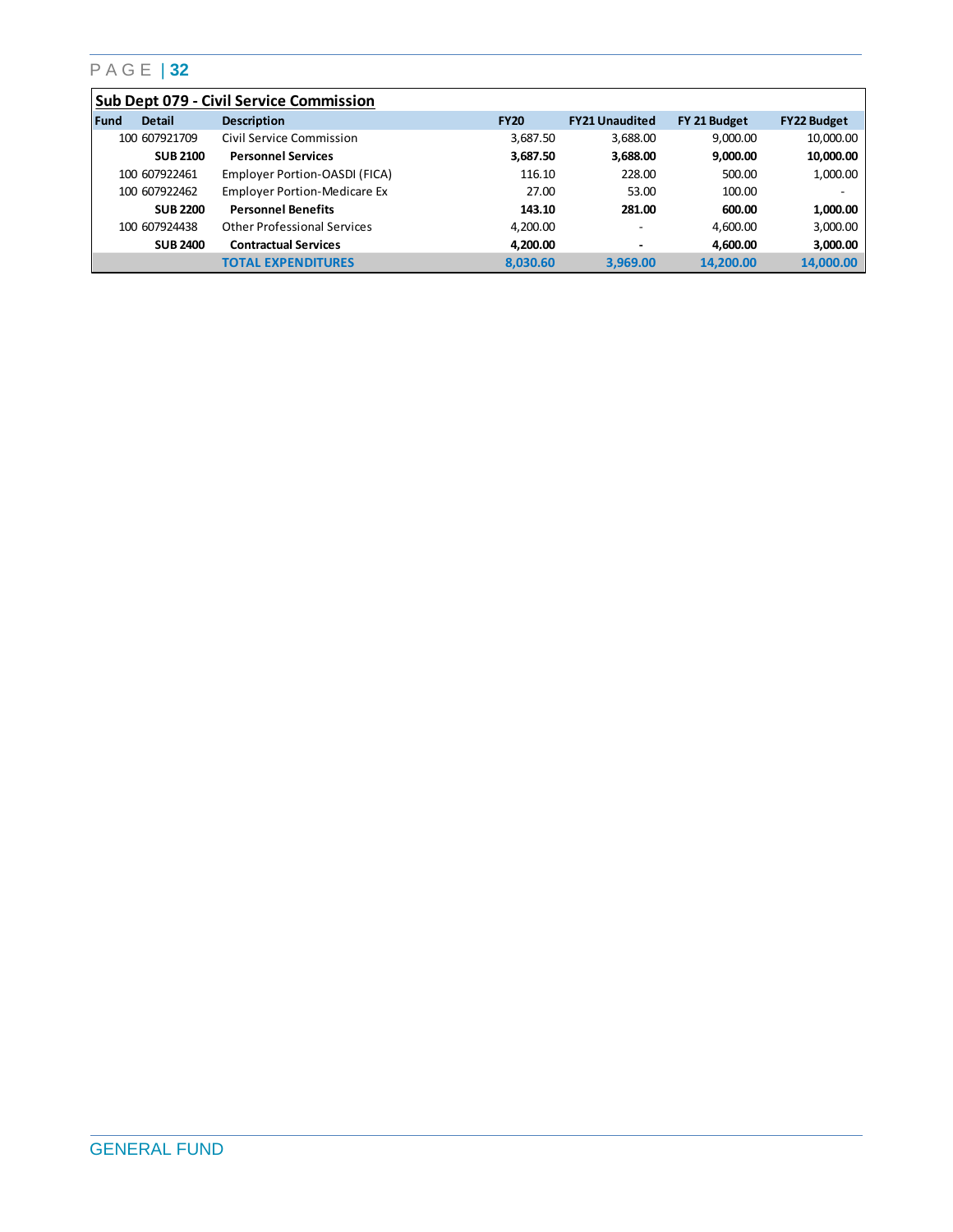## Sub Dept 079 - Civil Service Commission

| Fund | Detail | Description | FY20 | FY21 Unaudited | FY 21 Budget | FY22 Budget |
|---|---|---|---|---|---|---|
| 100 | 607921709 | Civil Service Commission | 3,687.50 | 3,688.00 | 9,000.00 | 10,000.00 |
| | **SUB 2100** | **Personnel Services** | **3,687.50** | **3,688.00** | **9,000.00** | **10,000.00** |
| 100 | 607922461 | Employer Portion-OASDI (FICA) | 116.10 | 228.00 | 500.00 | 1,000.00 |
| 100 | 607922462 | Employer Portion-Medicare Ex | 27.00 | 53.00 | 100.00 | - |
| | **SUB 2200** | **Personnel Benefits** | **143.10** | **281.00** | **600.00** | **1,000.00** |
| 100 | 607924438 | Other Professional Services | 4,200.00 | - | 4,600.00 | 3,000.00 |
| | **SUB 2400** | **Contractual Services** | **4,200.00** | **-** | **4,600.00** | **3,000.00** |
| | | **TOTAL EXPENDITURES** | **8,030.60** | **3,969.00** | **14,200.00** | **14,000.00** |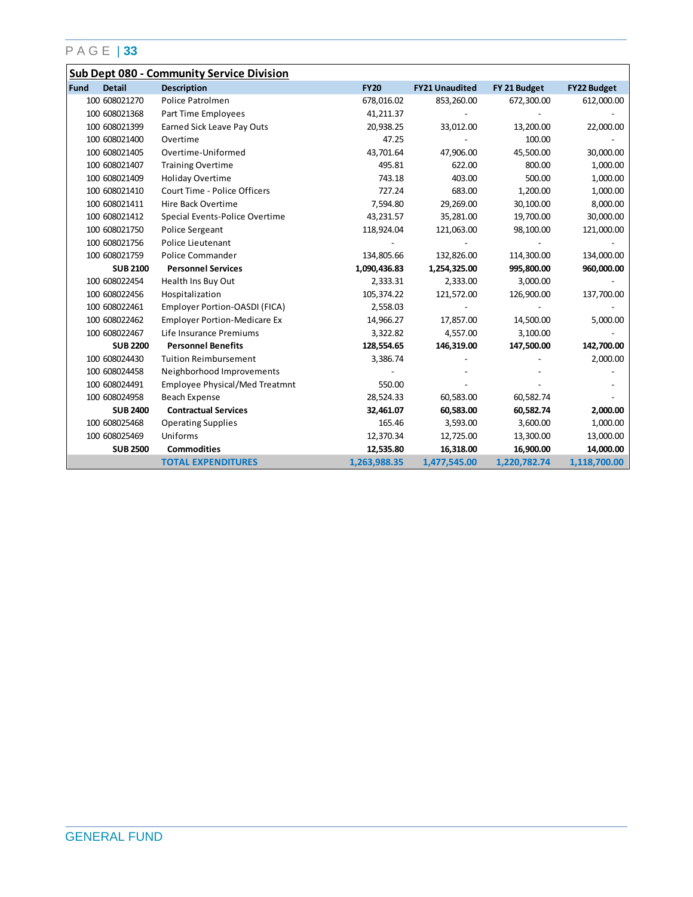## Sub Dept 080 - Community Service Division

| Fund | Detail | Description | FY20 | FY21 Unaudited | FY 21 Budget | FY22 Budget |
|---|---|---|---|---|---|---|
| 100 | 608021270 | Police Patrolmen | 678,016.02 | 853,260.00 | 672,300.00 | 612,000.00 |
| 100 | 608021368 | Part Time Employees | 41,211.37 | - | - | - |
| 100 | 608021399 | Earned Sick Leave Pay Outs | 20,938.25 | 33,012.00 | 13,200.00 | 22,000.00 |
| 100 | 608021400 | Overtime | 47.25 | - | 100.00 | - |
| 100 | 608021405 | Overtime-Uniformed | 43,701.64 | 47,906.00 | 45,500.00 | 30,000.00 |
| 100 | 608021407 | Training Overtime | 495.81 | 622.00 | 800.00 | 1,000.00 |
| 100 | 608021409 | Holiday Overtime | 743.18 | 403.00 | 500.00 | 1,000.00 |
| 100 | 608021410 | Court Time - Police Officers | 727.24 | 683.00 | 1,200.00 | 1,000.00 |
| 100 | 608021411 | Hire Back Overtime | 7,594.80 | 29,269.00 | 30,100.00 | 8,000.00 |
| 100 | 608021412 | Special Events-Police Overtime | 43,231.57 | 35,281.00 | 19,700.00 | 30,000.00 |
| 100 | 608021750 | Police Sergeant | 118,924.04 | 121,063.00 | 98,100.00 | 121,000.00 |
| 100 | 608021756 | Police Lieutenant | - | - | - | - |
| 100 | 608021759 | Police Commander | 134,805.66 | 132,826.00 | 114,300.00 | 134,000.00 |
| | **SUB 2100** | **Personnel Services** | **1,090,436.83** | **1,254,325.00** | **995,800.00** | **960,000.00** |
| 100 | 608022454 | Health Ins Buy Out | 2,333.31 | 2,333.00 | 3,000.00 | - |
| 100 | 608022456 | Hospitalization | 105,374.22 | 121,572.00 | 126,900.00 | 137,700.00 |
| 100 | 608022461 | Employer Portion-OASDI (FICA) | 2,558.03 | - | - | - |
| 100 | 608022462 | Employer Portion-Medicare Ex | 14,966.27 | 17,857.00 | 14,500.00 | 5,000.00 |
| 100 | 608022467 | Life Insurance Premiums | 3,322.82 | 4,557.00 | 3,100.00 | - |
| | **SUB 2200** | **Personnel Benefits** | **128,554.65** | **146,319.00** | **147,500.00** | **142,700.00** |
| 100 | 608024430 | Tuition Reimbursement | 3,386.74 | - | - | 2,000.00 |
| 100 | 608024458 | Neighborhood Improvements | - | - | - | - |
| 100 | 608024491 | Employee Physical/Med Treatmnt | 550.00 | - | - | - |
| 100 | 608024958 | Beach Expense | 28,524.33 | 60,583.00 | 60,582.74 | - |
| | **SUB 2400** | **Contractual Services** | **32,461.07** | **60,583.00** | **60,582.74** | **2,000.00** |
| 100 | 608025468 | Operating Supplies | 165.46 | 3,593.00 | 3,600.00 | 1,000.00 |
| 100 | 608025469 | Uniforms | 12,370.34 | 12,725.00 | 13,300.00 | 13,000.00 |
| | **SUB 2500** | **Commodities** | **12,535.80** | **16,318.00** | **16,900.00** | **14,000.00** |
| | | **TOTAL EXPENDITURES** | **1,263,988.35** | **1,477,545.00** | **1,220,782.74** | **1,118,700.00** |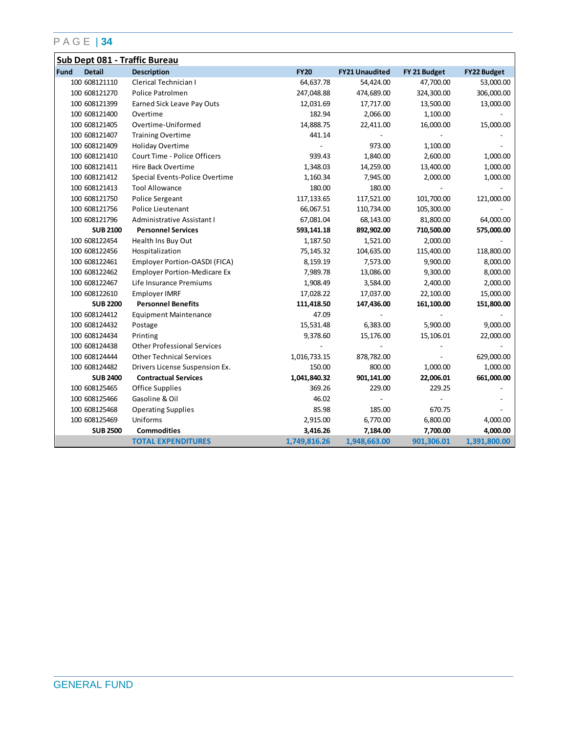## Sub Dept 081 - Traffic Bureau

| Fund | Detail | Description | FY20 | FY21 Unaudited | FY 21 Budget | FY22 Budget |
|---|---|---|---|---|---|---|
| 100 | 608121110 | Clerical Technician I | 64,637.78 | 54,424.00 | 47,700.00 | 53,000.00 |
| 100 | 608121270 | Police Patrolmen | 247,048.88 | 474,689.00 | 324,300.00 | 306,000.00 |
| 100 | 608121399 | Earned Sick Leave Pay Outs | 12,031.69 | 17,717.00 | 13,500.00 | 13,000.00 |
| 100 | 608121400 | Overtime | 182.94 | 2,066.00 | 1,100.00 | - |
| 100 | 608121405 | Overtime-Uniformed | 14,888.75 | 22,411.00 | 16,000.00 | 15,000.00 |
| 100 | 608121407 | Training Overtime | 441.14 | - | - | - |
| 100 | 608121409 | Holiday Overtime | - | 973.00 | 1,100.00 | - |
| 100 | 608121410 | Court Time - Police Officers | 939.43 | 1,840.00 | 2,600.00 | 1,000.00 |
| 100 | 608121411 | Hire Back Overtime | 1,348.03 | 14,259.00 | 13,400.00 | 1,000.00 |
| 100 | 608121412 | Special Events-Police Overtime | 1,160.34 | 7,945.00 | 2,000.00 | 1,000.00 |
| 100 | 608121413 | Tool Allowance | 180.00 | 180.00 | - | - |
| 100 | 608121750 | Police Sergeant | 117,133.65 | 117,521.00 | 101,700.00 | 121,000.00 |
| 100 | 608121756 | Police Lieutenant | 66,067.51 | 110,734.00 | 105,300.00 | - |
| 100 | 608121796 | Administrative Assistant I | 67,081.04 | 68,143.00 | 81,800.00 | 64,000.00 |
| | **SUB 2100** | **Personnel Services** | **593,141.18** | **892,902.00** | **710,500.00** | **575,000.00** |
| 100 | 608122454 | Health Ins Buy Out | 1,187.50 | 1,521.00 | 2,000.00 | - |
| 100 | 608122456 | Hospitalization | 75,145.32 | 104,635.00 | 115,400.00 | 118,800.00 |
| 100 | 608122461 | Employer Portion-OASDI (FICA) | 8,159.19 | 7,573.00 | 9,900.00 | 8,000.00 |
| 100 | 608122462 | Employer Portion-Medicare Ex | 7,989.78 | 13,086.00 | 9,300.00 | 8,000.00 |
| 100 | 608122467 | Life Insurance Premiums | 1,908.49 | 3,584.00 | 2,400.00 | 2,000.00 |
| 100 | 608122610 | Employer IMRF | 17,028.22 | 17,037.00 | 22,100.00 | 15,000.00 |
| | **SUB 2200** | **Personnel Benefits** | **111,418.50** | **147,436.00** | **161,100.00** | **151,800.00** |
| 100 | 608124412 | Equipment Maintenance | 47.09 | - | - | - |
| 100 | 608124432 | Postage | 15,531.48 | 6,383.00 | 5,900.00 | 9,000.00 |
| 100 | 608124434 | Printing | 9,378.60 | 15,176.00 | 15,106.01 | 22,000.00 |
| 100 | 608124438 | Other Professional Services | - | - | - | - |
| 100 | 608124444 | Other Technical Services | 1,016,733.15 | 878,782.00 | - | 629,000.00 |
| 100 | 608124482 | Drivers License Suspension Ex. | 150.00 | 800.00 | 1,000.00 | 1,000.00 |
| | **SUB 2400** | **Contractual Services** | **1,041,840.32** | **901,141.00** | **22,006.01** | **661,000.00** |
| 100 | 608125465 | Office Supplies | 369.26 | 229.00 | 229.25 | - |
| 100 | 608125466 | Gasoline & Oil | 46.02 | - | - | - |
| 100 | 608125468 | Operating Supplies | 85.98 | 185.00 | 670.75 | - |
| 100 | 608125469 | Uniforms | 2,915.00 | 6,770.00 | 6,800.00 | 4,000.00 |
| | **SUB 2500** | **Commodities** | **3,416.26** | **7,184.00** | **7,700.00** | **4,000.00** |
| | | **TOTAL EXPENDITURES** | **1,749,816.26** | **1,948,663.00** | **901,306.01** | **1,391,800.00** |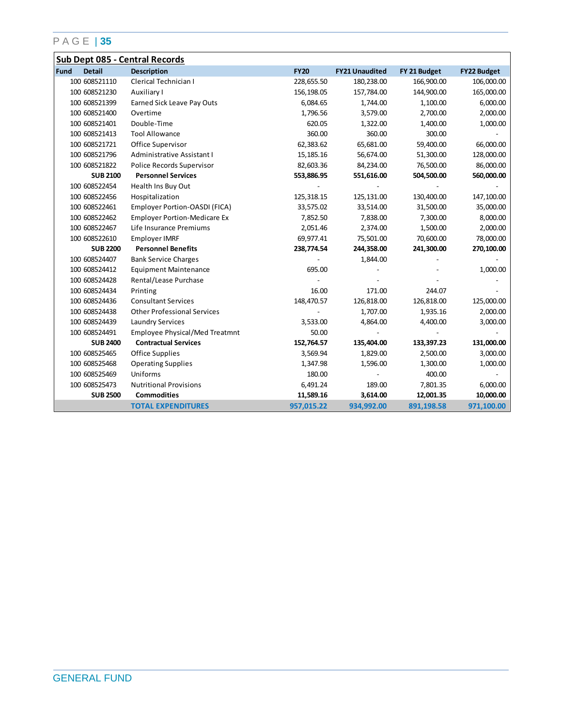## Sub Dept 085 - Central Records

| Fund | Detail | Description | FY20 | FY21 Unaudited | FY 21 Budget | FY22 Budget |
|---|---|---|---|---|---|---|
| 100 | 608521110 | Clerical Technician I | 228,655.50 | 180,238.00 | 166,900.00 | 106,000.00 |
| 100 | 608521230 | Auxiliary I | 156,198.05 | 157,784.00 | 144,900.00 | 165,000.00 |
| 100 | 608521399 | Earned Sick Leave Pay Outs | 6,084.65 | 1,744.00 | 1,100.00 | 6,000.00 |
| 100 | 608521400 | Overtime | 1,796.56 | 3,579.00 | 2,700.00 | 2,000.00 |
| 100 | 608521401 | Double-Time | 620.05 | 1,322.00 | 1,400.00 | 1,000.00 |
| 100 | 608521413 | Tool Allowance | 360.00 | 360.00 | 300.00 | - |
| 100 | 608521721 | Office Supervisor | 62,383.62 | 65,681.00 | 59,400.00 | 66,000.00 |
| 100 | 608521796 | Administrative Assistant I | 15,185.16 | 56,674.00 | 51,300.00 | 128,000.00 |
| 100 | 608521822 | Police Records Supervisor | 82,603.36 | 84,234.00 | 76,500.00 | 86,000.00 |
| | **SUB 2100** | **Personnel Services** | **553,886.95** | **551,616.00** | **504,500.00** | **560,000.00** |
| 100 | 608522454 | Health Ins Buy Out | - | - | - | - |
| 100 | 608522456 | Hospitalization | 125,318.15 | 125,131.00 | 130,400.00 | 147,100.00 |
| 100 | 608522461 | Employer Portion-OASDI (FICA) | 33,575.02 | 33,514.00 | 31,500.00 | 35,000.00 |
| 100 | 608522462 | Employer Portion-Medicare Ex | 7,852.50 | 7,838.00 | 7,300.00 | 8,000.00 |
| 100 | 608522467 | Life Insurance Premiums | 2,051.46 | 2,374.00 | 1,500.00 | 2,000.00 |
| 100 | 608522610 | Employer IMRF | 69,977.41 | 75,501.00 | 70,600.00 | 78,000.00 |
| | **SUB 2200** | **Personnel Benefits** | **238,774.54** | **244,358.00** | **241,300.00** | **270,100.00** |
| 100 | 608524407 | Bank Service Charges | - | 1,844.00 | - | - |
| 100 | 608524412 | Equipment Maintenance | 695.00 | - | - | 1,000.00 |
| 100 | 608524428 | Rental/Lease Purchase | - | - | - | - |
| 100 | 608524434 | Printing | 16.00 | 171.00 | 244.07 | - |
| 100 | 608524436 | Consultant Services | 148,470.57 | 126,818.00 | 126,818.00 | 125,000.00 |
| 100 | 608524438 | Other Professional Services | - | 1,707.00 | 1,935.16 | 2,000.00 |
| 100 | 608524439 | Laundry Services | 3,533.00 | 4,864.00 | 4,400.00 | 3,000.00 |
| 100 | 608524491 | Employee Physical/Med Treatmnt | 50.00 | - | - | - |
| | **SUB 2400** | **Contractual Services** | **152,764.57** | **135,404.00** | **133,397.23** | **131,000.00** |
| 100 | 608525465 | Office Supplies | 3,569.94 | 1,829.00 | 2,500.00 | 3,000.00 |
| 100 | 608525468 | Operating Supplies | 1,347.98 | 1,596.00 | 1,300.00 | 1,000.00 |
| 100 | 608525469 | Uniforms | 180.00 | - | 400.00 | - |
| 100 | 608525473 | Nutritional Provisions | 6,491.24 | 189.00 | 7,801.35 | 6,000.00 |
| | **SUB 2500** | **Commodities** | **11,589.16** | **3,614.00** | **12,001.35** | **10,000.00** |
| | | **TOTAL EXPENDITURES** | **957,015.22** | **934,992.00** | **891,198.58** | **971,100.00** |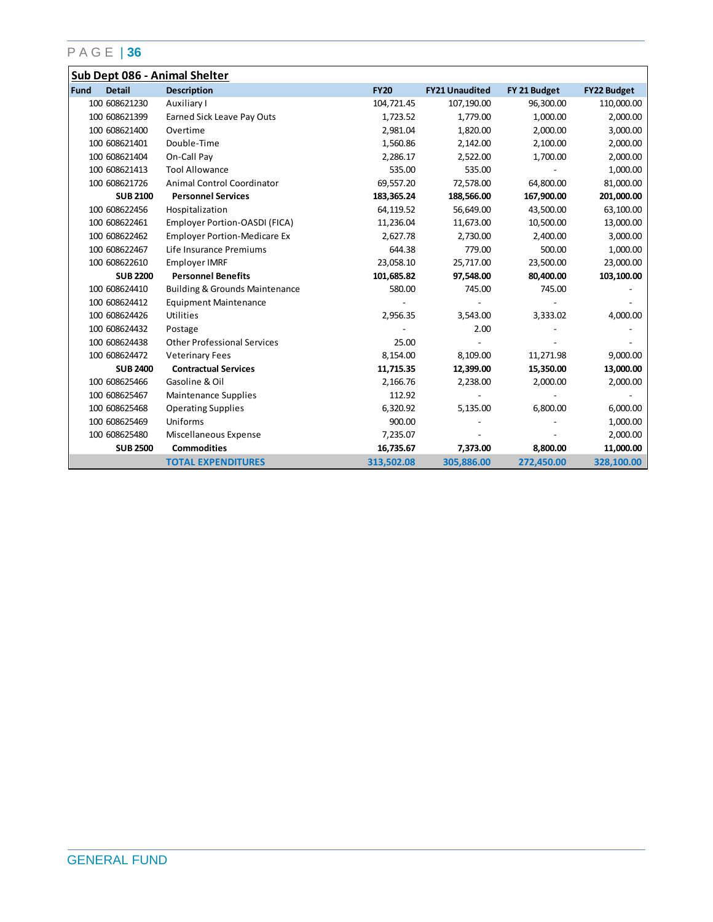## Sub Dept 086 - Animal Shelter

| Fund | Detail | Description | FY20 | FY21 Unaudited | FY 21 Budget | FY22 Budget |
|---|---|---|---|---|---|---|
| 100 | 608621230 | Auxiliary I | 104,721.45 | 107,190.00 | 96,300.00 | 110,000.00 |
| 100 | 608621399 | Earned Sick Leave Pay Outs | 1,723.52 | 1,779.00 | 1,000.00 | 2,000.00 |
| 100 | 608621400 | Overtime | 2,981.04 | 1,820.00 | 2,000.00 | 3,000.00 |
| 100 | 608621401 | Double-Time | 1,560.86 | 2,142.00 | 2,100.00 | 2,000.00 |
| 100 | 608621404 | On-Call Pay | 2,286.17 | 2,522.00 | 1,700.00 | 2,000.00 |
| 100 | 608621413 | Tool Allowance | 535.00 | 535.00 | - | 1,000.00 |
| 100 | 608621726 | Animal Control Coordinator | 69,557.20 | 72,578.00 | 64,800.00 | 81,000.00 |
| | **SUB 2100** | **Personnel Services** | **183,365.24** | **188,566.00** | **167,900.00** | **201,000.00** |
| 100 | 608622456 | Hospitalization | 64,119.52 | 56,649.00 | 43,500.00 | 63,100.00 |
| 100 | 608622461 | Employer Portion-OASDI (FICA) | 11,236.04 | 11,673.00 | 10,500.00 | 13,000.00 |
| 100 | 608622462 | Employer Portion-Medicare Ex | 2,627.78 | 2,730.00 | 2,400.00 | 3,000.00 |
| 100 | 608622467 | Life Insurance Premiums | 644.38 | 779.00 | 500.00 | 1,000.00 |
| 100 | 608622610 | Employer IMRF | 23,058.10 | 25,717.00 | 23,500.00 | 23,000.00 |
| | **SUB 2200** | **Personnel Benefits** | **101,685.82** | **97,548.00** | **80,400.00** | **103,100.00** |
| 100 | 608624410 | Building & Grounds Maintenance | 580.00 | 745.00 | 745.00 | - |
| 100 | 608624412 | Equipment Maintenance | - | - | - | - |
| 100 | 608624426 | Utilities | 2,956.35 | 3,543.00 | 3,333.02 | 4,000.00 |
| 100 | 608624432 | Postage | - | 2.00 | - | - |
| 100 | 608624438 | Other Professional Services | 25.00 | - | - | - |
| 100 | 608624472 | Veterinary Fees | 8,154.00 | 8,109.00 | 11,271.98 | 9,000.00 |
| | **SUB 2400** | **Contractual Services** | **11,715.35** | **12,399.00** | **15,350.00** | **13,000.00** |
| 100 | 608625466 | Gasoline & Oil | 2,166.76 | 2,238.00 | 2,000.00 | 2,000.00 |
| 100 | 608625467 | Maintenance Supplies | 112.92 | - | - | - |
| 100 | 608625468 | Operating Supplies | 6,320.92 | 5,135.00 | 6,800.00 | 6,000.00 |
| 100 | 608625469 | Uniforms | 900.00 | - | - | 1,000.00 |
| 100 | 608625480 | Miscellaneous Expense | 7,235.07 | - | - | 2,000.00 |
| | **SUB 2500** | **Commodities** | **16,735.67** | **7,373.00** | **8,800.00** | **11,000.00** |
| | | **TOTAL EXPENDITURES** | **313,502.08** | **305,886.00** | **272,450.00** | **328,100.00** |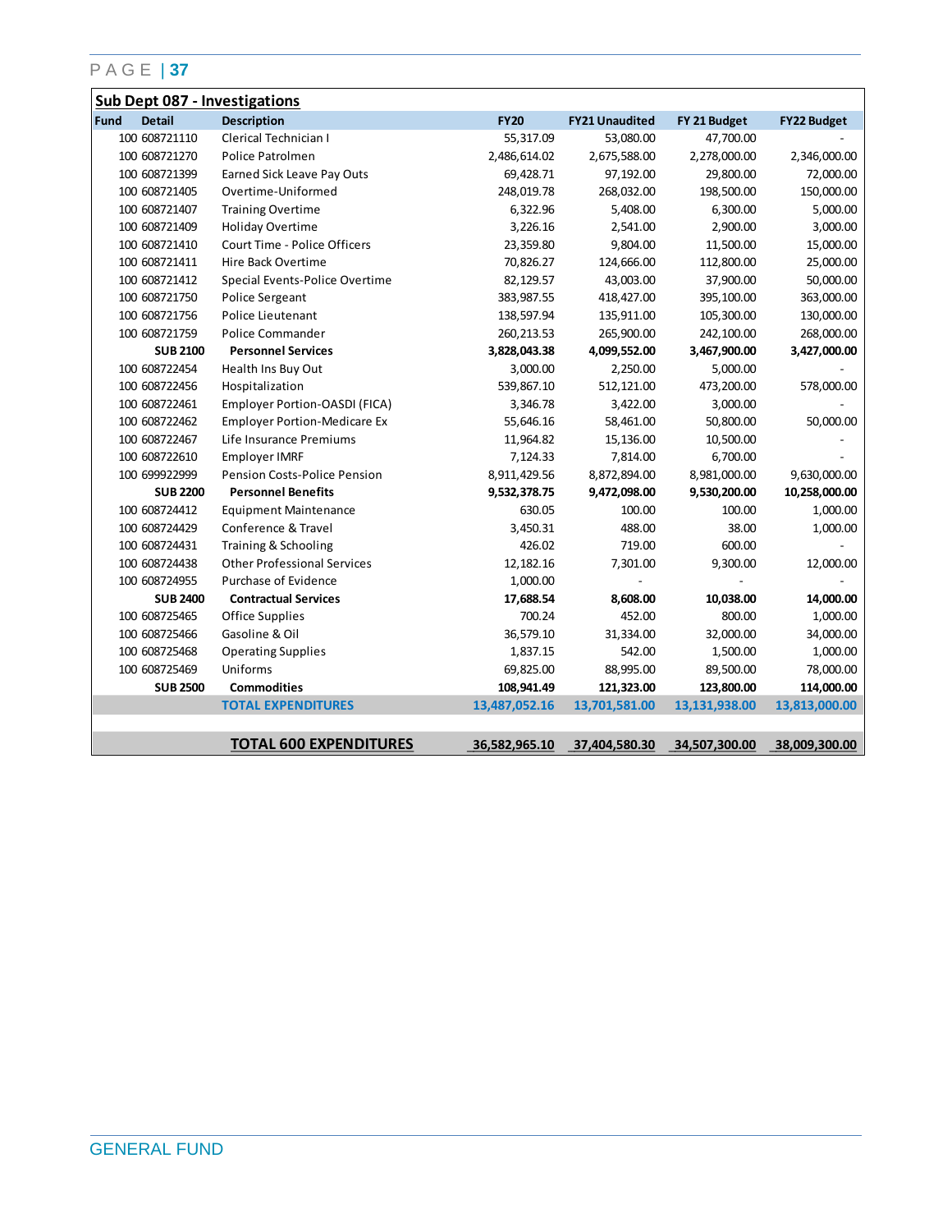## Sub Dept 087 - Investigations

| Fund | Detail | Description | FY20 | FY21 Unaudited | FY 21 Budget | FY22 Budget |
|---|---|---|---|---|---|---|
| 100 | 608721110 | Clerical Technician I | 55,317.09 | 53,080.00 | 47,700.00 | - |
| 100 | 608721270 | Police Patrolmen | 2,486,614.02 | 2,675,588.00 | 2,278,000.00 | 2,346,000.00 |
| 100 | 608721399 | Earned Sick Leave Pay Outs | 69,428.71 | 97,192.00 | 29,800.00 | 72,000.00 |
| 100 | 608721405 | Overtime-Uniformed | 248,019.78 | 268,032.00 | 198,500.00 | 150,000.00 |
| 100 | 608721407 | Training Overtime | 6,322.96 | 5,408.00 | 6,300.00 | 5,000.00 |
| 100 | 608721409 | Holiday Overtime | 3,226.16 | 2,541.00 | 2,900.00 | 3,000.00 |
| 100 | 608721410 | Court Time - Police Officers | 23,359.80 | 9,804.00 | 11,500.00 | 15,000.00 |
| 100 | 608721411 | Hire Back Overtime | 70,826.27 | 124,666.00 | 112,800.00 | 25,000.00 |
| 100 | 608721412 | Special Events-Police Overtime | 82,129.57 | 43,003.00 | 37,900.00 | 50,000.00 |
| 100 | 608721750 | Police Sergeant | 383,987.55 | 418,427.00 | 395,100.00 | 363,000.00 |
| 100 | 608721756 | Police Lieutenant | 138,597.94 | 135,911.00 | 105,300.00 | 130,000.00 |
| 100 | 608721759 | Police Commander | 260,213.53 | 265,900.00 | 242,100.00 | 268,000.00 |
| | **SUB 2100** | **Personnel Services** | **3,828,043.38** | **4,099,552.00** | **3,467,900.00** | **3,427,000.00** |
| 100 | 608722454 | Health Ins Buy Out | 3,000.00 | 2,250.00 | 5,000.00 | - |
| 100 | 608722456 | Hospitalization | 539,867.10 | 512,121.00 | 473,200.00 | 578,000.00 |
| 100 | 608722461 | Employer Portion-OASDI (FICA) | 3,346.78 | 3,422.00 | 3,000.00 | - |
| 100 | 608722462 | Employer Portion-Medicare Ex | 55,646.16 | 58,461.00 | 50,800.00 | 50,000.00 |
| 100 | 608722467 | Life Insurance Premiums | 11,964.82 | 15,136.00 | 10,500.00 | - |
| 100 | 608722610 | Employer IMRF | 7,124.33 | 7,814.00 | 6,700.00 | - |
| 100 | 699922999 | Pension Costs-Police Pension | 8,911,429.56 | 8,872,894.00 | 8,981,000.00 | 9,630,000.00 |
| | **SUB 2200** | **Personnel Benefits** | **9,532,378.75** | **9,472,098.00** | **9,530,200.00** | **10,258,000.00** |
| 100 | 608724412 | Equipment Maintenance | 630.05 | 100.00 | 100.00 | 1,000.00 |
| 100 | 608724429 | Conference & Travel | 3,450.31 | 488.00 | 38.00 | 1,000.00 |
| 100 | 608724431 | Training & Schooling | 426.02 | 719.00 | 600.00 | - |
| 100 | 608724438 | Other Professional Services | 12,182.16 | 7,301.00 | 9,300.00 | 12,000.00 |
| 100 | 608724955 | Purchase of Evidence | 1,000.00 | - | - | - |
| | **SUB 2400** | **Contractual Services** | **17,688.54** | **8,608.00** | **10,038.00** | **14,000.00** |
| 100 | 608725465 | Office Supplies | 700.24 | 452.00 | 800.00 | 1,000.00 |
| 100 | 608725466 | Gasoline & Oil | 36,579.10 | 31,334.00 | 32,000.00 | 34,000.00 |
| 100 | 608725468 | Operating Supplies | 1,837.15 | 542.00 | 1,500.00 | 1,000.00 |
| 100 | 608725469 | Uniforms | 69,825.00 | 88,995.00 | 89,500.00 | 78,000.00 |
| | **SUB 2500** | **Commodities** | **108,941.49** | **121,323.00** | **123,800.00** | **114,000.00** |
| | | **TOTAL EXPENDITURES** | **13,487,052.16** | **13,701,581.00** | **13,131,938.00** | **13,813,000.00** |
| | | **TOTAL 600 EXPENDITURES** | **36,582,965.10** | **37,404,580.30** | **34,507,300.00** | **38,009,300.00** |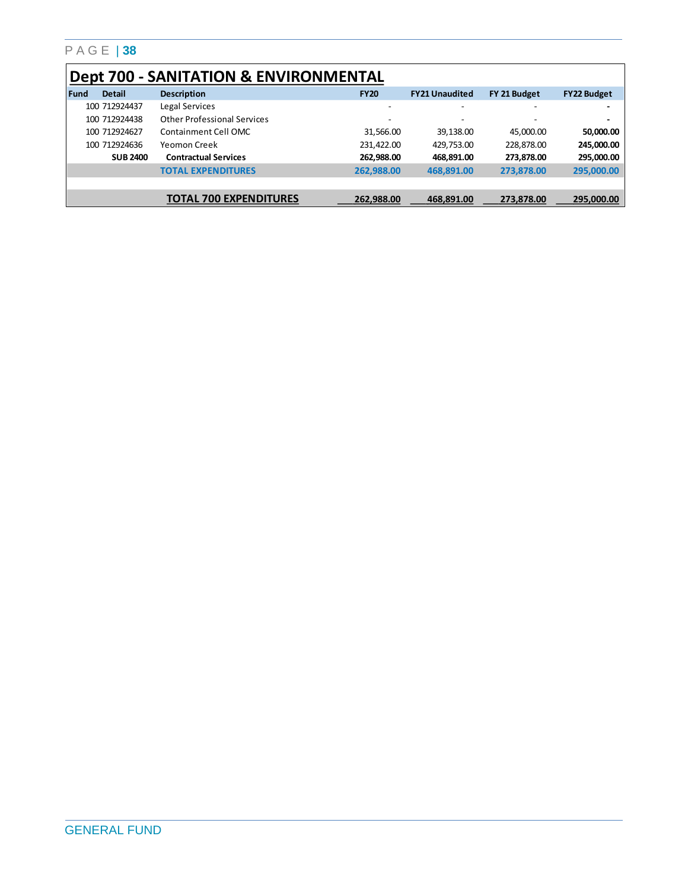## Dept 700 - SANITATION & ENVIRONMENTAL

| Fund | Detail | Description | FY20 | FY21 Unaudited | FY 21 Budget | FY22 Budget |
|---|---|---|---|---|---|---|
| 100 | 712924437 | Legal Services | - | - | - | **-** |
| 100 | 712924438 | Other Professional Services | - | - | - | **-** |
| 100 | 712924627 | Containment Cell OMC | 31,566.00 | 39,138.00 | 45,000.00 | **50,000.00** |
| 100 | 712924636 | Yeomon Creek | 231,422.00 | 429,753.00 | 228,878.00 | **245,000.00** |
| | **SUB 2400** | **Contractual Services** | **262,988.00** | **468,891.00** | **273,878.00** | **295,000.00** |
| | | **TOTAL EXPENDITURES** | **262,988.00** | **468,891.00** | **273,878.00** | **295,000.00** |
| | | | | | | |
| | | **TOTAL 700 EXPENDITURES** | **262,988.00** | **468,891.00** | **273,878.00** | **295,000.00** |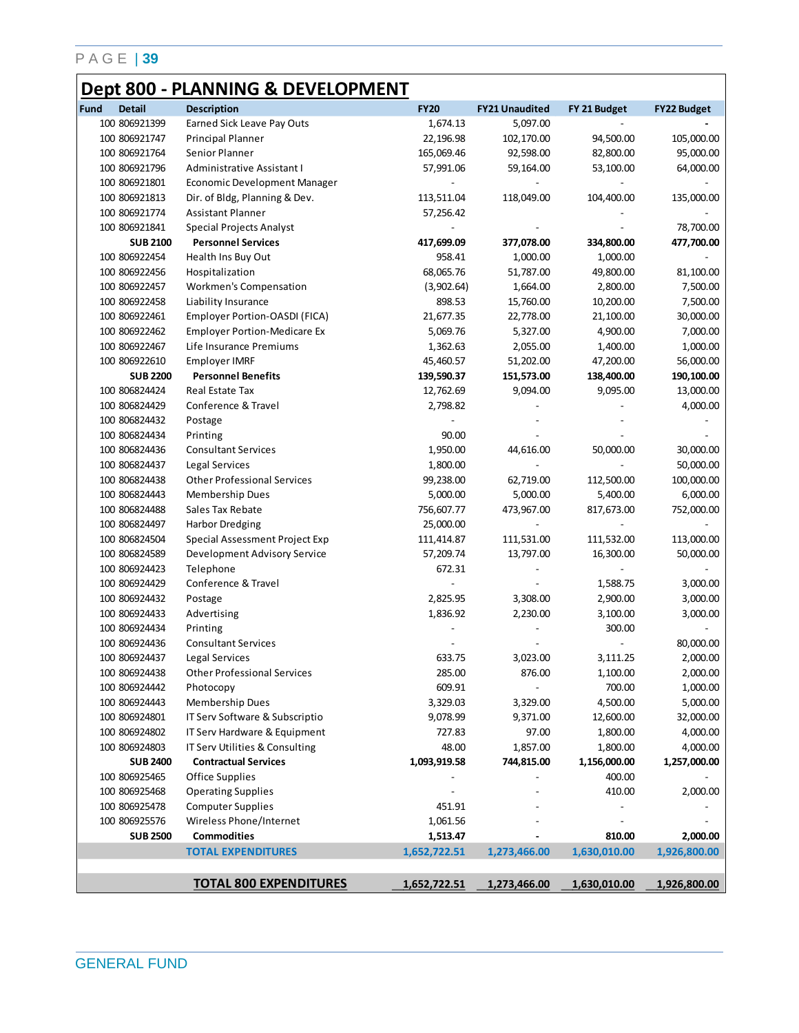# Dept 800 - PLANNING & DEVELOPMENT

| Fund | Detail | Description | FY20 | FY21 Unaudited | FY 21 Budget | FY22 Budget |
|---|---|---|---|---|---|---|
| 100 | 806921399 | Earned Sick Leave Pay Outs | 1,674.13 | 5,097.00 | - | - |
| 100 | 806921747 | Principal Planner | 22,196.98 | 102,170.00 | 94,500.00 | 105,000.00 |
| 100 | 806921764 | Senior Planner | 165,069.46 | 92,598.00 | 82,800.00 | 95,000.00 |
| 100 | 806921796 | Administrative Assistant I | 57,991.06 | 59,164.00 | 53,100.00 | 64,000.00 |
| 100 | 806921801 | Economic Development Manager | - | - | - | - |
| 100 | 806921813 | Dir. of Bldg, Planning & Dev. | 113,511.04 | 118,049.00 | 104,400.00 | 135,000.00 |
| 100 | 806921774 | Assistant Planner | 57,256.42 | | - | - |
| 100 | 806921841 | Special Projects Analyst | - | - | - | 78,700.00 |
| | **SUB 2100** | **Personnel Services** | **417,699.09** | **377,078.00** | **334,800.00** | **477,700.00** |
| 100 | 806922454 | Health Ins Buy Out | 958.41 | 1,000.00 | 1,000.00 | - |
| 100 | 806922456 | Hospitalization | 68,065.76 | 51,787.00 | 49,800.00 | 81,100.00 |
| 100 | 806922457 | Workmen's Compensation | (3,902.64) | 1,664.00 | 2,800.00 | 7,500.00 |
| 100 | 806922458 | Liability Insurance | 898.53 | 15,760.00 | 10,200.00 | 7,500.00 |
| 100 | 806922461 | Employer Portion-OASDI (FICA) | 21,677.35 | 22,778.00 | 21,100.00 | 30,000.00 |
| 100 | 806922462 | Employer Portion-Medicare Ex | 5,069.76 | 5,327.00 | 4,900.00 | 7,000.00 |
| 100 | 806922467 | Life Insurance Premiums | 1,362.63 | 2,055.00 | 1,400.00 | 1,000.00 |
| 100 | 806922610 | Employer IMRF | 45,460.57 | 51,202.00 | 47,200.00 | 56,000.00 |
| | **SUB 2200** | **Personnel Benefits** | **139,590.37** | **151,573.00** | **138,400.00** | **190,100.00** |
| 100 | 806824424 | Real Estate Tax | 12,762.69 | 9,094.00 | 9,095.00 | 13,000.00 |
| 100 | 806824429 | Conference & Travel | 2,798.82 | - | - | 4,000.00 |
| 100 | 806824432 | Postage | - | - | - | - |
| 100 | 806824434 | Printing | 90.00 | - | - | - |
| 100 | 806824436 | Consultant Services | 1,950.00 | 44,616.00 | 50,000.00 | 30,000.00 |
| 100 | 806824437 | Legal Services | 1,800.00 | - | - | 50,000.00 |
| 100 | 806824438 | Other Professional Services | 99,238.00 | 62,719.00 | 112,500.00 | 100,000.00 |
| 100 | 806824443 | Membership Dues | 5,000.00 | 5,000.00 | 5,400.00 | 6,000.00 |
| 100 | 806824488 | Sales Tax Rebate | 756,607.77 | 473,967.00 | 817,673.00 | 752,000.00 |
| 100 | 806824497 | Harbor Dredging | 25,000.00 | - | - | - |
| 100 | 806824504 | Special Assessment Project Exp | 111,414.87 | 111,531.00 | 111,532.00 | 113,000.00 |
| 100 | 806824589 | Development Advisory Service | 57,209.74 | 13,797.00 | 16,300.00 | 50,000.00 |
| 100 | 806924423 | Telephone | 672.31 | - | - | - |
| 100 | 806924429 | Conference & Travel | - | - | 1,588.75 | 3,000.00 |
| 100 | 806924432 | Postage | 2,825.95 | 3,308.00 | 2,900.00 | 3,000.00 |
| 100 | 806924433 | Advertising | 1,836.92 | 2,230.00 | 3,100.00 | 3,000.00 |
| 100 | 806924434 | Printing | - | - | 300.00 | - |
| 100 | 806924436 | Consultant Services | - | - | - | 80,000.00 |
| 100 | 806924437 | Legal Services | 633.75 | 3,023.00 | 3,111.25 | 2,000.00 |
| 100 | 806924438 | Other Professional Services | 285.00 | 876.00 | 1,100.00 | 2,000.00 |
| 100 | 806924442 | Photocopy | 609.91 | - | 700.00 | 1,000.00 |
| 100 | 806924443 | Membership Dues | 3,329.03 | 3,329.00 | 4,500.00 | 5,000.00 |
| 100 | 806924801 | IT Serv Software & Subscriptio | 9,078.99 | 9,371.00 | 12,600.00 | 32,000.00 |
| 100 | 806924802 | IT Serv Hardware & Equipment | 727.83 | 97.00 | 1,800.00 | 4,000.00 |
| 100 | 806924803 | IT Serv Utilities & Consulting | 48.00 | 1,857.00 | 1,800.00 | 4,000.00 |
| | **SUB 2400** | **Contractual Services** | **1,093,919.58** | **744,815.00** | **1,156,000.00** | **1,257,000.00** |
| 100 | 806925465 | Office Supplies | - | - | 400.00 | - |
| 100 | 806925468 | Operating Supplies | - | - | 410.00 | 2,000.00 |
| 100 | 806925478 | Computer Supplies | 451.91 | - | - | - |
| 100 | 806925576 | Wireless Phone/Internet | 1,061.56 | - | - | - |
| | **SUB 2500** | **Commodities** | **1,513.47** | **-** | **810.00** | **2,000.00** |
| | | **TOTAL EXPENDITURES** | **1,652,722.51** | **1,273,466.00** | **1,630,010.00** | **1,926,800.00** |
| | | **TOTAL 800 EXPENDITURES** | **1,652,722.51** | **1,273,466.00** | **1,630,010.00** | **1,926,800.00** |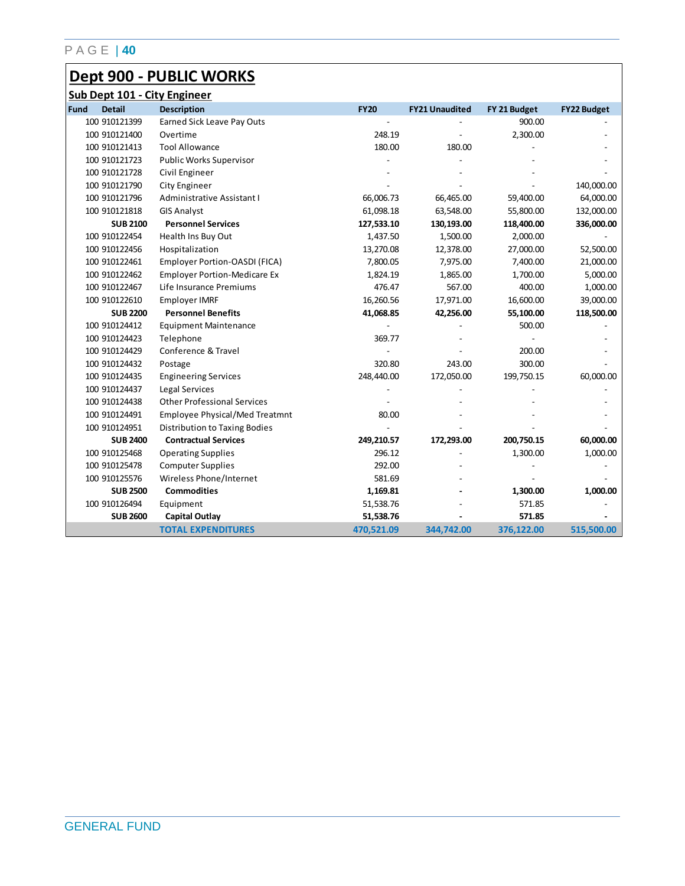# Dept 900 - PUBLIC WORKS

## Sub Dept 101 - City Engineer

| Fund | Detail | Description | FY20 | FY21 Unaudited | FY 21 Budget | FY22 Budget |
|---|---|---|---|---|---|---|
| 100 | 910121399 | Earned Sick Leave Pay Outs | - | - | 900.00 | - |
| 100 | 910121400 | Overtime | 248.19 | - | 2,300.00 | - |
| 100 | 910121413 | Tool Allowance | 180.00 | 180.00 | - | - |
| 100 | 910121723 | Public Works Supervisor | - | - | - | - |
| 100 | 910121728 | Civil Engineer | - | - | - | - |
| 100 | 910121790 | City Engineer | - | - | - | 140,000.00 |
| 100 | 910121796 | Administrative Assistant I | 66,006.73 | 66,465.00 | 59,400.00 | 64,000.00 |
| 100 | 910121818 | GIS Analyst | 61,098.18 | 63,548.00 | 55,800.00 | 132,000.00 |
| | **SUB 2100** | **Personnel Services** | **127,533.10** | **130,193.00** | **118,400.00** | **336,000.00** |
| 100 | 910122454 | Health Ins Buy Out | 1,437.50 | 1,500.00 | 2,000.00 | - |
| 100 | 910122456 | Hospitalization | 13,270.08 | 12,378.00 | 27,000.00 | 52,500.00 |
| 100 | 910122461 | Employer Portion-OASDI (FICA) | 7,800.05 | 7,975.00 | 7,400.00 | 21,000.00 |
| 100 | 910122462 | Employer Portion-Medicare Ex | 1,824.19 | 1,865.00 | 1,700.00 | 5,000.00 |
| 100 | 910122467 | Life Insurance Premiums | 476.47 | 567.00 | 400.00 | 1,000.00 |
| 100 | 910122610 | Employer IMRF | 16,260.56 | 17,971.00 | 16,600.00 | 39,000.00 |
| | **SUB 2200** | **Personnel Benefits** | **41,068.85** | **42,256.00** | **55,100.00** | **118,500.00** |
| 100 | 910124412 | Equipment Maintenance | - | - | 500.00 | - |
| 100 | 910124423 | Telephone | 369.77 | - | - | - |
| 100 | 910124429 | Conference & Travel | - | - | 200.00 | - |
| 100 | 910124432 | Postage | 320.80 | 243.00 | 300.00 | - |
| 100 | 910124435 | Engineering Services | 248,440.00 | 172,050.00 | 199,750.15 | 60,000.00 |
| 100 | 910124437 | Legal Services | - | - | - | - |
| 100 | 910124438 | Other Professional Services | - | - | - | - |
| 100 | 910124491 | Employee Physical/Med Treatmnt | 80.00 | - | - | - |
| 100 | 910124951 | Distribution to Taxing Bodies | - | - | - | - |
| | **SUB 2400** | **Contractual Services** | **249,210.57** | **172,293.00** | **200,750.15** | **60,000.00** |
| 100 | 910125468 | Operating Supplies | 296.12 | - | 1,300.00 | 1,000.00 |
| 100 | 910125478 | Computer Supplies | 292.00 | - | - | - |
| 100 | 910125576 | Wireless Phone/Internet | 581.69 | - | - | - |
| | **SUB 2500** | **Commodities** | **1,169.81** | **-** | **1,300.00** | **1,000.00** |
| 100 | 910126494 | Equipment | 51,538.76 | - | 571.85 | - |
| | **SUB 2600** | **Capital Outlay** | **51,538.76** | **-** | **571.85** | **-** |
| | | **TOTAL EXPENDITURES** | **470,521.09** | **344,742.00** | **376,122.00** | **515,500.00** |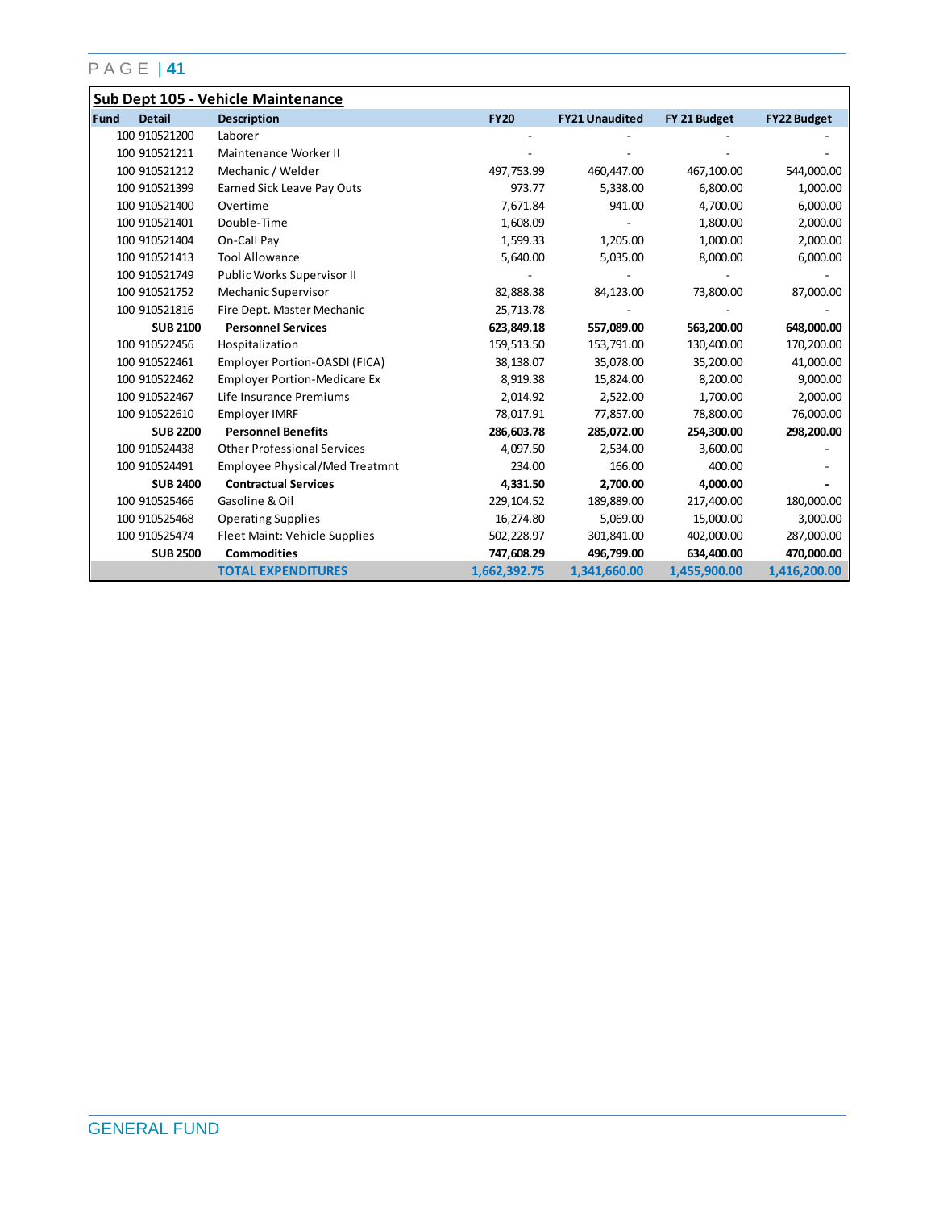## Sub Dept 105 - Vehicle Maintenance

| Fund | Detail | Description | FY20 | FY21 Unaudited | FY 21 Budget | FY22 Budget |
|---|---|---|---|---|---|---|
| 100 | 910521200 | Laborer | - | - | - | - |
| 100 | 910521211 | Maintenance Worker II | - | - | - | - |
| 100 | 910521212 | Mechanic / Welder | 497,753.99 | 460,447.00 | 467,100.00 | 544,000.00 |
| 100 | 910521399 | Earned Sick Leave Pay Outs | 973.77 | 5,338.00 | 6,800.00 | 1,000.00 |
| 100 | 910521400 | Overtime | 7,671.84 | 941.00 | 4,700.00 | 6,000.00 |
| 100 | 910521401 | Double-Time | 1,608.09 | - | 1,800.00 | 2,000.00 |
| 100 | 910521404 | On-Call Pay | 1,599.33 | 1,205.00 | 1,000.00 | 2,000.00 |
| 100 | 910521413 | Tool Allowance | 5,640.00 | 5,035.00 | 8,000.00 | 6,000.00 |
| 100 | 910521749 | Public Works Supervisor II | - | - | - | - |
| 100 | 910521752 | Mechanic Supervisor | 82,888.38 | 84,123.00 | 73,800.00 | 87,000.00 |
| 100 | 910521816 | Fire Dept. Master Mechanic | 25,713.78 | - | - | - |
| | **SUB 2100** | **Personnel Services** | **623,849.18** | **557,089.00** | **563,200.00** | **648,000.00** |
| 100 | 910522456 | Hospitalization | 159,513.50 | 153,791.00 | 130,400.00 | 170,200.00 |
| 100 | 910522461 | Employer Portion-OASDI (FICA) | 38,138.07 | 35,078.00 | 35,200.00 | 41,000.00 |
| 100 | 910522462 | Employer Portion-Medicare Ex | 8,919.38 | 15,824.00 | 8,200.00 | 9,000.00 |
| 100 | 910522467 | Life Insurance Premiums | 2,014.92 | 2,522.00 | 1,700.00 | 2,000.00 |
| 100 | 910522610 | Employer IMRF | 78,017.91 | 77,857.00 | 78,800.00 | 76,000.00 |
| | **SUB 2200** | **Personnel Benefits** | **286,603.78** | **285,072.00** | **254,300.00** | **298,200.00** |
| 100 | 910524438 | Other Professional Services | 4,097.50 | 2,534.00 | 3,600.00 | - |
| 100 | 910524491 | Employee Physical/Med Treatmnt | 234.00 | 166.00 | 400.00 | - |
| | **SUB 2400** | **Contractual Services** | **4,331.50** | **2,700.00** | **4,000.00** | **-** |
| 100 | 910525466 | Gasoline & Oil | 229,104.52 | 189,889.00 | 217,400.00 | 180,000.00 |
| 100 | 910525468 | Operating Supplies | 16,274.80 | 5,069.00 | 15,000.00 | 3,000.00 |
| 100 | 910525474 | Fleet Maint: Vehicle Supplies | 502,228.97 | 301,841.00 | 402,000.00 | 287,000.00 |
| | **SUB 2500** | **Commodities** | **747,608.29** | **496,799.00** | **634,400.00** | **470,000.00** |
| | | **TOTAL EXPENDITURES** | **1,662,392.75** | **1,341,660.00** | **1,455,900.00** | **1,416,200.00** |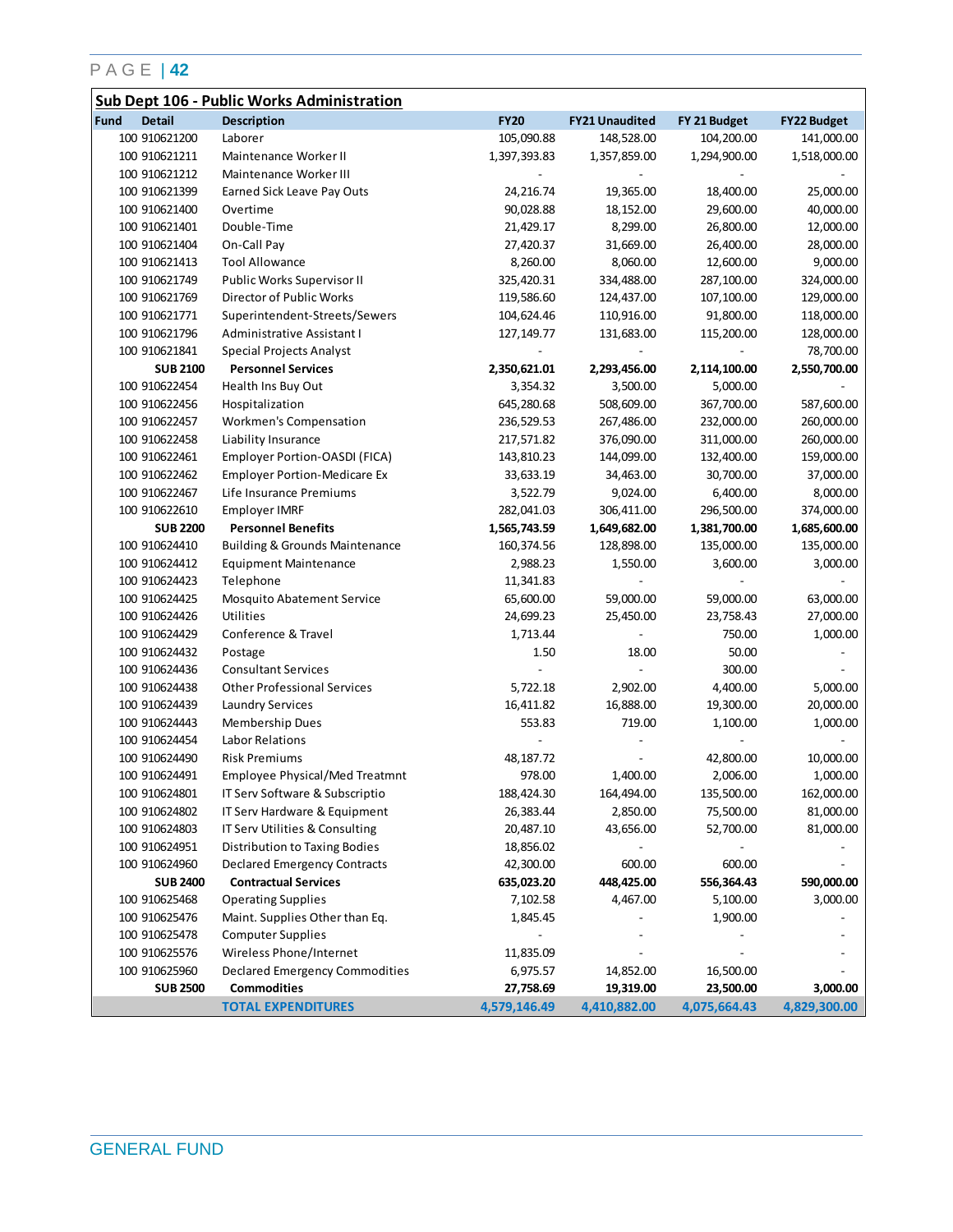## Sub Dept 106 - Public Works Administration

| Fund | Detail | Description | FY20 | FY21 Unaudited | FY 21 Budget | FY22 Budget |
|---|---|---|---|---|---|---|
| 100 | 910621200 | Laborer | 105,090.88 | 148,528.00 | 104,200.00 | 141,000.00 |
| 100 | 910621211 | Maintenance Worker II | 1,397,393.83 | 1,357,859.00 | 1,294,900.00 | 1,518,000.00 |
| 100 | 910621212 | Maintenance Worker III | - | - | - | - |
| 100 | 910621399 | Earned Sick Leave Pay Outs | 24,216.74 | 19,365.00 | 18,400.00 | 25,000.00 |
| 100 | 910621400 | Overtime | 90,028.88 | 18,152.00 | 29,600.00 | 40,000.00 |
| 100 | 910621401 | Double-Time | 21,429.17 | 8,299.00 | 26,800.00 | 12,000.00 |
| 100 | 910621404 | On-Call Pay | 27,420.37 | 31,669.00 | 26,400.00 | 28,000.00 |
| 100 | 910621413 | Tool Allowance | 8,260.00 | 8,060.00 | 12,600.00 | 9,000.00 |
| 100 | 910621749 | Public Works Supervisor II | 325,420.31 | 334,488.00 | 287,100.00 | 324,000.00 |
| 100 | 910621769 | Director of Public Works | 119,586.60 | 124,437.00 | 107,100.00 | 129,000.00 |
| 100 | 910621771 | Superintendent-Streets/Sewers | 104,624.46 | 110,916.00 | 91,800.00 | 118,000.00 |
| 100 | 910621796 | Administrative Assistant I | 127,149.77 | 131,683.00 | 115,200.00 | 128,000.00 |
| 100 | 910621841 | Special Projects Analyst | - | - | - | 78,700.00 |
| | **SUB 2100** | **Personnel Services** | **2,350,621.01** | **2,293,456.00** | **2,114,100.00** | **2,550,700.00** |
| 100 | 910622454 | Health Ins Buy Out | 3,354.32 | 3,500.00 | 5,000.00 | - |
| 100 | 910622456 | Hospitalization | 645,280.68 | 508,609.00 | 367,700.00 | 587,600.00 |
| 100 | 910622457 | Workmen's Compensation | 236,529.53 | 267,486.00 | 232,000.00 | 260,000.00 |
| 100 | 910622458 | Liability Insurance | 217,571.82 | 376,090.00 | 311,000.00 | 260,000.00 |
| 100 | 910622461 | Employer Portion-OASDI (FICA) | 143,810.23 | 144,099.00 | 132,400.00 | 159,000.00 |
| 100 | 910622462 | Employer Portion-Medicare Ex | 33,633.19 | 34,463.00 | 30,700.00 | 37,000.00 |
| 100 | 910622467 | Life Insurance Premiums | 3,522.79 | 9,024.00 | 6,400.00 | 8,000.00 |
| 100 | 910622610 | Employer IMRF | 282,041.03 | 306,411.00 | 296,500.00 | 374,000.00 |
| | **SUB 2200** | **Personnel Benefits** | **1,565,743.59** | **1,649,682.00** | **1,381,700.00** | **1,685,600.00** |
| 100 | 910624410 | Building & Grounds Maintenance | 160,374.56 | 128,898.00 | 135,000.00 | 135,000.00 |
| 100 | 910624412 | Equipment Maintenance | 2,988.23 | 1,550.00 | 3,600.00 | 3,000.00 |
| 100 | 910624423 | Telephone | 11,341.83 | - | - | - |
| 100 | 910624425 | Mosquito Abatement Service | 65,600.00 | 59,000.00 | 59,000.00 | 63,000.00 |
| 100 | 910624426 | Utilities | 24,699.23 | 25,450.00 | 23,758.43 | 27,000.00 |
| 100 | 910624429 | Conference & Travel | 1,713.44 | - | 750.00 | 1,000.00 |
| 100 | 910624432 | Postage | 1.50 | 18.00 | 50.00 | - |
| 100 | 910624436 | Consultant Services | - | - | 300.00 | - |
| 100 | 910624438 | Other Professional Services | 5,722.18 | 2,902.00 | 4,400.00 | 5,000.00 |
| 100 | 910624439 | Laundry Services | 16,411.82 | 16,888.00 | 19,300.00 | 20,000.00 |
| 100 | 910624443 | Membership Dues | 553.83 | 719.00 | 1,100.00 | 1,000.00 |
| 100 | 910624454 | Labor Relations | - | - | - | - |
| 100 | 910624490 | Risk Premiums | 48,187.72 | - | 42,800.00 | 10,000.00 |
| 100 | 910624491 | Employee Physical/Med Treatmnt | 978.00 | 1,400.00 | 2,006.00 | 1,000.00 |
| 100 | 910624801 | IT Serv Software & Subscriptio | 188,424.30 | 164,494.00 | 135,500.00 | 162,000.00 |
| 100 | 910624802 | IT Serv Hardware & Equipment | 26,383.44 | 2,850.00 | 75,500.00 | 81,000.00 |
| 100 | 910624803 | IT Serv Utilities & Consulting | 20,487.10 | 43,656.00 | 52,700.00 | 81,000.00 |
| 100 | 910624951 | Distribution to Taxing Bodies | 18,856.02 | - | - | - |
| 100 | 910624960 | Declared Emergency Contracts | 42,300.00 | 600.00 | 600.00 | - |
| | **SUB 2400** | **Contractual Services** | **635,023.20** | **448,425.00** | **556,364.43** | **590,000.00** |
| 100 | 910625468 | Operating Supplies | 7,102.58 | 4,467.00 | 5,100.00 | 3,000.00 |
| 100 | 910625476 | Maint. Supplies Other than Eq. | 1,845.45 | - | 1,900.00 | - |
| 100 | 910625478 | Computer Supplies | - | - | - | - |
| 100 | 910625576 | Wireless Phone/Internet | 11,835.09 | - | - | - |
| 100 | 910625960 | Declared Emergency Commodities | 6,975.57 | 14,852.00 | 16,500.00 | - |
| | **SUB 2500** | **Commodities** | **27,758.69** | **19,319.00** | **23,500.00** | **3,000.00** |
| | | **TOTAL EXPENDITURES** | **4,579,146.49** | **4,410,882.00** | **4,075,664.43** | **4,829,300.00** |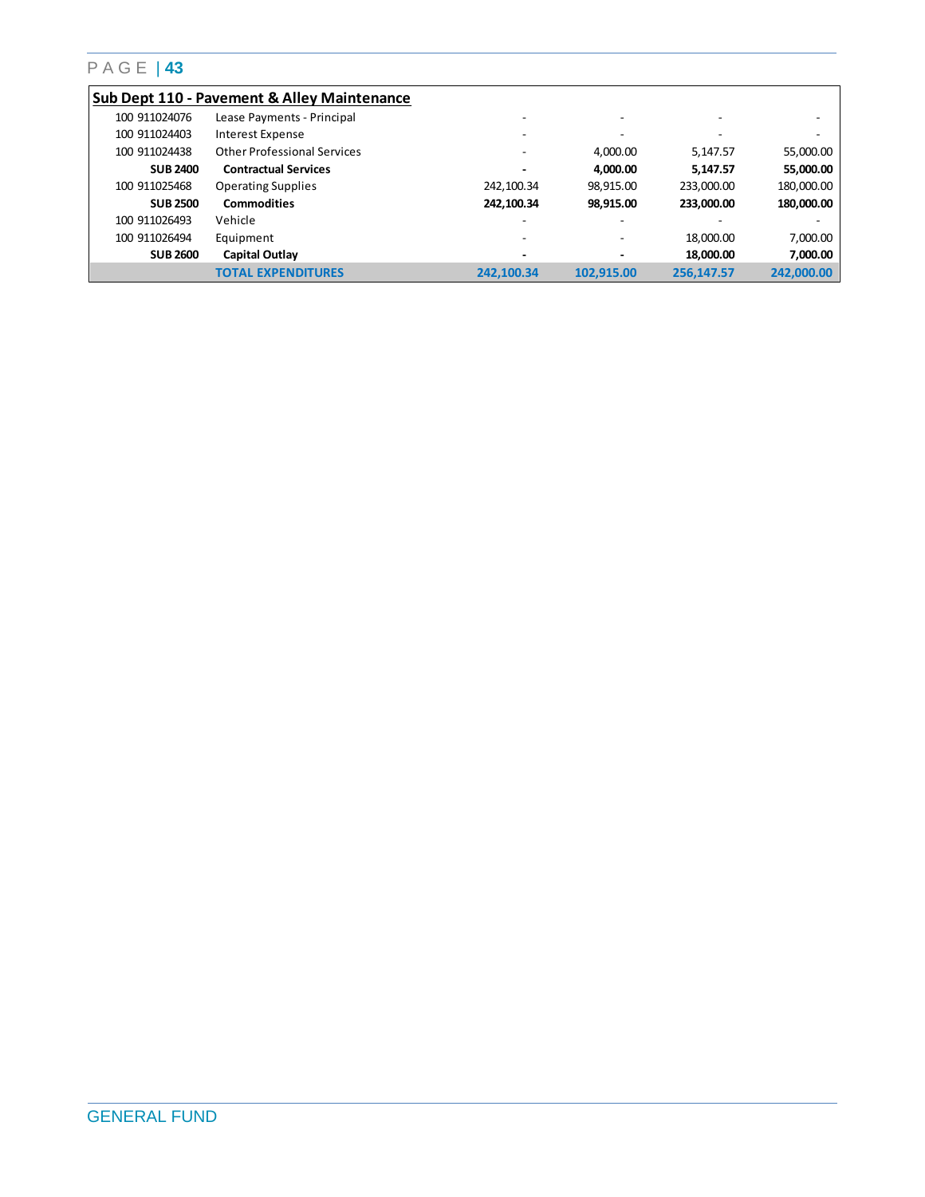## Sub Dept 110 - Pavement & Alley Maintenance

| | | | | | |
|---|---|---|---|---|---|
| 100 911024076 | Lease Payments - Principal | - | - | - | - |
| 100 911024403 | Interest Expense | - | - | - | - |
| 100 911024438 | Other Professional Services | - | 4,000.00 | 5,147.57 | 55,000.00 |
| **SUB 2400** | **Contractual Services** | **-** | **4,000.00** | **5,147.57** | **55,000.00** |
| 100 911025468 | Operating Supplies | 242,100.34 | 98,915.00 | 233,000.00 | 180,000.00 |
| **SUB 2500** | **Commodities** | **242,100.34** | **98,915.00** | **233,000.00** | **180,000.00** |
| 100 911026493 | Vehicle | - | - | - | - |
| 100 911026494 | Equipment | - | - | 18,000.00 | 7,000.00 |
| **SUB 2600** | **Capital Outlay** | **-** | **-** | **18,000.00** | **7,000.00** |
| | **TOTAL EXPENDITURES** | **242,100.34** | **102,915.00** | **256,147.57** | **242,000.00** |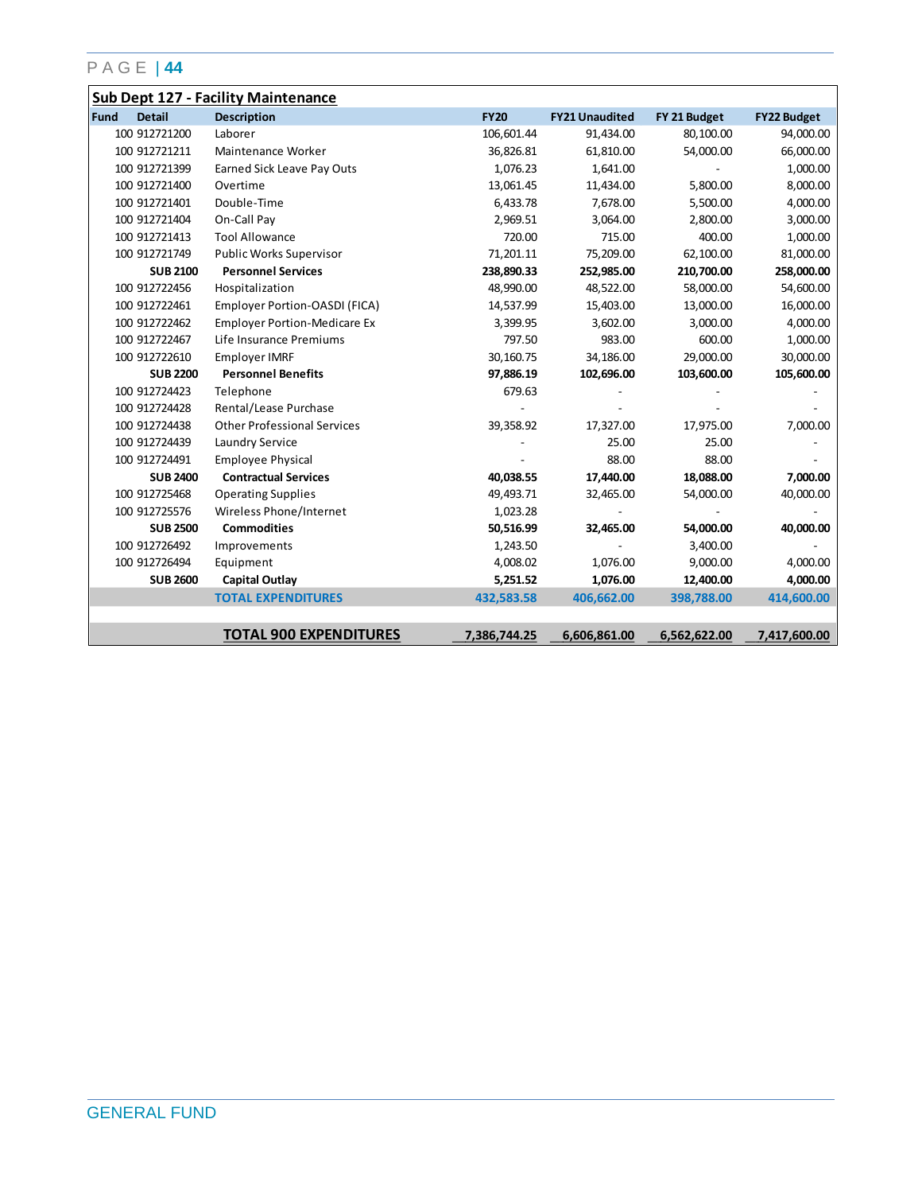## Sub Dept 127 - Facility Maintenance

| Fund | Detail | Description | FY20 | FY21 Unaudited | FY 21 Budget | FY22 Budget |
|---|---|---|---|---|---|---|
| 100 | 912721200 | Laborer | 106,601.44 | 91,434.00 | 80,100.00 | 94,000.00 |
| 100 | 912721211 | Maintenance Worker | 36,826.81 | 61,810.00 | 54,000.00 | 66,000.00 |
| 100 | 912721399 | Earned Sick Leave Pay Outs | 1,076.23 | 1,641.00 | - | 1,000.00 |
| 100 | 912721400 | Overtime | 13,061.45 | 11,434.00 | 5,800.00 | 8,000.00 |
| 100 | 912721401 | Double-Time | 6,433.78 | 7,678.00 | 5,500.00 | 4,000.00 |
| 100 | 912721404 | On-Call Pay | 2,969.51 | 3,064.00 | 2,800.00 | 3,000.00 |
| 100 | 912721413 | Tool Allowance | 720.00 | 715.00 | 400.00 | 1,000.00 |
| 100 | 912721749 | Public Works Supervisor | 71,201.11 | 75,209.00 | 62,100.00 | 81,000.00 |
| | **SUB 2100** | **Personnel Services** | **238,890.33** | **252,985.00** | **210,700.00** | **258,000.00** |
| 100 | 912722456 | Hospitalization | 48,990.00 | 48,522.00 | 58,000.00 | 54,600.00 |
| 100 | 912722461 | Employer Portion-OASDI (FICA) | 14,537.99 | 15,403.00 | 13,000.00 | 16,000.00 |
| 100 | 912722462 | Employer Portion-Medicare Ex | 3,399.95 | 3,602.00 | 3,000.00 | 4,000.00 |
| 100 | 912722467 | Life Insurance Premiums | 797.50 | 983.00 | 600.00 | 1,000.00 |
| 100 | 912722610 | Employer IMRF | 30,160.75 | 34,186.00 | 29,000.00 | 30,000.00 |
| | **SUB 2200** | **Personnel Benefits** | **97,886.19** | **102,696.00** | **103,600.00** | **105,600.00** |
| 100 | 912724423 | Telephone | 679.63 | - | - | - |
| 100 | 912724428 | Rental/Lease Purchase | - | - | - | - |
| 100 | 912724438 | Other Professional Services | 39,358.92 | 17,327.00 | 17,975.00 | 7,000.00 |
| 100 | 912724439 | Laundry Service | - | 25.00 | 25.00 | - |
| 100 | 912724491 | Employee Physical | - | 88.00 | 88.00 | - |
| | **SUB 2400** | **Contractual Services** | **40,038.55** | **17,440.00** | **18,088.00** | **7,000.00** |
| 100 | 912725468 | Operating Supplies | 49,493.71 | 32,465.00 | 54,000.00 | 40,000.00 |
| 100 | 912725576 | Wireless Phone/Internet | 1,023.28 | - | - | - |
| | **SUB 2500** | **Commodities** | **50,516.99** | **32,465.00** | **54,000.00** | **40,000.00** |
| 100 | 912726492 | Improvements | 1,243.50 | - | 3,400.00 | - |
| 100 | 912726494 | Equipment | 4,008.02 | 1,076.00 | 9,000.00 | 4,000.00 |
| | **SUB 2600** | **Capital Outlay** | **5,251.52** | **1,076.00** | **12,400.00** | **4,000.00** |
| | | **TOTAL EXPENDITURES** | **432,583.58** | **406,662.00** | **398,788.00** | **414,600.00** |
| | | | | | | |
| | | **TOTAL 900 EXPENDITURES** | **7,386,744.25** | **6,606,861.00** | **6,562,622.00** | **7,417,600.00** |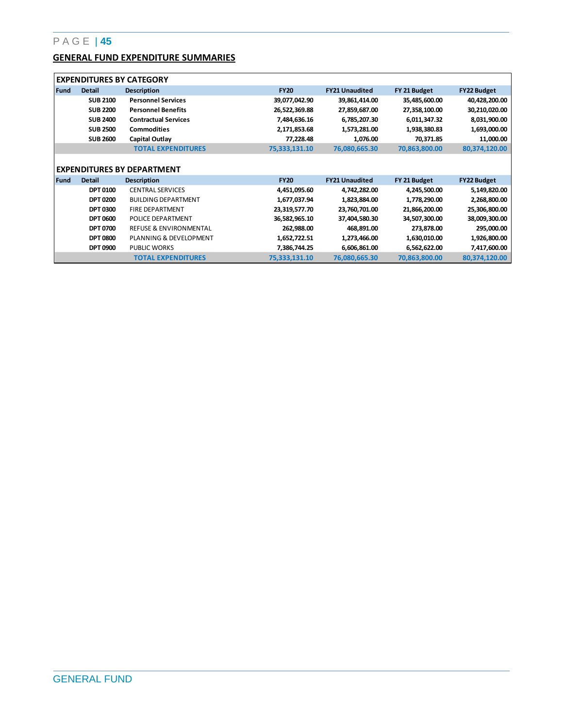## GENERAL FUND EXPENDITURE SUMMARIES

| EXPENDITURES BY CATEGORY | | | | | | |
|---|---|---|---|---|---|---|
| **Fund** | **Detail** | **Description** | **FY20** | **FY21 Unaudited** | **FY 21 Budget** | **FY22 Budget** |
| | SUB 2100 | Personnel Services | 39,077,042.90 | 39,861,414.00 | 35,485,600.00 | 40,428,200.00 |
| | SUB 2200 | Personnel Benefits | 26,522,369.88 | 27,859,687.00 | 27,358,100.00 | 30,210,020.00 |
| | SUB 2400 | Contractual Services | 7,484,636.16 | 6,785,207.30 | 6,011,347.32 | 8,031,900.00 |
| | SUB 2500 | Commodities | 2,171,853.68 | 1,573,281.00 | 1,938,380.83 | 1,693,000.00 |
| | SUB 2600 | Capital Outlay | 77,228.48 | 1,076.00 | 70,371.85 | 11,000.00 |
| | | **TOTAL EXPENDITURES** | **75,333,131.10** | **76,080,665.30** | **70,863,800.00** | **80,374,120.00** |

| EXPENDITURES BY DEPARTMENT | | | | | | |
|---|---|---|---|---|---|---|
| **Fund** | **Detail** | **Description** | **FY20** | **FY21 Unaudited** | **FY 21 Budget** | **FY22 Budget** |
| | DPT 0100 | CENTRAL SERVICES | 4,451,095.60 | 4,742,282.00 | 4,245,500.00 | 5,149,820.00 |
| | DPT 0200 | BUILDING DEPARTMENT | 1,677,037.94 | 1,823,884.00 | 1,778,290.00 | 2,268,800.00 |
| | DPT 0300 | FIRE DEPARTMENT | 23,319,577.70 | 23,760,701.00 | 21,866,200.00 | 25,306,800.00 |
| | DPT 0600 | POLICE DEPARTMENT | 36,582,965.10 | 37,404,580.30 | 34,507,300.00 | 38,009,300.00 |
| | DPT 0700 | REFUSE & ENVIRONMENTAL | 262,988.00 | 468,891.00 | 273,878.00 | 295,000.00 |
| | DPT 0800 | PLANNING & DEVELOPMENT | 1,652,722.51 | 1,273,466.00 | 1,630,010.00 | 1,926,800.00 |
| | DPT 0900 | PUBLIC WORKS | 7,386,744.25 | 6,606,861.00 | 6,562,622.00 | 7,417,600.00 |
| | | **TOTAL EXPENDITURES** | **75,333,131.10** | **76,080,665.30** | **70,863,800.00** | **80,374,120.00** |